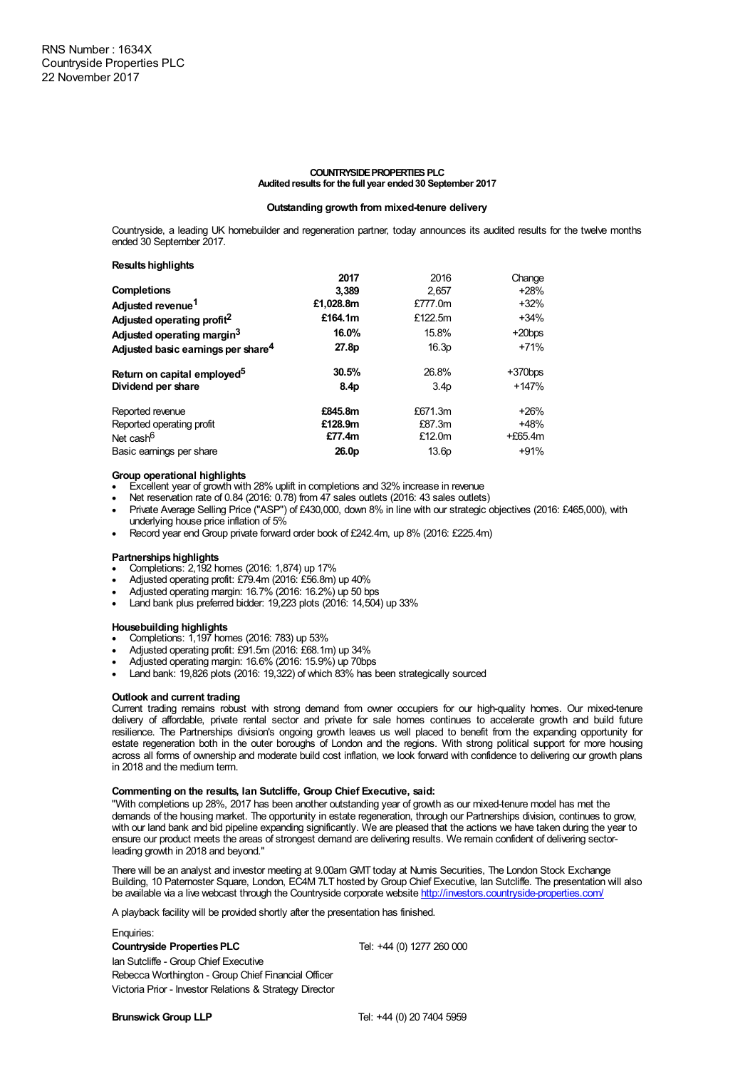RNS Number : 1634X
Countryside Properties PLC
22 November 2017

# COUNTRYSIDE PROPERTIES PLC
## Audited results for the full year ended 30 September 2017

### Outstanding growth from mixed-tenure delivery

Countryside, a leading UK homebuilder and regeneration partner, today announces its audited results for the twelve months ended 30 September 2017.

**Results highlights**

| | 2017 | 2016 | Change |
|---|---|---|---|
| **Completions** | **3,389** | 2,657 | +28% |
| **Adjusted revenue[1]** | **£1,028.8m** | £777.0m | +32% |
| **Adjusted operating profit[2]** | **£164.1m** | £122.5m | +34% |
| **Adjusted operating margin[3]** | **16.0%** | 15.8% | +20bps |
| **Adjusted basic earnings per share[4]** | **27.8p** | 16.3p | +71% |
| **Return on capital employed[5]** | **30.5%** | 26.8% | +370bps |
| **Dividend per share** | **8.4p** | 3.4p | +147% |
| Reported revenue | **£845.8m** | £671.3m | +26% |
| Reported operating profit | **£128.9m** | £87.3m | +48% |
| Net cash[6] | **£77.4m** | £12.0m | +£65.4m |
| Basic earnings per share | **26.0p** | 13.6p | +91% |

**Group operational highlights**

- Excellent year of growth with 28% uplift in completions and 32% increase in revenue
- Net reservation rate of 0.84 (2016: 0.78) from 47 sales outlets (2016: 43 sales outlets)
- Private Average Selling Price ("ASP") of £430,000, down 8% in line with our strategic objectives (2016: £465,000), with underlying house price inflation of 5%
- Record year end Group private forward order book of £242.4m, up 8% (2016: £225.4m)

**Partnerships highlights**

- Completions: 2,192 homes (2016: 1,874) up 17%
- Adjusted operating profit: £79.4m (2016: £56.8m) up 40%
- Adjusted operating margin: 16.7% (2016: 16.2%) up 50 bps
- Land bank plus preferred bidder: 19,223 plots (2016: 14,504) up 33%

**Housebuilding highlights**

- Completions: 1,197 homes (2016: 783) up 53%
- Adjusted operating profit: £91.5m (2016: £68.1m) up 34%
- Adjusted operating margin: 16.6% (2016: 15.9%) up 70bps
- Land bank: 19,826 plots (2016: 19,322) of which 83% has been strategically sourced

**Outlook and current trading**

Current trading remains robust with strong demand from owner occupiers for our high-quality homes. Our mixed-tenure delivery of affordable, private rental sector and private for sale homes continues to accelerate growth and build future resilience. The Partnerships division's ongoing growth leaves us well placed to benefit from the expanding opportunity for estate regeneration both in the outer boroughs of London and the regions. With strong political support for more housing across all forms of ownership and moderate build cost inflation, we look forward with confidence to delivering our growth plans in 2018 and the medium term.

**Commenting on the results, Ian Sutcliffe, Group Chief Executive, said:**

"With completions up 28%, 2017 has been another outstanding year of growth as our mixed-tenure model has met the demands of the housing market. The opportunity in estate regeneration, through our Partnerships division, continues to grow, with our land bank and bid pipeline expanding significantly. We are pleased that the actions we have taken during the year to ensure our product meets the areas of strongest demand are delivering results. We remain confident of delivering sector-leading growth in 2018 and beyond."

There will be an analyst and investor meeting at 9.00am GMT today at Numis Securities, The London Stock Exchange Building, 10 Paternoster Square, London, EC4M 7LT hosted by Group Chief Executive, Ian Sutcliffe. The presentation will also be available via a live webcast through the Countryside corporate website http://investors.countryside-properties.com/

A playback facility will be provided shortly after the presentation has finished.

Enquiries:

**Countryside Properties PLC** Tel: +44 (0) 1277 260 000

Ian Sutcliffe - Group Chief Executive
Rebecca Worthington - Group Chief Financial Officer
Victoria Prior - Investor Relations & Strategy Director

**Brunswick Group LLP** Tel: +44 (0) 20 7404 5959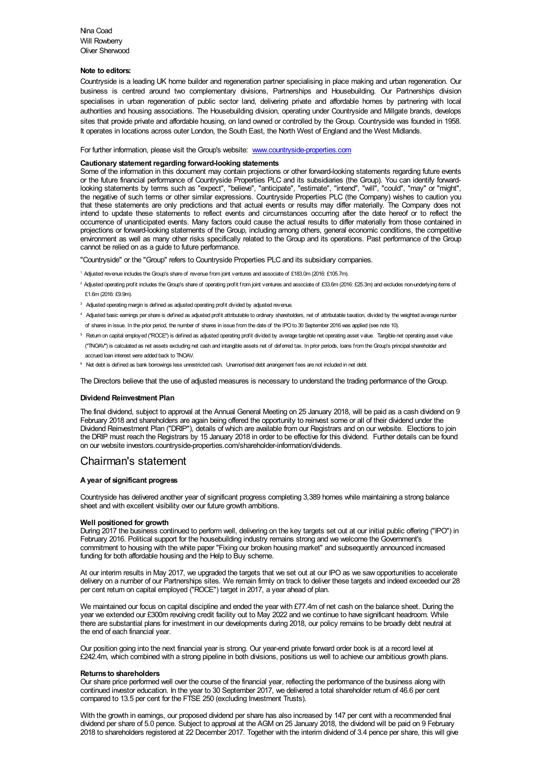Nina Coad
Will Rowberry
Oliver Sherwood

**Note to editors:**

Countryside is a leading UK home builder and regeneration partner specialising in place making and urban regeneration. Our business is centred around two complementary divisions, Partnerships and Housebuilding. Our Partnerships division specialises in urban regeneration of public sector land, delivering private and affordable homes by partnering with local authorities and housing associations. The Housebuilding division, operating under Countryside and Millgate brands, develops sites that provide private and affordable housing, on land owned or controlled by the Group. Countryside was founded in 1958. It operates in locations across outer London, the South East, the North West of England and the West Midlands.

For further information, please visit the Group's website: www.countryside-properties.com

**Cautionary statement regarding forward-looking statements**

Some of the information in this document may contain projections or other forward-looking statements regarding future events or the future financial performance of Countryside Properties PLC and its subsidiaries (the Group). You can identify forward-looking statements by terms such as "expect", "believe", "anticipate", "estimate", "intend", "will", "could", "may" or "might", the negative of such terms or other similar expressions. Countryside Properties PLC (the Company) wishes to caution you that these statements are only predictions and that actual events or results may differ materially. The Company does not intend to update these statements to reflect events and circumstances occurring after the date hereof or to reflect the occurrence of unanticipated events. Many factors could cause the actual results to differ materially from those contained in projections or forward-looking statements of the Group, including among others, general economic conditions, the competitive environment as well as many other risks specifically related to the Group and its operations. Past performance of the Group cannot be relied on as a guide to future performance.

"Countryside" or the "Group" refers to Countryside Properties PLC and its subsidiary companies.

[1] Adjusted revenue includes the Group's share of revenue from joint ventures and associate of £183.0m (2016: £105.7m).

[2] Adjusted operating profit includes the Group's share of operating profit from joint ventures and associate of £33.6m (2016: £25.3m) and excludes non-underlying items of £1.6m (2016: £9.9m).

[3] Adjusted operating margin is defined as adjusted operating profit divided by adjusted revenue.

[4] Adjusted basic earnings per share is defined as adjusted profit attributable to ordinary shareholders, net of attributable taxation, divided by the weighted average number of shares in issue. In the prior period, the number of shares in issue from the date of the IPO to 30 September 2016 was applied (see note 10).

[5] Return on capital employed ("ROCE") is defined as adjusted operating profit divided by average tangible net operating asset value. Tangible net operating asset value ("TNOAV") is calculated as net assets excluding net cash and intangible assets net of deferred tax. In prior periods, loans from the Group's principal shareholder and accrued loan interest were added back to TNOAV.

[6] Net debt is defined as bank borrowings less unrestricted cash. Unamortised debt arrangement fees are not included in net debt.

The Directors believe that the use of adjusted measures is necessary to understand the trading performance of the Group.

**Dividend Reinvestment Plan**

The final dividend, subject to approval at the Annual General Meeting on 25 January 2018, will be paid as a cash dividend on 9 February 2018 and shareholders are again being offered the opportunity to reinvest some or all of their dividend under the Dividend Reinvestment Plan ("DRIP"), details of which are available from our Registrars and on our website. Elections to join the DRIP must reach the Registrars by 15 January 2018 in order to be effective for this dividend. Further details can be found on our website investors.countryside-properties.com/shareholder-information/dividends.

# Chairman's statement

**A year of significant progress**

Countryside has delivered another year of significant progress completing 3,389 homes while maintaining a strong balance sheet and with excellent visibility over our future growth ambitions.

**Well positioned for growth**

During 2017 the business continued to perform well, delivering on the key targets set out at our initial public offering ("IPO") in February 2016. Political support for the housebuilding industry remains strong and we welcome the Government's commitment to housing with the white paper "Fixing our broken housing market" and subsequently announced increased funding for both affordable housing and the Help to Buy scheme.

At our interim results in May 2017, we upgraded the targets that we set out at our IPO as we saw opportunities to accelerate delivery on a number of our Partnerships sites. We remain firmly on track to deliver these targets and indeed exceeded our 28 per cent return on capital employed ("ROCE") target in 2017, a year ahead of plan.

We maintained our focus on capital discipline and ended the year with £77.4m of net cash on the balance sheet. During the year we extended our £300m revolving credit facility out to May 2022 and we continue to have significant headroom. While there are substantial plans for investment in our developments during 2018, our policy remains to be broadly debt neutral at the end of each financial year.

Our position going into the next financial year is strong. Our year-end private forward order book is at a record level at £242.4m, which combined with a strong pipeline in both divisions, positions us well to achieve our ambitious growth plans.

**Returns to shareholders**

Our share price performed well over the course of the financial year, reflecting the performance of the business along with continued investor education. In the year to 30 September 2017, we delivered a total shareholder return of 46.6 per cent compared to 13.5 per cent for the FTSE 250 (excluding Investment Trusts).

With the growth in earnings, our proposed dividend per share has also increased by 147 per cent with a recommended final dividend per share of 5.0 pence. Subject to approval at the AGM on 25 January 2018, the dividend will be paid on 9 February 2018 to shareholders registered at 22 December 2017. Together with the interim dividend of 3.4 pence per share, this will give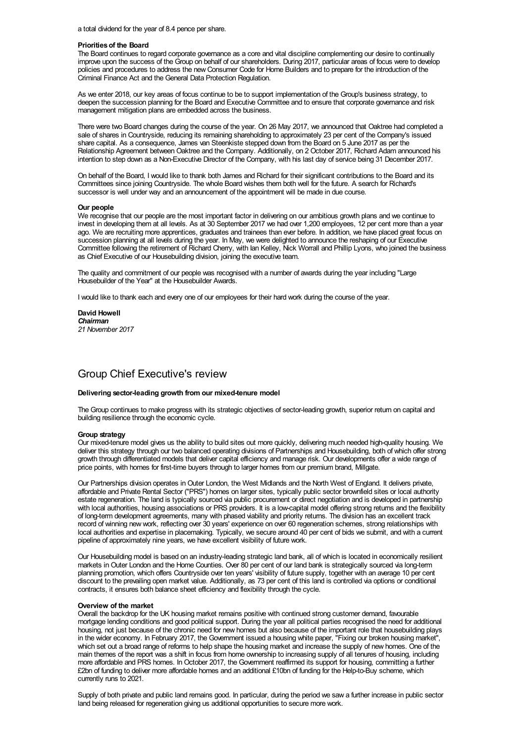a total dividend for the year of 8.4 pence per share.

**Priorities of the Board**

The Board continues to regard corporate governance as a core and vital discipline complementing our desire to continually improve upon the success of the Group on behalf of our shareholders. During 2017, particular areas of focus were to develop policies and procedures to address the new Consumer Code for Home Builders and to prepare for the introduction of the Criminal Finance Act and the General Data Protection Regulation.

As we enter 2018, our key areas of focus continue to be to support implementation of the Group's business strategy, to deepen the succession planning for the Board and Executive Committee and to ensure that corporate governance and risk management mitigation plans are embedded across the business.

There were two Board changes during the course of the year. On 26 May 2017, we announced that Oaktree had completed a sale of shares in Countryside, reducing its remaining shareholding to approximately 23 per cent of the Company's issued share capital. As a consequence, James van Steenkiste stepped down from the Board on 5 June 2017 as per the Relationship Agreement between Oaktree and the Company. Additionally, on 2 October 2017, Richard Adam announced his intention to step down as a Non-Executive Director of the Company, with his last day of service being 31 December 2017.

On behalf of the Board, I would like to thank both James and Richard for their significant contributions to the Board and its Committees since joining Countryside. The whole Board wishes them both well for the future. A search for Richard's successor is well under way and an announcement of the appointment will be made in due course.

**Our people**

We recognise that our people are the most important factor in delivering on our ambitious growth plans and we continue to invest in developing them at all levels. As at 30 September 2017 we had over 1,200 employees, 12 per cent more than a year ago. We are recruiting more apprentices, graduates and trainees than ever before. In addition, we have placed great focus on succession planning at all levels during the year. In May, we were delighted to announce the reshaping of our Executive Committee following the retirement of Richard Cherry, with Ian Kelley, Nick Worrall and Phillip Lyons, who joined the business as Chief Executive of our Housebuilding division, joining the executive team.

The quality and commitment of our people was recognised with a number of awards during the year including "Large Housebuilder of the Year" at the Housebuilder Awards.

I would like to thank each and every one of our employees for their hard work during the course of the year.

**David Howell**
***Chairman***
*21 November 2017*

## Group Chief Executive's review

**Delivering sector-leading growth from our mixed-tenure model**

The Group continues to make progress with its strategic objectives of sector-leading growth, superior return on capital and building resilience through the economic cycle.

**Group strategy**

Our mixed-tenure model gives us the ability to build sites out more quickly, delivering much needed high-quality housing. We deliver this strategy through our two balanced operating divisions of Partnerships and Housebuilding, both of which offer strong growth through differentiated models that deliver capital efficiency and manage risk. Our developments offer a wide range of price points, with homes for first-time buyers through to larger homes from our premium brand, Millgate.

Our Partnerships division operates in Outer London, the West Midlands and the North West of England. It delivers private, affordable and Private Rental Sector ("PRS") homes on larger sites, typically public sector brownfield sites or local authority estate regeneration. The land is typically sourced via public procurement or direct negotiation and is developed in partnership with local authorities, housing associations or PRS providers. It is a low-capital model offering strong returns and the flexibility of long-term development agreements, many with phased viability and priority returns. The division has an excellent track record of winning new work, reflecting over 30 years' experience on over 60 regeneration schemes, strong relationships with local authorities and expertise in placemaking. Typically, we secure around 40 per cent of bids we submit, and with a current pipeline of approximately nine years, we have excellent visibility of future work.

Our Housebuilding model is based on an industry-leading strategic land bank, all of which is located in economically resilient markets in Outer London and the Home Counties. Over 80 per cent of our land bank is strategically sourced via long-term planning promotion, which offers Countryside over ten years' visibility of future supply, together with an average 10 per cent discount to the prevailing open market value. Additionally, as 73 per cent of this land is controlled via options or conditional contracts, it ensures both balance sheet efficiency and flexibility through the cycle.

**Overview of the market**

Overall the backdrop for the UK housing market remains positive with continued strong customer demand, favourable mortgage lending conditions and good political support. During the year all political parties recognised the need for additional housing, not just because of the chronic need for new homes but also because of the important role that housebuilding plays in the wider economy. In February 2017, the Government issued a housing white paper, "Fixing our broken housing market", which set out a broad range of reforms to help shape the housing market and increase the supply of new homes. One of the main themes of the report was a shift in focus from home ownership to increasing supply of all tenures of housing, including more affordable and PRS homes. In October 2017, the Government reaffirmed its support for housing, committing a further £2bn of funding to deliver more affordable homes and an additional £10bn of funding for the Help-to-Buy scheme, which currently runs to 2021.

Supply of both private and public land remains good. In particular, during the period we saw a further increase in public sector land being released for regeneration giving us additional opportunities to secure more work.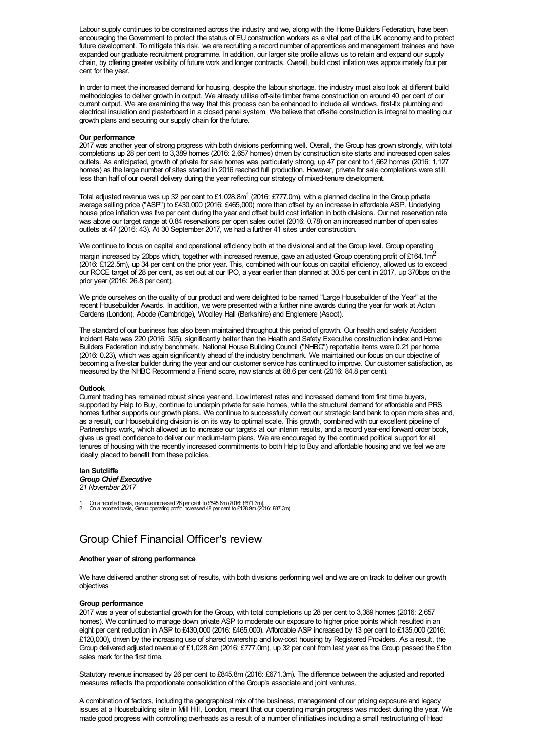Labour supply continues to be constrained across the industry and we, along with the Home Builders Federation, have been encouraging the Government to protect the status of EU construction workers as a vital part of the UK economy and to protect future development. To mitigate this risk, we are recruiting a record number of apprentices and management trainees and have expanded our graduate recruitment programme. In addition, our larger site profile allows us to retain and expand our supply chain, by offering greater visibility of future work and longer contracts. Overall, build cost inflation was approximately four per cent for the year.

In order to meet the increased demand for housing, despite the labour shortage, the industry must also look at different build methodologies to deliver growth in output. We already utilise off-site timber frame construction on around 40 per cent of our current output. We are examining the way that this process can be enhanced to include all windows, first-fix plumbing and electrical insulation and plasterboard in a closed panel system. We believe that off-site construction is integral to meeting our growth plans and securing our supply chain for the future.

**Our performance**

2017 was another year of strong progress with both divisions performing well. Overall, the Group has grown strongly, with total completions up 28 per cent to 3,389 homes (2016: 2,657 homes) driven by construction site starts and increased open sales outlets. As anticipated, growth of private for sale homes was particularly strong, up 47 per cent to 1,662 homes (2016: 1,127 homes) as the large number of sites started in 2016 reached full production. However, private for sale completions were still less than half of our overall delivery during the year reflecting our strategy of mixed-tenure development.

Total adjusted revenue was up 32 per cent to £1,028.8m[1] (2016: £777.0m), with a planned decline in the Group private average selling price ("ASP") to £430,000 (2016: £465,000) more than offset by an increase in affordable ASP. Underlying house price inflation was five per cent during the year and offset build cost inflation in both divisions. Our net reservation rate was above our target range at 0.84 reservations per open sales outlet (2016: 0.78) on an increased number of open sales outlets at 47 (2016: 43). At 30 September 2017, we had a further 41 sites under construction.

We continue to focus on capital and operational efficiency both at the divisional and at the Group level. Group operating margin increased by 20bps which, together with increased revenue, gave an adjusted Group operating profit of £164.1m[2] (2016: £122.5m), up 34 per cent on the prior year. This, combined with our focus on capital efficiency, allowed us to exceed our ROCE target of 28 per cent, as set out at our IPO, a year earlier than planned at 30.5 per cent in 2017, up 370bps on the prior year (2016: 26.8 per cent).

We pride ourselves on the quality of our product and were delighted to be named "Large Housebuilder of the Year" at the recent Housebuilder Awards. In addition, we were presented with a further nine awards during the year for work at Acton Gardens (London), Abode (Cambridge), Woolley Hall (Berkshire) and Englemere (Ascot).

The standard of our business has also been maintained throughout this period of growth. Our health and safety Accident Incident Rate was 220 (2016: 305), significantly better than the Health and Safety Executive construction index and Home Builders Federation industry benchmark. National House Building Council ("NHBC") reportable items were 0.21 per home (2016: 0.23), which was again significantly ahead of the industry benchmark. We maintained our focus on our objective of becoming a five-star builder during the year and our customer service has continued to improve. Our customer satisfaction, as measured by the NHBC Recommend a Friend score, now stands at 88.6 per cent (2016: 84.8 per cent).

**Outlook**

Current trading has remained robust since year end. Low interest rates and increased demand from first time buyers, supported by Help to Buy, continue to underpin private for sale homes, while the structural demand for affordable and PRS homes further supports our growth plans. We continue to successfully convert our strategic land bank to open more sites and, as a result, our Housebuilding division is on its way to optimal scale. This growth, combined with our excellent pipeline of Partnerships work, which allowed us to increase our targets at our interim results, and a record year-end forward order book, gives us great confidence to deliver our medium-term plans. We are encouraged by the continued political support for all tenures of housing with the recently increased commitments to both Help to Buy and affordable housing and we feel we are ideally placed to benefit from these policies.

**Ian Sutcliffe**
***Group Chief Executive***
*21 November 2017*

1. On a reported basis, revenue increased 26 per cent to £845.8m (2016: £671.3m).
2. On a reported basis, Group operating profit increased 48 per cent to £128.9m (2016: £87.3m).

## Group Chief Financial Officer's review

**Another year of strong performance**

We have delivered another strong set of results, with both divisions performing well and we are on track to deliver our growth objectives

**Group performance**

2017 was a year of substantial growth for the Group, with total completions up 28 per cent to 3,389 homes (2016: 2,657 homes). We continued to manage down private ASP to moderate our exposure to higher price points which resulted in an eight per cent reduction in ASP to £430,000 (2016: £465,000). Affordable ASP increased by 13 per cent to £135,000 (2016: £120,000), driven by the increasing use of shared ownership and low-cost housing by Registered Providers. As a result, the Group delivered adjusted revenue of £1,028.8m (2016: £777.0m), up 32 per cent from last year as the Group passed the £1bn sales mark for the first time.

Statutory revenue increased by 26 per cent to £845.8m (2016: £671.3m). The difference between the adjusted and reported measures reflects the proportionate consolidation of the Group's associate and joint ventures.

A combination of factors, including the geographical mix of the business, management of our pricing exposure and legacy issues at a Housebuilding site in Mill Hill, London, meant that our operating margin progress was modest during the year. We made good progress with controlling overheads as a result of a number of initiatives including a small restructuring of Head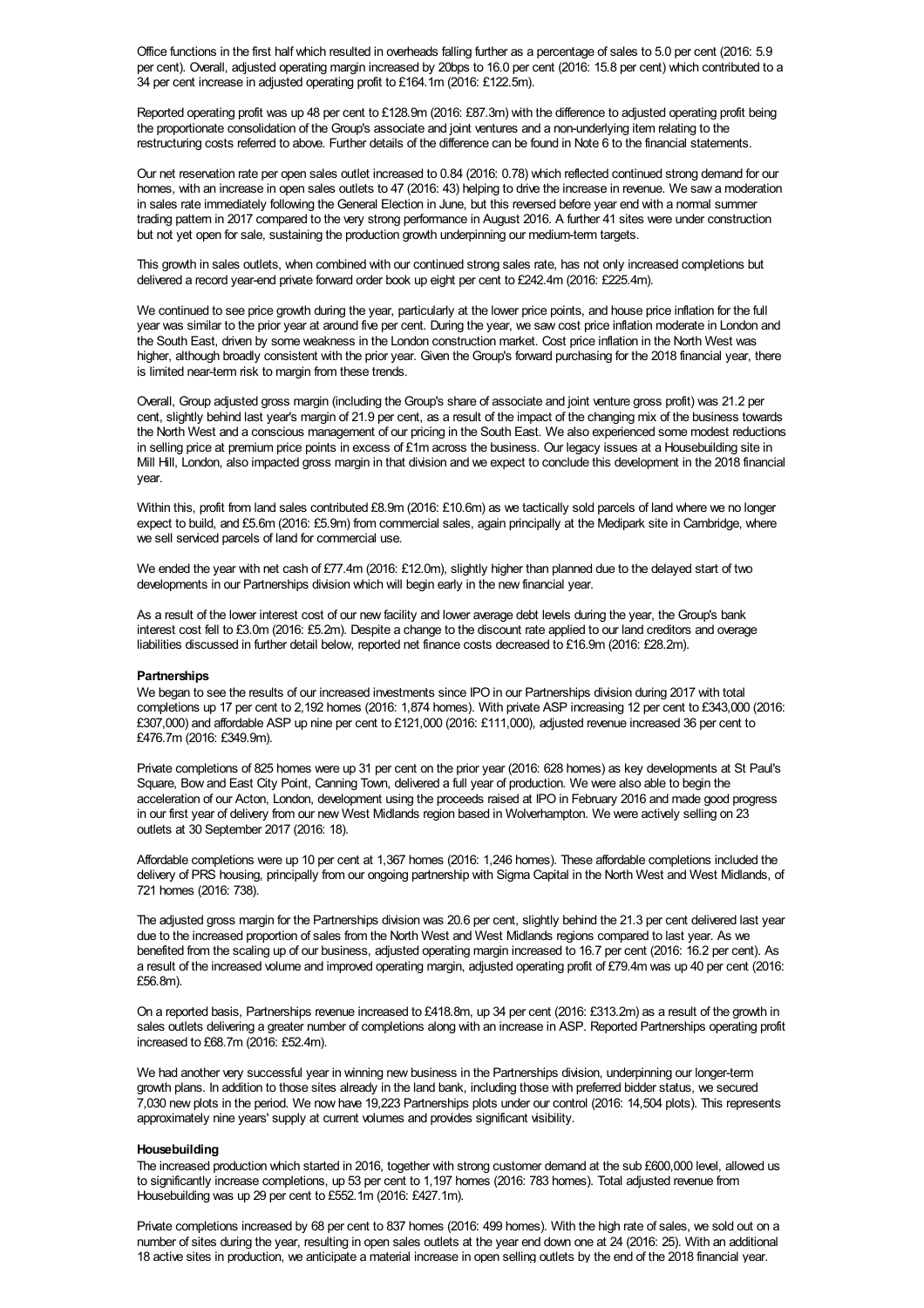Office functions in the first half which resulted in overheads falling further as a percentage of sales to 5.0 per cent (2016: 5.9 per cent). Overall, adjusted operating margin increased by 20bps to 16.0 per cent (2016: 15.8 per cent) which contributed to a 34 per cent increase in adjusted operating profit to £164.1m (2016: £122.5m).

Reported operating profit was up 48 per cent to £128.9m (2016: £87.3m) with the difference to adjusted operating profit being the proportionate consolidation of the Group's associate and joint ventures and a non-underlying item relating to the restructuring costs referred to above. Further details of the difference can be found in Note 6 to the financial statements.

Our net reservation rate per open sales outlet increased to 0.84 (2016: 0.78) which reflected continued strong demand for our homes, with an increase in open sales outlets to 47 (2016: 43) helping to drive the increase in revenue. We saw a moderation in sales rate immediately following the General Election in June, but this reversed before year end with a normal summer trading pattern in 2017 compared to the very strong performance in August 2016. A further 41 sites were under construction but not yet open for sale, sustaining the production growth underpinning our medium-term targets.

This growth in sales outlets, when combined with our continued strong sales rate, has not only increased completions but delivered a record year-end private forward order book up eight per cent to £242.4m (2016: £225.4m).

We continued to see price growth during the year, particularly at the lower price points, and house price inflation for the full year was similar to the prior year at around five per cent. During the year, we saw cost price inflation moderate in London and the South East, driven by some weakness in the London construction market. Cost price inflation in the North West was higher, although broadly consistent with the prior year. Given the Group's forward purchasing for the 2018 financial year, there is limited near-term risk to margin from these trends.

Overall, Group adjusted gross margin (including the Group's share of associate and joint venture gross profit) was 21.2 per cent, slightly behind last year's margin of 21.9 per cent, as a result of the impact of the changing mix of the business towards the North West and a conscious management of our pricing in the South East. We also experienced some modest reductions in selling price at premium price points in excess of £1m across the business. Our legacy issues at a Housebuilding site in Mill Hill, London, also impacted gross margin in that division and we expect to conclude this development in the 2018 financial year.

Within this, profit from land sales contributed £8.9m (2016: £10.6m) as we tactically sold parcels of land where we no longer expect to build, and £5.6m (2016: £5.9m) from commercial sales, again principally at the Medipark site in Cambridge, where we sell serviced parcels of land for commercial use.

We ended the year with net cash of £77.4m (2016: £12.0m), slightly higher than planned due to the delayed start of two developments in our Partnerships division which will begin early in the new financial year.

As a result of the lower interest cost of our new facility and lower average debt levels during the year, the Group's bank interest cost fell to £3.0m (2016: £5.2m). Despite a change to the discount rate applied to our land creditors and overage liabilities discussed in further detail below, reported net finance costs decreased to £16.9m (2016: £28.2m).

**Partnerships**

We began to see the results of our increased investments since IPO in our Partnerships division during 2017 with total completions up 17 per cent to 2,192 homes (2016: 1,874 homes). With private ASP increasing 12 per cent to £343,000 (2016: £307,000) and affordable ASP up nine per cent to £121,000 (2016: £111,000), adjusted revenue increased 36 per cent to £476.7m (2016: £349.9m).

Private completions of 825 homes were up 31 per cent on the prior year (2016: 628 homes) as key developments at St Paul's Square, Bow and East City Point, Canning Town, delivered a full year of production. We were also able to begin the acceleration of our Acton, London, development using the proceeds raised at IPO in February 2016 and made good progress in our first year of delivery from our new West Midlands region based in Wolverhampton. We were actively selling on 23 outlets at 30 September 2017 (2016: 18).

Affordable completions were up 10 per cent at 1,367 homes (2016: 1,246 homes). These affordable completions included the delivery of PRS housing, principally from our ongoing partnership with Sigma Capital in the North West and West Midlands, of 721 homes (2016: 738).

The adjusted gross margin for the Partnerships division was 20.6 per cent, slightly behind the 21.3 per cent delivered last year due to the increased proportion of sales from the North West and West Midlands regions compared to last year. As we benefited from the scaling up of our business, adjusted operating margin increased to 16.7 per cent (2016: 16.2 per cent). As a result of the increased volume and improved operating margin, adjusted operating profit of £79.4m was up 40 per cent (2016: £56.8m).

On a reported basis, Partnerships revenue increased to £418.8m, up 34 per cent (2016: £313.2m) as a result of the growth in sales outlets delivering a greater number of completions along with an increase in ASP. Reported Partnerships operating profit increased to £68.7m (2016: £52.4m).

We had another very successful year in winning new business in the Partnerships division, underpinning our longer-term growth plans. In addition to those sites already in the land bank, including those with preferred bidder status, we secured 7,030 new plots in the period. We now have 19,223 Partnerships plots under our control (2016: 14,504 plots). This represents approximately nine years' supply at current volumes and provides significant visibility.

**Housebuilding**

The increased production which started in 2016, together with strong customer demand at the sub £600,000 level, allowed us to significantly increase completions, up 53 per cent to 1,197 homes (2016: 783 homes). Total adjusted revenue from Housebuilding was up 29 per cent to £552.1m (2016: £427.1m).

Private completions increased by 68 per cent to 837 homes (2016: 499 homes). With the high rate of sales, we sold out on a number of sites during the year, resulting in open sales outlets at the year end down one at 24 (2016: 25). With an additional 18 active sites in production, we anticipate a material increase in open selling outlets by the end of the 2018 financial year.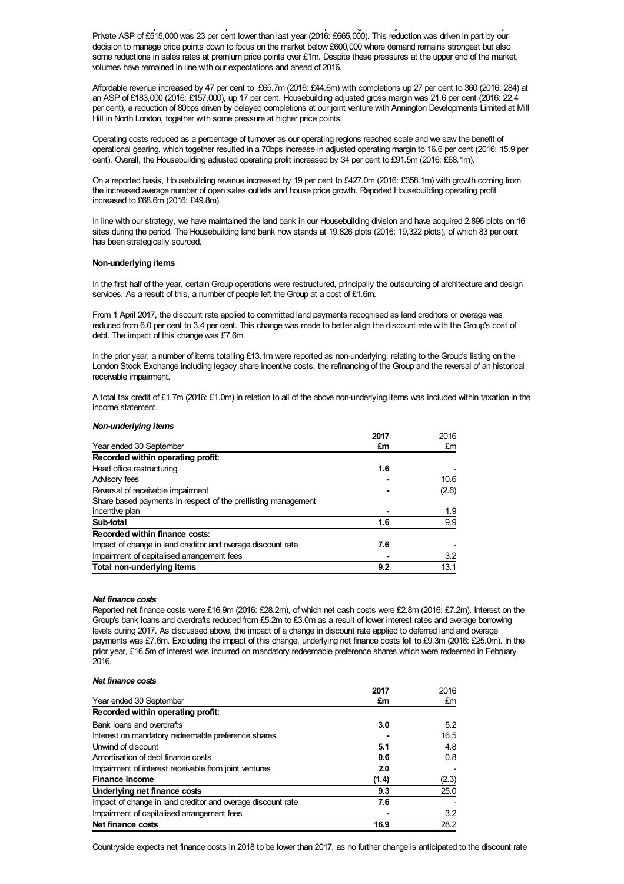Private ASP of £515,000 was 23 per cent lower than last year (2016: £665,000). This reduction was driven in part by our decision to manage price points down to focus on the market below £600,000 where demand remains strongest but also some reductions in sales rates at premium price points over £1m. Despite these pressures at the upper end of the market, volumes have remained in line with our expectations and ahead of 2016.

Affordable revenue increased by 47 per cent to £65.7m (2016: £44.6m) with completions up 27 per cent to 360 (2016: 284) at an ASP of £183,000 (2016: £157,000), up 17 per cent. Housebuilding adjusted gross margin was 21.6 per cent (2016: 22.4 per cent), a reduction of 80bps driven by delayed completions at our joint venture with Annington Developments Limited at Mill Hill in North London, together with some pressure at higher price points.

Operating costs reduced as a percentage of turnover as our operating regions reached scale and we saw the benefit of operational gearing, which together resulted in a 70bps increase in adjusted operating margin to 16.6 per cent (2016: 15.9 per cent). Overall, the Housebuilding adjusted operating profit increased by 34 per cent to £91.5m (2016: £68.1m).

On a reported basis, Housebuilding revenue increased by 19 per cent to £427.0m (2016: £358.1m) with growth coming from the increased average number of open sales outlets and house price growth. Reported Housebuilding operating profit increased to £68.6m (2016: £49.8m).

In line with our strategy, we have maintained the land bank in our Housebuilding division and have acquired 2,896 plots on 16 sites during the period. The Housebuilding land bank now stands at 19,826 plots (2016: 19,322 plots), of which 83 per cent has been strategically sourced.

**Non-underlying items**

In the first half of the year, certain Group operations were restructured, principally the outsourcing of architecture and design services. As a result of this, a number of people left the Group at a cost of £1.6m.

From 1 April 2017, the discount rate applied to committed land payments recognised as land creditors or overage was reduced from 6.0 per cent to 3.4 per cent. This change was made to better align the discount rate with the Group's cost of debt. The impact of this change was £7.6m.

In the prior year, a number of items totalling £13.1m were reported as non-underlying, relating to the Group's listing on the London Stock Exchange including legacy share incentive costs, the refinancing of the Group and the reversal of an historical receivable impairment.

A total tax credit of £1.7m (2016: £1.0m) in relation to all of the above non-underlying items was included within taxation in the income statement.

***Non-underlying items***

| Year ended 30 September | **2017 £m** | 2016 £m |
|---|---|---|
| **Recorded within operating profit:** | | |
| Head office restructuring | **1.6** | - |
| Advisory fees | **-** | 10.6 |
| Reversal of receivable impairment | **-** | (2.6) |
| Share based payments in respect of the prelisting management incentive plan | **-** | 1.9 |
| **Sub-total** | **1.6** | 9.9 |
| **Recorded within finance costs:** | | |
| Impact of change in land creditor and overage discount rate | **7.6** | - |
| Impairment of capitalised arrangement fees | **-** | 3.2 |
| **Total non-underlying items** | **9.2** | 13.1 |

***Net finance costs***

Reported net finance costs were £16.9m (2016: £28.2m), of which net cash costs were £2.8m (2016: £7.2m). Interest on the Group's bank loans and overdrafts reduced from £5.2m to £3.0m as a result of lower interest rates and average borrowing levels during 2017. As discussed above, the impact of a change in discount rate applied to deferred land and overage payments was £7.6m. Excluding the impact of this change, underlying net finance costs fell to £9.3m (2016: £25.0m). In the prior year, £16.5m of interest was incurred on mandatory redeemable preference shares which were redeemed in February 2016.

***Net finance costs***

| Year ended 30 September | **2017 £m** | 2016 £m |
|---|---|---|
| **Recorded within operating profit:** | | |
| Bank loans and overdrafts | **3.0** | 5.2 |
| Interest on mandatory redeemable preference shares | **-** | 16.5 |
| Unwind of discount | **5.1** | 4.8 |
| Amortisation of debt finance costs | **0.6** | 0.8 |
| Impairment of interest receivable from joint ventures | **2.0** | - |
| **Finance income** | **(1.4)** | (2.3) |
| **Underlying net finance costs** | **9.3** | 25.0 |
| Impact of change in land creditor and overage discount rate | **7.6** | - |
| Impairment of capitalised arrangement fees | **-** | 3.2 |
| **Net finance costs** | **16.9** | 28.2 |

Countryside expects net finance costs in 2018 to be lower than 2017, as no further change is anticipated to the discount rate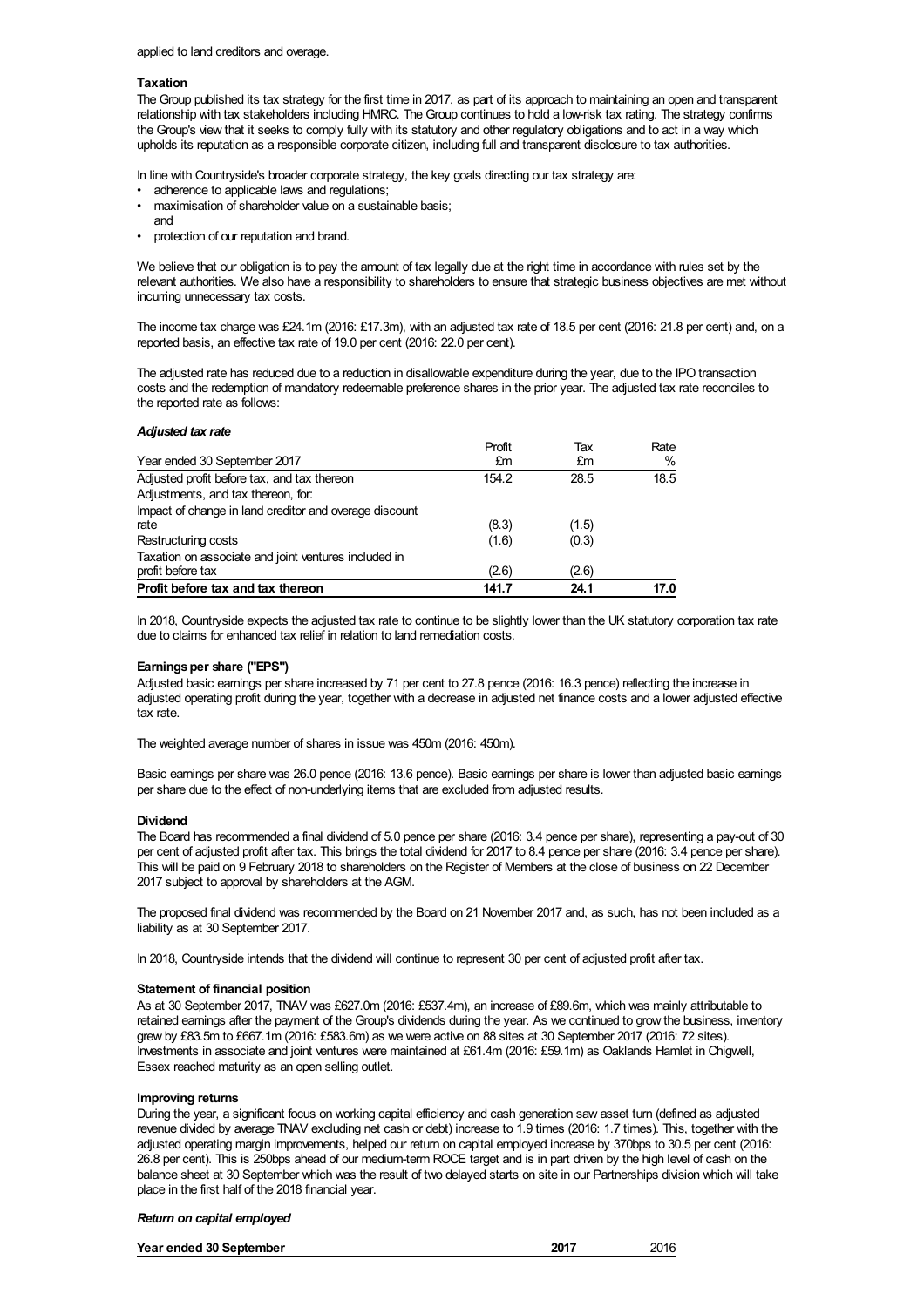applied to land creditors and overage.

**Taxation**

The Group published its tax strategy for the first time in 2017, as part of its approach to maintaining an open and transparent relationship with tax stakeholders including HMRC. The Group continues to hold a low-risk tax rating. The strategy confirms the Group's view that it seeks to comply fully with its statutory and other regulatory obligations and to act in a way which upholds its reputation as a responsible corporate citizen, including full and transparent disclosure to tax authorities.

In line with Countryside's broader corporate strategy, the key goals directing our tax strategy are:

- adherence to applicable laws and regulations;
- maximisation of shareholder value on a sustainable basis; and
- protection of our reputation and brand.

We believe that our obligation is to pay the amount of tax legally due at the right time in accordance with rules set by the relevant authorities. We also have a responsibility to shareholders to ensure that strategic business objectives are met without incurring unnecessary tax costs.

The income tax charge was £24.1m (2016: £17.3m), with an adjusted tax rate of 18.5 per cent (2016: 21.8 per cent) and, on a reported basis, an effective tax rate of 19.0 per cent (2016: 22.0 per cent).

The adjusted rate has reduced due to a reduction in disallowable expenditure during the year, due to the IPO transaction costs and the redemption of mandatory redeemable preference shares in the prior year. The adjusted tax rate reconciles to the reported rate as follows:

***Adjusted tax rate***

| Year ended 30 September 2017 | Profit £m | Tax £m | Rate % |
|---|---|---|---|
| Adjusted profit before tax, and tax thereon | 154.2 | 28.5 | 18.5 |
| Adjustments, and tax thereon, for: | | | |
| Impact of change in land creditor and overage discount rate | (8.3) | (1.5) | |
| Restructuring costs | (1.6) | (0.3) | |
| Taxation on associate and joint ventures included in profit before tax | (2.6) | (2.6) | |
| **Profit before tax and tax thereon** | **141.7** | **24.1** | **17.0** |

In 2018, Countryside expects the adjusted tax rate to continue to be slightly lower than the UK statutory corporation tax rate due to claims for enhanced tax relief in relation to land remediation costs.

**Earnings per share ("EPS")**

Adjusted basic earnings per share increased by 71 per cent to 27.8 pence (2016: 16.3 pence) reflecting the increase in adjusted operating profit during the year, together with a decrease in adjusted net finance costs and a lower adjusted effective tax rate.

The weighted average number of shares in issue was 450m (2016: 450m).

Basic earnings per share was 26.0 pence (2016: 13.6 pence). Basic earnings per share is lower than adjusted basic earnings per share due to the effect of non-underlying items that are excluded from adjusted results.

**Dividend**

The Board has recommended a final dividend of 5.0 pence per share (2016: 3.4 pence per share), representing a pay-out of 30 per cent of adjusted profit after tax. This brings the total dividend for 2017 to 8.4 pence per share (2016: 3.4 pence per share). This will be paid on 9 February 2018 to shareholders on the Register of Members at the close of business on 22 December 2017 subject to approval by shareholders at the AGM.

The proposed final dividend was recommended by the Board on 21 November 2017 and, as such, has not been included as a liability as at 30 September 2017.

In 2018, Countryside intends that the dividend will continue to represent 30 per cent of adjusted profit after tax.

**Statement of financial position**

As at 30 September 2017, TNAV was £627.0m (2016: £537.4m), an increase of £89.6m, which was mainly attributable to retained earnings after the payment of the Group's dividends during the year. As we continued to grow the business, inventory grew by £83.5m to £667.1m (2016: £583.6m) as we were active on 88 sites at 30 September 2017 (2016: 72 sites). Investments in associate and joint ventures were maintained at £61.4m (2016: £59.1m) as Oaklands Hamlet in Chigwell, Essex reached maturity as an open selling outlet.

**Improving returns**

During the year, a significant focus on working capital efficiency and cash generation saw asset turn (defined as adjusted revenue divided by average TNAV excluding net cash or debt) increase to 1.9 times (2016: 1.7 times). This, together with the adjusted operating margin improvements, helped our return on capital employed increase by 370bps to 30.5 per cent (2016: 26.8 per cent). This is 250bps ahead of our medium-term ROCE target and is in part driven by the high level of cash on the balance sheet at 30 September which was the result of two delayed starts on site in our Partnerships division which will take place in the first half of the 2018 financial year.

***Return on capital employed***

| Year ended 30 September | 2017 | 2016 |
|---|---|---|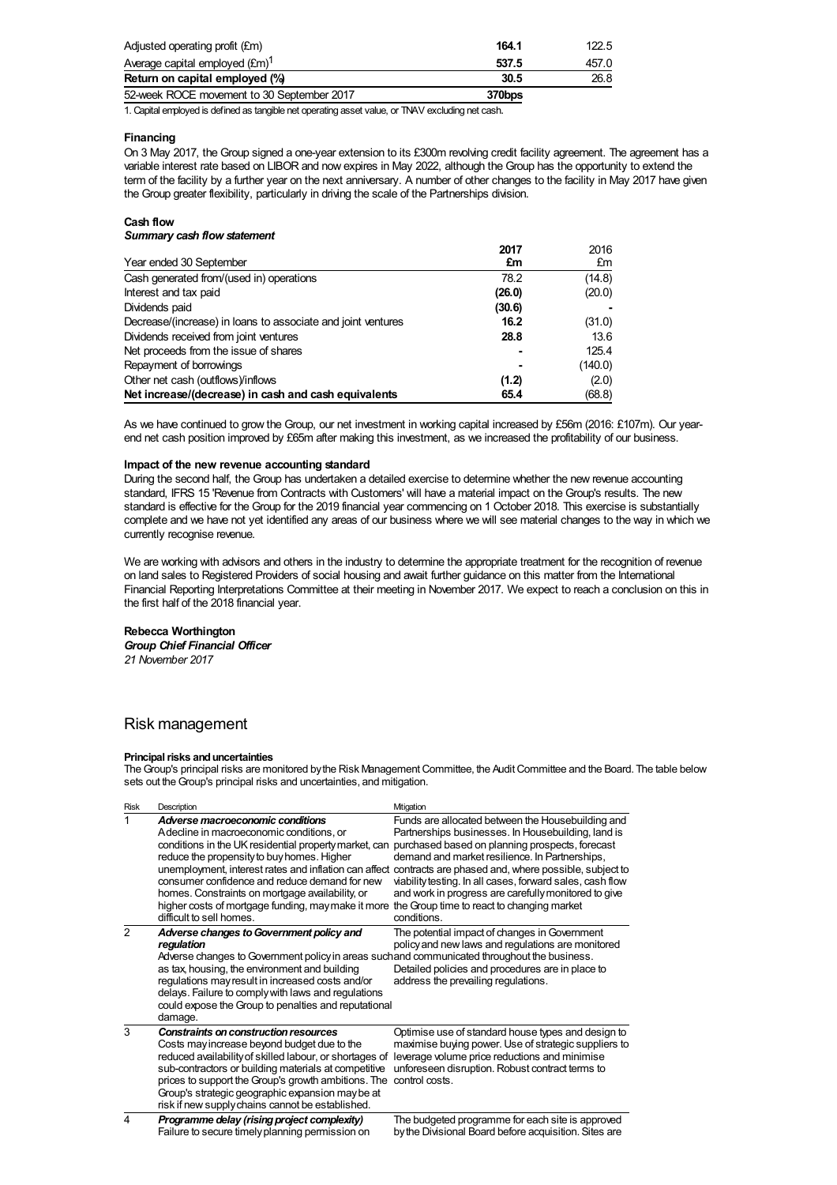| | | |
|---|---|---|
| Adjusted operating profit (£m) | **164.1** | 122.5 |
| Average capital employed (£m)[1] | **537.5** | 457.0 |
| **Return on capital employed (%)** | **30.5** | 26.8 |
| 52-week ROCE movement to 30 September 2017 | **370bps** | |

1. Capital employed is defined as tangible net operating asset value, or TNAV excluding net cash.

**Financing**

On 3 May 2017, the Group signed a one-year extension to its £300m revolving credit facility agreement. The agreement has a variable interest rate based on LIBOR and now expires in May 2022, although the Group has the opportunity to extend the term of the facility by a further year on the next anniversary. A number of other changes to the facility in May 2017 have given the Group greater flexibility, particularly in driving the scale of the Partnerships division.

**Cash flow**

***Summary cash flow statement***

| Year ended 30 September | **2017 £m** | 2016 £m |
|---|---|---|
| Cash generated from/(used in) operations | 78.2 | (14.8) |
| Interest and tax paid | **(26.0)** | (20.0) |
| Dividends paid | **(30.6)** | - |
| Decrease/(increase) in loans to associate and joint ventures | **16.2** | (31.0) |
| Dividends received from joint ventures | **28.8** | 13.6 |
| Net proceeds from the issue of shares | **-** | 125.4 |
| Repayment of borrowings | **-** | (140.0) |
| Other net cash (outflows)/inflows | **(1.2)** | (2.0) |
| **Net increase/(decrease) in cash and cash equivalents** | **65.4** | (68.8) |

As we have continued to grow the Group, our net investment in working capital increased by £56m (2016: £107m). Our year-end net cash position improved by £65m after making this investment, as we increased the profitability of our business.

**Impact of the new revenue accounting standard**

During the second half, the Group has undertaken a detailed exercise to determine whether the new revenue accounting standard, IFRS 15 'Revenue from Contracts with Customers' will have a material impact on the Group's results. The new standard is effective for the Group for the 2019 financial year commencing on 1 October 2018. This exercise is substantially complete and we have not yet identified any areas of our business where we will see material changes to the way in which we currently recognise revenue.

We are working with advisors and others in the industry to determine the appropriate treatment for the recognition of revenue on land sales to Registered Providers of social housing and await further guidance on this matter from the International Financial Reporting Interpretations Committee at their meeting in November 2017. We expect to reach a conclusion on this in the first half of the 2018 financial year.

**Rebecca Worthington**
***Group Chief Financial Officer***
*21 November 2017*

# Risk management

**Principal risks and uncertainties**

The Group's principal risks are monitored by the Risk Management Committee, the Audit Committee and the Board. The table below sets out the Group's principal risks and uncertainties, and mitigation.

| Risk | Description | Mitigation |
|---|---|---|
| 1 | ***Adverse macroeconomic conditions*** A decline in macroeconomic conditions, or conditions in the UK residential property market, can reduce the propensity to buy homes. Higher unemployment, interest rates and inflation can affect consumer confidence and reduce demand for new homes. Constraints on mortgage availability, or higher costs of mortgage funding, may make it more difficult to sell homes. | Funds are allocated between the Housebuilding and Partnerships businesses. In Housebuilding, land is purchased based on planning prospects, forecast demand and market resilience. In Partnerships, contracts are phased and, where possible, subject to viability testing. In all cases, forward sales, cash flow and work in progress are carefully monitored to give the Group time to react to changing market conditions. |
| 2 | ***Adverse changes to Government policy and regulation*** Adverse changes to Government policy in areas such as tax, housing, the environment and building regulations may result in increased costs and/or delays. Failure to comply with laws and regulations could expose the Group to penalties and reputational damage. | The potential impact of changes in Government policy and new laws and regulations are monitored and communicated throughout the business. Detailed policies and procedures are in place to address the prevailing regulations. |
| 3 | ***Constraints on construction resources*** Costs may increase beyond budget due to the reduced availability of skilled labour, or shortages of sub-contractors or building materials at competitive prices to support the Group's growth ambitions. The Group's strategic geographic expansion may be at risk if new supply chains cannot be established. | Optimise use of standard house types and design to maximise buying power. Use of strategic suppliers to leverage volume price reductions and minimise unforeseen disruption. Robust contract terms to control costs. |
| 4 | ***Programme delay (rising project complexity)*** Failure to secure timely planning permission on | The budgeted programme for each site is approved by the Divisional Board before acquisition. Sites are |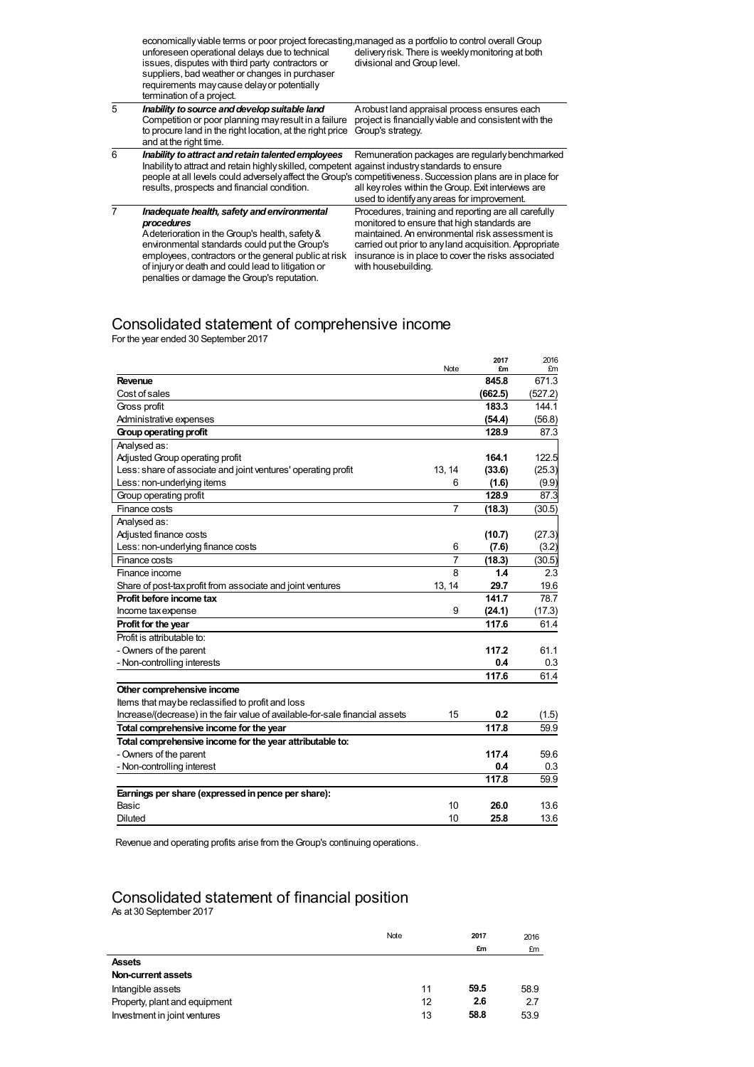| | | |
|---|---|---|
| | economically viable terms or poor project forecasting, unforeseen operational delays due to technical issues, disputes with third party contractors or suppliers, bad weather or changes in purchaser requirements may cause delay or potentially termination of a project. | managed as a portfolio to control overall Group delivery risk. There is weekly monitoring at both divisional and Group level. |
| 5 | ***Inability to source and develop suitable land*** Competition or poor planning may result in a failure to procure land in the right location, at the right price and at the right time. | A robust land appraisal process ensures each project is financially viable and consistent with the Group's strategy. |
| 6 | ***Inability to attract and retain talented employees*** Inability to attract and retain highly skilled, competent people at all levels could adversely affect the Group's results, prospects and financial condition. | Remuneration packages are regularly benchmarked against industry standards to ensure competitiveness. Succession plans are in place for all key roles within the Group. Exit interviews are used to identify any areas for improvement. |
| 7 | ***Inadequate health, safety and environmental procedures*** A deterioration in the Group's health, safety & environmental standards could put the Group's employees, contractors or the general public at risk of injury or death and could lead to litigation or penalties or damage the Group's reputation. | Procedures, training and reporting are all carefully monitored to ensure that high standards are maintained. An environmental risk assessment is carried out prior to any land acquisition. Appropriate insurance is in place to cover the risks associated with housebuilding. |

# Consolidated statement of comprehensive income

For the year ended 30 September 2017

| | Note | 2017 £m | 2016 £m |
|---|---|---|---|
| **Revenue** | | **845.8** | 671.3 |
| Cost of sales | | **(662.5)** | (527.2) |
| Gross profit | | **183.3** | 144.1 |
| Administrative expenses | | **(54.4)** | (56.8) |
| **Group operating profit** | | **128.9** | 87.3 |
| Analysed as: | | | |
| Adjusted Group operating profit | | **164.1** | 122.5 |
| Less: share of associate and joint ventures' operating profit | 13, 14 | **(33.6)** | (25.3) |
| Less: non-underlying items | 6 | **(1.6)** | (9.9) |
| Group operating profit | | **128.9** | 87.3 |
| Finance costs | 7 | **(18.3)** | (30.5) |
| Analysed as: | | | |
| Adjusted finance costs | | **(10.7)** | (27.3) |
| Less: non-underlying finance costs | 6 | **(7.6)** | (3.2) |
| Finance costs | 7 | **(18.3)** | (30.5) |
| Finance income | 8 | **1.4** | 2.3 |
| Share of post-tax profit from associate and joint ventures | 13, 14 | **29.7** | 19.6 |
| **Profit before income tax** | | **141.7** | 78.7 |
| Income tax expense | 9 | **(24.1)** | (17.3) |
| **Profit for the year** | | **117.6** | 61.4 |
| Profit is attributable to: | | | |
| - Owners of the parent | | **117.2** | 61.1 |
| - Non-controlling interests | | **0.4** | 0.3 |
| | | **117.6** | 61.4 |
| **Other comprehensive income** | | | |
| Items that may be reclassified to profit and loss | | | |
| Increase/(decrease) in the fair value of available-for-sale financial assets | 15 | **0.2** | (1.5) |
| **Total comprehensive income for the year** | | **117.8** | 59.9 |
| **Total comprehensive income for the year attributable to:** | | | |
| - Owners of the parent | | **117.4** | 59.6 |
| - Non-controlling interest | | **0.4** | 0.3 |
| | | **117.8** | 59.9 |
| **Earnings per share (expressed in pence per share):** | | | |
| Basic | 10 | **26.0** | 13.6 |
| Diluted | 10 | **25.8** | 13.6 |

Revenue and operating profits arise from the Group's continuing operations.

# Consolidated statement of financial position

As at 30 September 2017

| | Note | 2017 £m | 2016 £m |
|---|---|---|---|
| **Assets** | | | |
| **Non-current assets** | | | |
| Intangible assets | 11 | **59.5** | 58.9 |
| Property, plant and equipment | 12 | **2.6** | 2.7 |
| Investment in joint ventures | 13 | **58.8** | 53.9 |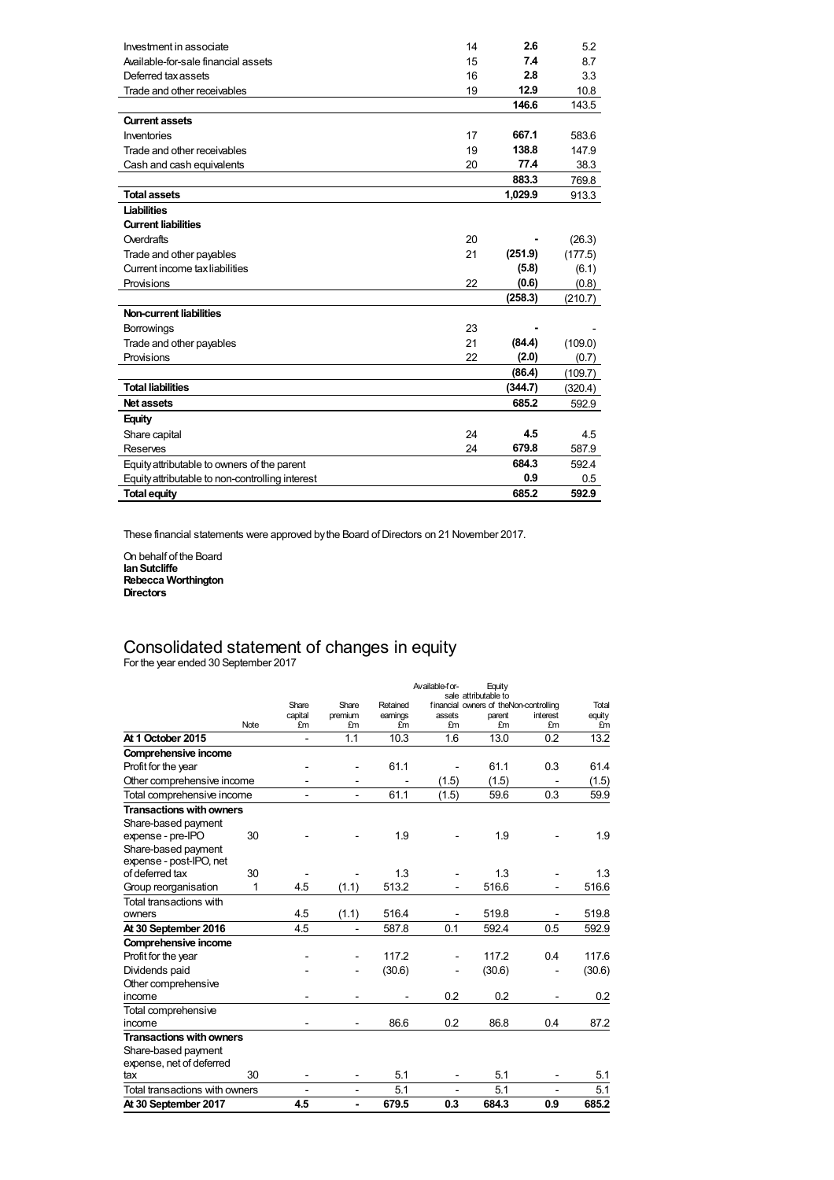| | Note | | |
|---|---|---|---|
| Investment in associate | 14 | **2.6** | 5.2 |
| Available-for-sale financial assets | 15 | **7.4** | 8.7 |
| Deferred tax assets | 16 | **2.8** | 3.3 |
| Trade and other receivables | 19 | **12.9** | 10.8 |
| | | **146.6** | 143.5 |
| **Current assets** | | | |
| Inventories | 17 | **667.1** | 583.6 |
| Trade and other receivables | 19 | **138.8** | 147.9 |
| Cash and cash equivalents | 20 | **77.4** | 38.3 |
| | | **883.3** | 769.8 |
| **Total assets** | | **1,029.9** | 913.3 |
| **Liabilities** | | | |
| **Current liabilities** | | | |
| Overdrafts | 20 | **-** | (26.3) |
| Trade and other payables | 21 | **(251.9)** | (177.5) |
| Current income tax liabilities | | **(5.8)** | (6.1) |
| Provisions | 22 | **(0.6)** | (0.8) |
| | | **(258.3)** | (210.7) |
| **Non-current liabilities** | | | |
| Borrowings | 23 | **-** | - |
| Trade and other payables | 21 | **(84.4)** | (109.0) |
| Provisions | 22 | **(2.0)** | (0.7) |
| | | **(86.4)** | (109.7) |
| **Total liabilities** | | **(344.7)** | (320.4) |
| **Net assets** | | **685.2** | 592.9 |
| **Equity** | | | |
| Share capital | 24 | **4.5** | 4.5 |
| Reserves | 24 | **679.8** | 587.9 |
| Equity attributable to owners of the parent | | **684.3** | 592.4 |
| Equity attributable to non-controlling interest | | **0.9** | 0.5 |
| **Total equity** | | **685.2** | **592.9** |

These financial statements were approved by the Board of Directors on 21 November 2017.

On behalf of the Board
**Ian Sutcliffe**
**Rebecca Worthington**
**Directors**

# Consolidated statement of changes in equity

For the year ended 30 September 2017

| | Note | Share capital £m | Share premium £m | Retained earnings £m | Available-for-sale financial assets £m | Equity attributable to owners of the parent £m | Non-controlling interest £m | Total equity £m |
|---|---|---|---|---|---|---|---|---|
| **At 1 October 2015** | | - | 1.1 | 10.3 | 1.6 | 13.0 | 0.2 | 13.2 |
| **Comprehensive income** | | | | | | | | |
| Profit for the year | | - | - | 61.1 | - | 61.1 | 0.3 | 61.4 |
| Other comprehensive income | | - | - | - | (1.5) | (1.5) | - | (1.5) |
| Total comprehensive income | | - | - | 61.1 | (1.5) | 59.6 | 0.3 | 59.9 |
| **Transactions with owners** | | | | | | | | |
| Share-based payment expense - pre-IPO | 30 | - | - | 1.9 | - | 1.9 | - | 1.9 |
| Share-based payment expense - post-IPO, net of deferred tax | 30 | - | - | 1.3 | - | 1.3 | - | 1.3 |
| Group reorganisation | 1 | 4.5 | (1.1) | 513.2 | - | 516.6 | - | 516.6 |
| Total transactions with owners | | 4.5 | (1.1) | 516.4 | - | 519.8 | - | 519.8 |
| **At 30 September 2016** | | 4.5 | - | 587.8 | 0.1 | 592.4 | 0.5 | 592.9 |
| **Comprehensive income** | | | | | | | | |
| Profit for the year | | - | - | 117.2 | - | 117.2 | 0.4 | 117.6 |
| Dividends paid | | - | - | (30.6) | - | (30.6) | - | (30.6) |
| Other comprehensive income | | - | - | - | 0.2 | 0.2 | - | 0.2 |
| Total comprehensive income | | - | - | 86.6 | 0.2 | 86.8 | 0.4 | 87.2 |
| **Transactions with owners** | | | | | | | | |
| Share-based payment expense, net of deferred tax | 30 | - | - | 5.1 | - | 5.1 | - | 5.1 |
| Total transactions with owners | | - | - | 5.1 | - | 5.1 | - | 5.1 |
| **At 30 September 2017** | | **4.5** | **-** | **679.5** | **0.3** | **684.3** | **0.9** | **685.2** |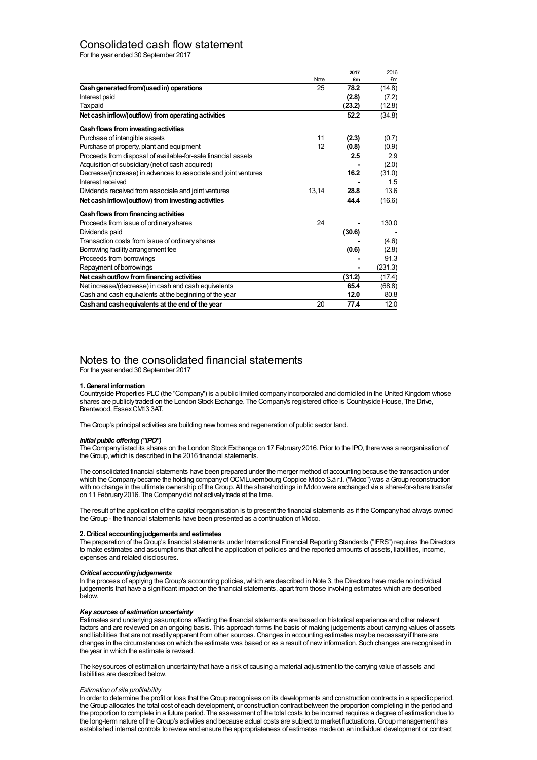# Consolidated cash flow statement

For the year ended 30 September 2017

| | Note | **2017 £m** | 2016 £m |
|---|---|---|---|
| **Cash generated from/(used in) operations** | 25 | **78.2** | (14.8) |
| Interest paid | | **(2.8)** | (7.2) |
| Tax paid | | **(23.2)** | (12.8) |
| **Net cash inflow/(outflow) from operating activities** | | **52.2** | (34.8) |
| **Cash flows from investing activities** | | | |
| Purchase of intangible assets | 11 | **(2.3)** | (0.7) |
| Purchase of property, plant and equipment | 12 | **(0.8)** | (0.9) |
| Proceeds from disposal of available-for-sale financial assets | | **2.5** | 2.9 |
| Acquisition of subsidiary (net of cash acquired) | | **-** | (2.0) |
| Decrease/(increase) in advances to associate and joint ventures | | **16.2** | (31.0) |
| Interest received | | **-** | 1.5 |
| Dividends received from associate and joint ventures | 13,14 | **28.8** | 13.6 |
| **Net cash inflow/(outflow) from investing activities** | | **44.4** | (16.6) |
| **Cash flows from financing activities** | | | |
| Proceeds from issue of ordinary shares | 24 | **-** | 130.0 |
| Dividends paid | | **(30.6)** | - |
| Transaction costs from issue of ordinary shares | | **-** | (4.6) |
| Borrowing facility arrangement fee | | **(0.6)** | (2.8) |
| Proceeds from borrowings | | **-** | 91.3 |
| Repayment of borrowings | | **-** | (231.3) |
| **Net cash outflow from financing activities** | | **(31.2)** | (17.4) |
| Net increase/(decrease) in cash and cash equivalents | | **65.4** | (68.8) |
| Cash and cash equivalents at the beginning of the year | | **12.0** | 80.8 |
| **Cash and cash equivalents at the end of the year** | 20 | **77.4** | 12.0 |

# Notes to the consolidated financial statements

For the year ended 30 September 2017

**1. General information**

Countryside Properties PLC (the "Company") is a public limited company incorporated and domiciled in the United Kingdom whose shares are publicly traded on the London Stock Exchange. The Company's registered office is Countryside House, The Drive, Brentwood, Essex CM13 3AT.

The Group's principal activities are building new homes and regeneration of public sector land.

***Initial public offering ("IPO")***

The Company listed its shares on the London Stock Exchange on 17 February 2016. Prior to the IPO, there was a reorganisation of the Group, which is described in the 2016 financial statements.

The consolidated financial statements have been prepared under the merger method of accounting because the transaction under which the Company became the holding company of OCM Luxembourg Coppice Midco S.à r.l. ("Midco") was a Group reconstruction with no change in the ultimate ownership of the Group. All the shareholdings in Midco were exchanged via a share-for-share transfer on 11 February 2016. The Company did not actively trade at the time.

The result of the application of the capital reorganisation is to present the financial statements as if the Company had always owned the Group - the financial statements have been presented as a continuation of Midco.

**2. Critical accounting judgements and estimates**

The preparation of the Group's financial statements under International Financial Reporting Standards ("IFRS") requires the Directors to make estimates and assumptions that affect the application of policies and the reported amounts of assets, liabilities, income, expenses and related disclosures.

***Critical accounting judgements***

In the process of applying the Group's accounting policies, which are described in Note 3, the Directors have made no individual judgements that have a significant impact on the financial statements, apart from those involving estimates which are described below.

***Key sources of estimation uncertainty***

Estimates and underlying assumptions affecting the financial statements are based on historical experience and other relevant factors and are reviewed on an ongoing basis. This approach forms the basis of making judgements about carrying values of assets and liabilities that are not readily apparent from other sources. Changes in accounting estimates may be necessary if there are changes in the circumstances on which the estimate was based or as a result of new information. Such changes are recognised in the year in which the estimate is revised.

The key sources of estimation uncertainty that have a risk of causing a material adjustment to the carrying value of assets and liabilities are described below.

*Estimation of site profitability*

In order to determine the profit or loss that the Group recognises on its developments and construction contracts in a specific period, the Group allocates the total cost of each development, or construction contract between the proportion completing in the period and the proportion to complete in a future period. The assessment of the total costs to be incurred requires a degree of estimation due to the long-term nature of the Group's activities and because actual costs are subject to market fluctuations. Group management has established internal controls to review and ensure the appropriateness of estimates made on an individual development or contract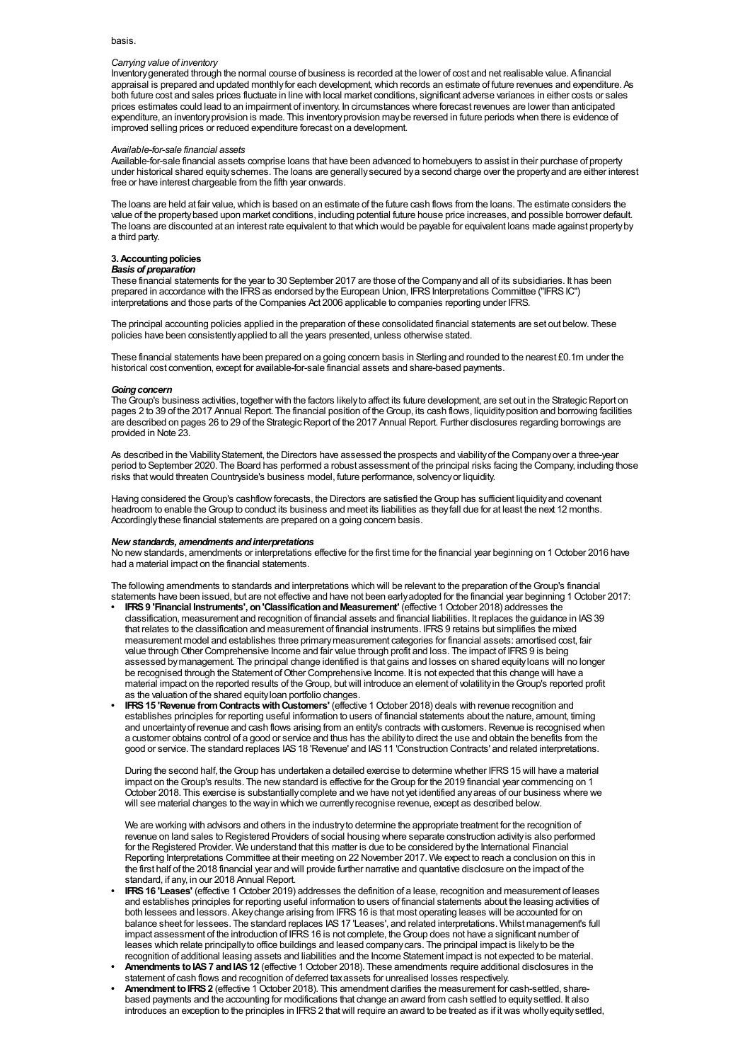basis.

*Carrying value of inventory*

Inventory generated through the normal course of business is recorded at the lower of cost and net realisable value. A financial appraisal is prepared and updated monthly for each development, which records an estimate of future revenues and expenditure. As both future cost and sales prices fluctuate in line with local market conditions, significant adverse variances in either costs or sales prices estimates could lead to an impairment of inventory. In circumstances where forecast revenues are lower than anticipated expenditure, an inventory provision is made. This inventory provision may be reversed in future periods when there is evidence of improved selling prices or reduced expenditure forecast on a development.

*Available-for-sale financial assets*

Available-for-sale financial assets comprise loans that have been advanced to homebuyers to assist in their purchase of property under historical shared equity schemes. The loans are generally secured by a second charge over the property and are either interest free or have interest chargeable from the fifth year onwards.

The loans are held at fair value, which is based on an estimate of the future cash flows from the loans. The estimate considers the value of the property based upon market conditions, including potential future house price increases, and possible borrower default. The loans are discounted at an interest rate equivalent to that which would be payable for equivalent loans made against property by a third party.

**3. Accounting policies**

***Basis of preparation***

These financial statements for the year to 30 September 2017 are those of the Company and all of its subsidiaries. It has been prepared in accordance with the IFRS as endorsed by the European Union, IFRS Interpretations Committee ("IFRS IC") interpretations and those parts of the Companies Act 2006 applicable to companies reporting under IFRS.

The principal accounting policies applied in the preparation of these consolidated financial statements are set out below. These policies have been consistently applied to all the years presented, unless otherwise stated.

These financial statements have been prepared on a going concern basis in Sterling and rounded to the nearest £0.1m under the historical cost convention, except for available-for-sale financial assets and share-based payments.

***Going concern***

The Group's business activities, together with the factors likely to affect its future development, are set out in the Strategic Report on pages 2 to 39 of the 2017 Annual Report. The financial position of the Group, its cash flows, liquidity position and borrowing facilities are described on pages 26 to 29 of the Strategic Report of the 2017 Annual Report. Further disclosures regarding borrowings are provided in Note 23.

As described in the Viability Statement, the Directors have assessed the prospects and viability of the Company over a three-year period to September 2020. The Board has performed a robust assessment of the principal risks facing the Company, including those risks that would threaten Countryside's business model, future performance, solvency or liquidity.

Having considered the Group's cashflow forecasts, the Directors are satisfied the Group has sufficient liquidity and covenant headroom to enable the Group to conduct its business and meet its liabilities as they fall due for at least the next 12 months. Accordingly these financial statements are prepared on a going concern basis.

***New standards, amendments and interpretations***

No new standards, amendments or interpretations effective for the first time for the financial year beginning on 1 October 2016 have had a material impact on the financial statements.

The following amendments to standards and interpretations which will be relevant to the preparation of the Group's financial statements have been issued, but are not effective and have not been early adopted for the financial year beginning 1 October 2017:

- **IFRS 9 'Financial Instruments', on 'Classification and Measurement'** (effective 1 October 2018) addresses the classification, measurement and recognition of financial assets and financial liabilities. It replaces the guidance in IAS 39 that relates to the classification and measurement of financial instruments. IFRS 9 retains but simplifies the mixed measurement model and establishes three primary measurement categories for financial assets: amortised cost, fair value through Other Comprehensive Income and fair value through profit and loss. The impact of IFRS 9 is being assessed by management. The principal change identified is that gains and losses on shared equity loans will no longer be recognised through the Statement of Other Comprehensive Income. It is not expected that this change will have a material impact on the reported results of the Group, but will introduce an element of volatility in the Group's reported profit as the valuation of the shared equity loan portfolio changes.
- **IFRS 15 'Revenue from Contracts with Customers'** (effective 1 October 2018) deals with revenue recognition and establishes principles for reporting useful information to users of financial statements about the nature, amount, timing and uncertainty of revenue and cash flows arising from an entity's contracts with customers. Revenue is recognised when a customer obtains control of a good or service and thus has the ability to direct the use and obtain the benefits from the good or service. The standard replaces IAS 18 'Revenue' and IAS 11 'Construction Contracts' and related interpretations.

  During the second half, the Group has undertaken a detailed exercise to determine whether IFRS 15 will have a material impact on the Group's results. The new standard is effective for the Group for the 2019 financial year commencing on 1 October 2018. This exercise is substantially complete and we have not yet identified any areas of our business where we will see material changes to the way in which we currently recognise revenue, except as described below.

  We are working with advisors and others in the industry to determine the appropriate treatment for the recognition of revenue on land sales to Registered Providers of social housing where separate construction activity is also performed for the Registered Provider. We understand that this matter is due to be considered by the International Financial Reporting Interpretations Committee at their meeting on 22 November 2017. We expect to reach a conclusion on this in the first half of the 2018 financial year and will provide further narrative and quantative disclosure on the impact of the standard, if any, in our 2018 Annual Report.
- **IFRS 16 'Leases'** (effective 1 October 2019) addresses the definition of a lease, recognition and measurement of leases and establishes principles for reporting useful information to users of financial statements about the leasing activities of both lessees and lessors. A key change arising from IFRS 16 is that most operating leases will be accounted for on balance sheet for lessees. The standard replaces IAS 17 'Leases', and related interpretations. Whilst management's full impact assessment of the introduction of IFRS 16 is not complete, the Group does not have a significant number of leases which relate principally to office buildings and leased company cars. The principal impact is likely to be the recognition of additional leasing assets and liabilities and the Income Statement impact is not expected to be material.
- **Amendments to IAS 7 and IAS 12** (effective 1 October 2018). These amendments require additional disclosures in the statement of cash flows and recognition of deferred tax assets for unrealised losses respectively.
- **Amendment to IFRS 2** (effective 1 October 2018). This amendment clarifies the measurement for cash-settled, share-based payments and the accounting for modifications that change an award from cash settled to equity settled. It also introduces an exception to the principles in IFRS 2 that will require an award to be treated as if it was wholly equity settled,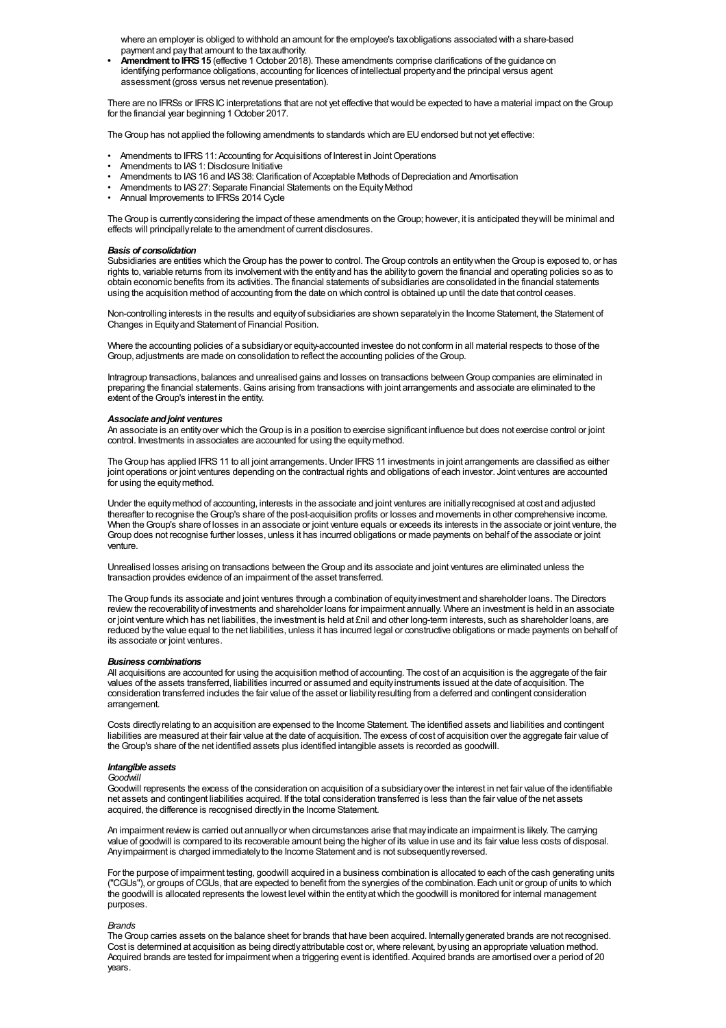where an employer is obliged to withhold an amount for the employee's tax obligations associated with a share-based payment and pay that amount to the tax authority.

- **Amendment to IFRS 15** (effective 1 October 2018). These amendments comprise clarifications of the guidance on identifying performance obligations, accounting for licences of intellectual property and the principal versus agent assessment (gross versus net revenue presentation).

There are no IFRSs or IFRS IC interpretations that are not yet effective that would be expected to have a material impact on the Group for the financial year beginning 1 October 2017.

The Group has not applied the following amendments to standards which are EU endorsed but not yet effective:

- Amendments to IFRS 11: Accounting for Acquisitions of Interest in Joint Operations
- Amendments to IAS 1: Disclosure Initiative
- Amendments to IAS 16 and IAS 38: Clarification of Acceptable Methods of Depreciation and Amortisation
- Amendments to IAS 27: Separate Financial Statements on the Equity Method
- Annual Improvements to IFRSs 2014 Cycle

The Group is currently considering the impact of these amendments on the Group; however, it is anticipated they will be minimal and effects will principally relate to the amendment of current disclosures.

***Basis of consolidation***

Subsidiaries are entities which the Group has the power to control. The Group controls an entity when the Group is exposed to, or has rights to, variable returns from its involvement with the entity and has the ability to govern the financial and operating policies so as to obtain economic benefits from its activities. The financial statements of subsidiaries are consolidated in the financial statements using the acquisition method of accounting from the date on which control is obtained up until the date that control ceases.

Non-controlling interests in the results and equity of subsidiaries are shown separately in the Income Statement, the Statement of Changes in Equity and Statement of Financial Position.

Where the accounting policies of a subsidiary or equity-accounted investee do not conform in all material respects to those of the Group, adjustments are made on consolidation to reflect the accounting policies of the Group.

Intragroup transactions, balances and unrealised gains and losses on transactions between Group companies are eliminated in preparing the financial statements. Gains arising from transactions with joint arrangements and associate are eliminated to the extent of the Group's interest in the entity.

***Associate and joint ventures***

An associate is an entity over which the Group is in a position to exercise significant influence but does not exercise control or joint control. Investments in associates are accounted for using the equity method.

The Group has applied IFRS 11 to all joint arrangements. Under IFRS 11 investments in joint arrangements are classified as either joint operations or joint ventures depending on the contractual rights and obligations of each investor. Joint ventures are accounted for using the equity method.

Under the equity method of accounting, interests in the associate and joint ventures are initially recognised at cost and adjusted thereafter to recognise the Group's share of the post-acquisition profits or losses and movements in other comprehensive income. When the Group's share of losses in an associate or joint venture equals or exceeds its interests in the associate or joint venture, the Group does not recognise further losses, unless it has incurred obligations or made payments on behalf of the associate or joint venture.

Unrealised losses arising on transactions between the Group and its associate and joint ventures are eliminated unless the transaction provides evidence of an impairment of the asset transferred.

The Group funds its associate and joint ventures through a combination of equity investment and shareholder loans. The Directors review the recoverability of investments and shareholder loans for impairment annually. Where an investment is held in an associate or joint venture which has net liabilities, the investment is held at £nil and other long-term interests, such as shareholder loans, are reduced by the value equal to the net liabilities, unless it has incurred legal or constructive obligations or made payments on behalf of its associate or joint ventures.

***Business combinations***

All acquisitions are accounted for using the acquisition method of accounting. The cost of an acquisition is the aggregate of the fair values of the assets transferred, liabilities incurred or assumed and equity instruments issued at the date of acquisition. The consideration transferred includes the fair value of the asset or liability resulting from a deferred and contingent consideration arrangement.

Costs directly relating to an acquisition are expensed to the Income Statement. The identified assets and liabilities and contingent liabilities are measured at their fair value at the date of acquisition. The excess of cost of acquisition over the aggregate fair value of the Group's share of the net identified assets plus identified intangible assets is recorded as goodwill.

***Intangible assets***

*Goodwill*

Goodwill represents the excess of the consideration on acquisition of a subsidiary over the interest in net fair value of the identifiable net assets and contingent liabilities acquired. If the total consideration transferred is less than the fair value of the net assets acquired, the difference is recognised directly in the Income Statement.

An impairment review is carried out annually or when circumstances arise that may indicate an impairment is likely. The carrying value of goodwill is compared to its recoverable amount being the higher of its value in use and its fair value less costs of disposal. Any impairment is charged immediately to the Income Statement and is not subsequently reversed.

For the purpose of impairment testing, goodwill acquired in a business combination is allocated to each of the cash generating units ("CGUs"), or groups of CGUs, that are expected to benefit from the synergies of the combination. Each unit or group of units to which the goodwill is allocated represents the lowest level within the entity at which the goodwill is monitored for internal management purposes.

*Brands*

The Group carries assets on the balance sheet for brands that have been acquired. Internally generated brands are not recognised. Cost is determined at acquisition as being directly attributable cost or, where relevant, by using an appropriate valuation method. Acquired brands are tested for impairment when a triggering event is identified. Acquired brands are amortised over a period of 20 years.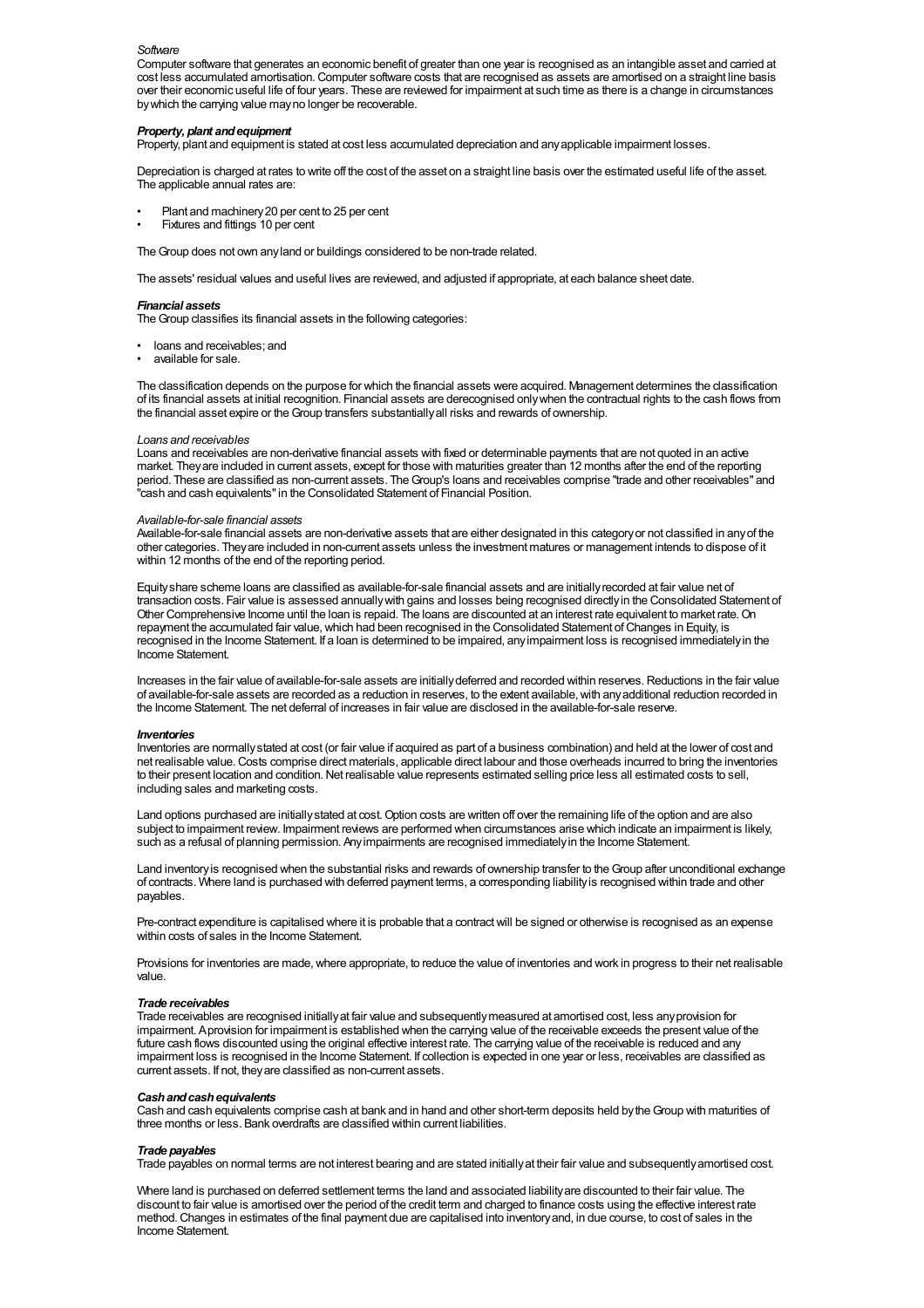*Software*

Computer software that generates an economic benefit of greater than one year is recognised as an intangible asset and carried at cost less accumulated amortisation. Computer software costs that are recognised as assets are amortised on a straight line basis over their economic useful life of four years. These are reviewed for impairment at such time as there is a change in circumstances by which the carrying value may no longer be recoverable.

***Property, plant and equipment***

Property, plant and equipment is stated at cost less accumulated depreciation and any applicable impairment losses.

Depreciation is charged at rates to write off the cost of the asset on a straight line basis over the estimated useful life of the asset. The applicable annual rates are:

- Plant and machinery 20 per cent to 25 per cent
- Fixtures and fittings 10 per cent

The Group does not own any land or buildings considered to be non-trade related.

The assets' residual values and useful lives are reviewed, and adjusted if appropriate, at each balance sheet date.

***Financial assets***

The Group classifies its financial assets in the following categories:

- loans and receivables; and
- available for sale.

The classification depends on the purpose for which the financial assets were acquired. Management determines the classification of its financial assets at initial recognition. Financial assets are derecognised only when the contractual rights to the cash flows from the financial asset expire or the Group transfers substantially all risks and rewards of ownership.

*Loans and receivables*

Loans and receivables are non-derivative financial assets with fixed or determinable payments that are not quoted in an active market. They are included in current assets, except for those with maturities greater than 12 months after the end of the reporting period. These are classified as non-current assets. The Group's loans and receivables comprise "trade and other receivables" and "cash and cash equivalents" in the Consolidated Statement of Financial Position.

*Available-for-sale financial assets*

Available-for-sale financial assets are non-derivative assets that are either designated in this category or not classified in any of the other categories. They are included in non-current assets unless the investment matures or management intends to dispose of it within 12 months of the end of the reporting period.

Equity share scheme loans are classified as available-for-sale financial assets and are initially recorded at fair value net of transaction costs. Fair value is assessed annually with gains and losses being recognised directly in the Consolidated Statement of Other Comprehensive Income until the loan is repaid. The loans are discounted at an interest rate equivalent to market rate. On repayment the accumulated fair value, which had been recognised in the Consolidated Statement of Changes in Equity, is recognised in the Income Statement. If a loan is determined to be impaired, any impairment loss is recognised immediately in the Income Statement.

Increases in the fair value of available-for-sale assets are initially deferred and recorded within reserves. Reductions in the fair value of available-for-sale assets are recorded as a reduction in reserves, to the extent available, with any additional reduction recorded in the Income Statement. The net deferral of increases in fair value are disclosed in the available-for-sale reserve.

***Inventories***

Inventories are normally stated at cost (or fair value if acquired as part of a business combination) and held at the lower of cost and net realisable value. Costs comprise direct materials, applicable direct labour and those overheads incurred to bring the inventories to their present location and condition. Net realisable value represents estimated selling price less all estimated costs to sell, including sales and marketing costs.

Land options purchased are initially stated at cost. Option costs are written off over the remaining life of the option and are also subject to impairment review. Impairment reviews are performed when circumstances arise which indicate an impairment is likely, such as a refusal of planning permission. Any impairments are recognised immediately in the Income Statement.

Land inventory is recognised when the substantial risks and rewards of ownership transfer to the Group after unconditional exchange of contracts. Where land is purchased with deferred payment terms, a corresponding liability is recognised within trade and other payables.

Pre-contract expenditure is capitalised where it is probable that a contract will be signed or otherwise is recognised as an expense within costs of sales in the Income Statement.

Provisions for inventories are made, where appropriate, to reduce the value of inventories and work in progress to their net realisable value.

***Trade receivables***

Trade receivables are recognised initially at fair value and subsequently measured at amortised cost, less any provision for impairment. A provision for impairment is established when the carrying value of the receivable exceeds the present value of the future cash flows discounted using the original effective interest rate. The carrying value of the receivable is reduced and any impairment loss is recognised in the Income Statement. If collection is expected in one year or less, receivables are classified as current assets. If not, they are classified as non-current assets.

***Cash and cash equivalents***

Cash and cash equivalents comprise cash at bank and in hand and other short-term deposits held by the Group with maturities of three months or less. Bank overdrafts are classified within current liabilities.

***Trade payables***

Trade payables on normal terms are not interest bearing and are stated initially at their fair value and subsequently amortised cost.

Where land is purchased on deferred settlement terms the land and associated liability are discounted to their fair value. The discount to fair value is amortised over the period of the credit term and charged to finance costs using the effective interest rate method. Changes in estimates of the final payment due are capitalised into inventory and, in due course, to cost of sales in the Income Statement.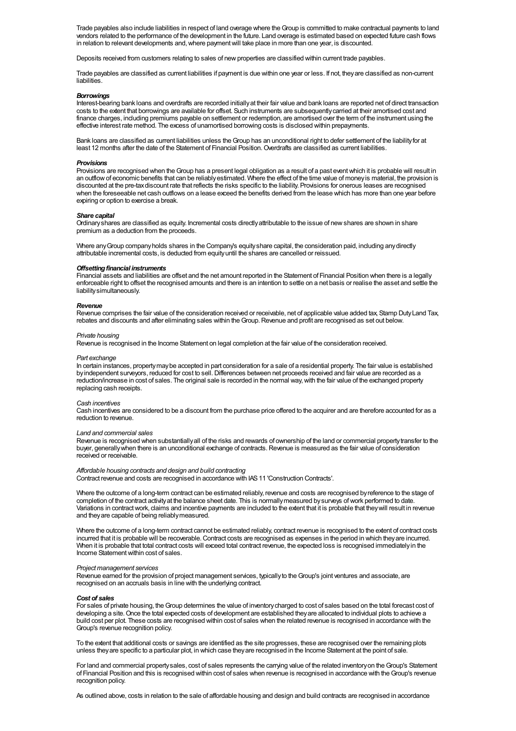Trade payables also include liabilities in respect of land overage where the Group is committed to make contractual payments to land vendors related to the performance of the development in the future. Land overage is estimated based on expected future cash flows in relation to relevant developments and, where payment will take place in more than one year, is discounted.

Deposits received from customers relating to sales of new properties are classified within current trade payables.

Trade payables are classified as current liabilities if payment is due within one year or less. If not, they are classified as non-current liabilities.

***Borrowings***
Interest-bearing bank loans and overdrafts are recorded initially at their fair value and bank loans are reported net of direct transaction costs to the extent that borrowings are available for offset. Such instruments are subsequently carried at their amortised cost and finance charges, including premiums payable on settlement or redemption, are amortised over the term of the instrument using the effective interest rate method. The excess of unamortised borrowing costs is disclosed within prepayments.

Bank loans are classified as current liabilities unless the Group has an unconditional right to defer settlement of the liability for at least 12 months after the date of the Statement of Financial Position. Overdrafts are classified as current liabilities.

***Provisions***
Provisions are recognised when the Group has a present legal obligation as a result of a past event which it is probable will result in an outflow of economic benefits that can be reliably estimated. Where the effect of the time value of money is material, the provision is discounted at the pre-tax discount rate that reflects the risks specific to the liability. Provisions for onerous leases are recognised when the foreseeable net cash outflows on a lease exceed the benefits derived from the lease which has more than one year before expiring or option to exercise a break.

***Share capital***
Ordinary shares are classified as equity. Incremental costs directly attributable to the issue of new shares are shown in share premium as a deduction from the proceeds.

Where any Group company holds shares in the Company's equity share capital, the consideration paid, including any directly attributable incremental costs, is deducted from equity until the shares are cancelled or reissued.

***Offsetting financial instruments***
Financial assets and liabilities are offset and the net amount reported in the Statement of Financial Position when there is a legally enforceable right to offset the recognised amounts and there is an intention to settle on a net basis or realise the asset and settle the liability simultaneously.

***Revenue***
Revenue comprises the fair value of the consideration received or receivable, net of applicable value added tax, Stamp Duty Land Tax, rebates and discounts and after eliminating sales within the Group. Revenue and profit are recognised as set out below.

*Private housing*
Revenue is recognised in the Income Statement on legal completion at the fair value of the consideration received.

*Part exchange*
In certain instances, property may be accepted in part consideration for a sale of a residential property. The fair value is established by independent surveyors, reduced for cost to sell. Differences between net proceeds received and fair value are recorded as a reduction/increase in cost of sales. The original sale is recorded in the normal way, with the fair value of the exchanged property replacing cash receipts.

*Cash incentives*
Cash incentives are considered to be a discount from the purchase price offered to the acquirer and are therefore accounted for as a reduction to revenue.

*Land and commercial sales*
Revenue is recognised when substantially all of the risks and rewards of ownership of the land or commercial property transfer to the buyer, generally when there is an unconditional exchange of contracts. Revenue is measured as the fair value of consideration received or receivable.

*Affordable housing contracts and design and build contracting*
Contract revenue and costs are recognised in accordance with IAS 11 'Construction Contracts'.

Where the outcome of a long-term contract can be estimated reliably, revenue and costs are recognised by reference to the stage of completion of the contract activity at the balance sheet date. This is normally measured by surveys of work performed to date. Variations in contract work, claims and incentive payments are included to the extent that it is probable that they will result in revenue and they are capable of being reliably measured.

Where the outcome of a long-term contract cannot be estimated reliably, contract revenue is recognised to the extent of contract costs incurred that it is probable will be recoverable. Contract costs are recognised as expenses in the period in which they are incurred. When it is probable that total contract costs will exceed total contract revenue, the expected loss is recognised immediately in the Income Statement within cost of sales.

*Project management services*
Revenue earned for the provision of project management services, typically to the Group's joint ventures and associate, are recognised on an accruals basis in line with the underlying contract.

***Cost of sales***
For sales of private housing, the Group determines the value of inventory charged to cost of sales based on the total forecast cost of developing a site. Once the total expected costs of development are established they are allocated to individual plots to achieve a build cost per plot. These costs are recognised within cost of sales when the related revenue is recognised in accordance with the Group's revenue recognition policy.

To the extent that additional costs or savings are identified as the site progresses, these are recognised over the remaining plots unless they are specific to a particular plot, in which case they are recognised in the Income Statement at the point of sale.

For land and commercial property sales, cost of sales represents the carrying value of the related inventory on the Group's Statement of Financial Position and this is recognised within cost of sales when revenue is recognised in accordance with the Group's revenue recognition policy.

As outlined above, costs in relation to the sale of affordable housing and design and build contracts are recognised in accordance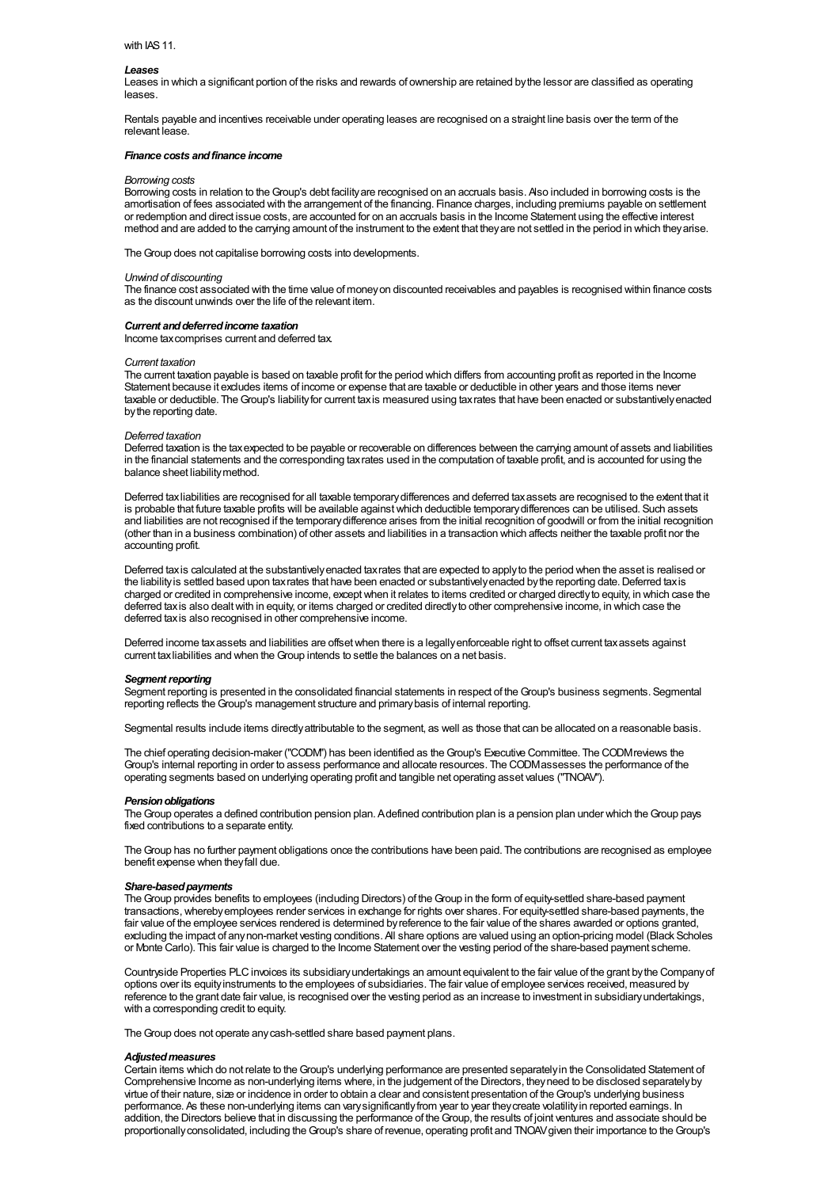with IAS 11.

***Leases***

Leases in which a significant portion of the risks and rewards of ownership are retained by the lessor are classified as operating leases.

Rentals payable and incentives receivable under operating leases are recognised on a straight line basis over the term of the relevant lease.

***Finance costs and finance income***

*Borrowing costs*

Borrowing costs in relation to the Group's debt facility are recognised on an accruals basis. Also included in borrowing costs is the amortisation of fees associated with the arrangement of the financing. Finance charges, including premiums payable on settlement or redemption and direct issue costs, are accounted for on an accruals basis in the Income Statement using the effective interest method and are added to the carrying amount of the instrument to the extent that they are not settled in the period in which they arise.

The Group does not capitalise borrowing costs into developments.

*Unwind of discounting*

The finance cost associated with the time value of money on discounted receivables and payables is recognised within finance costs as the discount unwinds over the life of the relevant item.

***Current and deferred income taxation***

Income tax comprises current and deferred tax.

*Current taxation*

The current taxation payable is based on taxable profit for the period which differs from accounting profit as reported in the Income Statement because it excludes items of income or expense that are taxable or deductible in other years and those items never taxable or deductible. The Group's liability for current tax is measured using tax rates that have been enacted or substantively enacted by the reporting date.

*Deferred taxation*

Deferred taxation is the tax expected to be payable or recoverable on differences between the carrying amount of assets and liabilities in the financial statements and the corresponding tax rates used in the computation of taxable profit, and is accounted for using the balance sheet liability method.

Deferred tax liabilities are recognised for all taxable temporary differences and deferred tax assets are recognised to the extent that it is probable that future taxable profits will be available against which deductible temporary differences can be utilised. Such assets and liabilities are not recognised if the temporary difference arises from the initial recognition of goodwill or from the initial recognition (other than in a business combination) of other assets and liabilities in a transaction which affects neither the taxable profit nor the accounting profit.

Deferred tax is calculated at the substantively enacted tax rates that are expected to apply to the period when the asset is realised or the liability is settled based upon tax rates that have been enacted or substantively enacted by the reporting date. Deferred tax is charged or credited in comprehensive income, except when it relates to items credited or charged directly to equity, in which case the deferred tax is also dealt with in equity, or items charged or credited directly to other comprehensive income, in which case the deferred tax is also recognised in other comprehensive income.

Deferred income tax assets and liabilities are offset when there is a legally enforceable right to offset current tax assets against current tax liabilities and when the Group intends to settle the balances on a net basis.

***Segment reporting***

Segment reporting is presented in the consolidated financial statements in respect of the Group's business segments. Segmental reporting reflects the Group's management structure and primary basis of internal reporting.

Segmental results include items directly attributable to the segment, as well as those that can be allocated on a reasonable basis.

The chief operating decision-maker ("CODM") has been identified as the Group's Executive Committee. The CODM reviews the Group's internal reporting in order to assess performance and allocate resources. The CODM assesses the performance of the operating segments based on underlying operating profit and tangible net operating asset values ("TNOAV").

***Pension obligations***

The Group operates a defined contribution pension plan. A defined contribution plan is a pension plan under which the Group pays fixed contributions to a separate entity.

The Group has no further payment obligations once the contributions have been paid. The contributions are recognised as employee benefit expense when they fall due.

***Share-based payments***

The Group provides benefits to employees (including Directors) of the Group in the form of equity-settled share-based payment transactions, whereby employees render services in exchange for rights over shares. For equity-settled share-based payments, the fair value of the employee services rendered is determined by reference to the fair value of the shares awarded or options granted, excluding the impact of any non-market vesting conditions. All share options are valued using an option-pricing model (Black Scholes or Monte Carlo). This fair value is charged to the Income Statement over the vesting period of the share-based payment scheme.

Countryside Properties PLC invoices its subsidiary undertakings an amount equivalent to the fair value of the grant by the Company of options over its equity instruments to the employees of subsidiaries. The fair value of employee services received, measured by reference to the grant date fair value, is recognised over the vesting period as an increase to investment in subsidiary undertakings, with a corresponding credit to equity.

The Group does not operate any cash-settled share based payment plans.

***Adjusted measures***

Certain items which do not relate to the Group's underlying performance are presented separately in the Consolidated Statement of Comprehensive Income as non-underlying items where, in the judgement of the Directors, they need to be disclosed separately by virtue of their nature, size or incidence in order to obtain a clear and consistent presentation of the Group's underlying business performance. As these non-underlying items can vary significantly from year to year they create volatility in reported earnings. In addition, the Directors believe that in discussing the performance of the Group, the results of joint ventures and associate should be proportionally consolidated, including the Group's share of revenue, operating profit and TNOAV given their importance to the Group's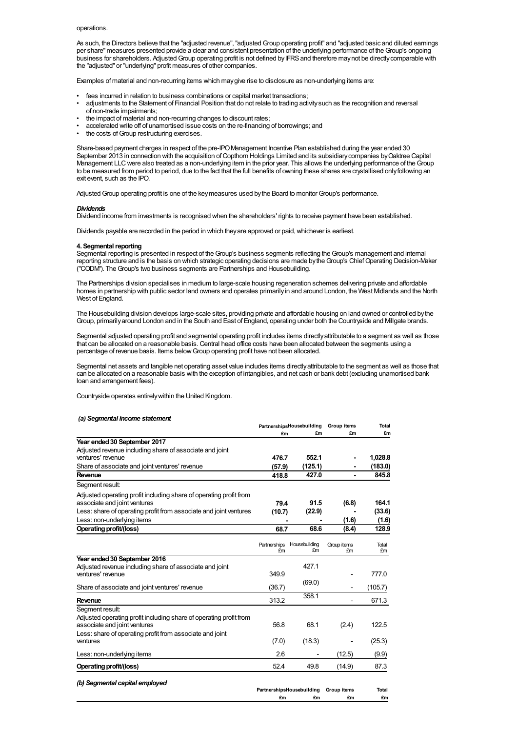operations.

As such, the Directors believe that the "adjusted revenue", "adjusted Group operating profit" and "adjusted basic and diluted earnings per share" measures presented provide a clear and consistent presentation of the underlying performance of the Group's ongoing business for shareholders. Adjusted Group operating profit is not defined by IFRS and therefore may not be directly comparable with the "adjusted" or "underlying" profit measures of other companies.

Examples of material and non-recurring items which may give rise to disclosure as non-underlying items are:

- fees incurred in relation to business combinations or capital market transactions;
- adjustments to the Statement of Financial Position that do not relate to trading activity such as the recognition and reversal of non-trade impairments;
- the impact of material and non-recurring changes to discount rates;
- accelerated write off of unamortised issue costs on the re-financing of borrowings; and
- the costs of Group restructuring exercises.

Share-based payment charges in respect of the pre-IPO Management Incentive Plan established during the year ended 30 September 2013 in connection with the acquisition of Copthorn Holdings Limited and its subsidiary companies by Oaktree Capital Management LLC were also treated as a non-underlying item in the prior year. This allows the underlying performance of the Group to be measured from period to period, due to the fact that the full benefits of owning these shares are crystallised only following an exit event, such as the IPO.

Adjusted Group operating profit is one of the key measures used by the Board to monitor Group's performance.

***Dividends***

Dividend income from investments is recognised when the shareholders' rights to receive payment have been established.

Dividends payable are recorded in the period in which they are approved or paid, whichever is earliest.

**4. Segmental reporting**

Segmental reporting is presented in respect of the Group's business segments reflecting the Group's management and internal reporting structure and is the basis on which strategic operating decisions are made by the Group's Chief Operating Decision-Maker ("CODM"). The Group's two business segments are Partnerships and Housebuilding.

The Partnerships division specialises in medium to large-scale housing regeneration schemes delivering private and affordable homes in partnership with public sector land owners and operates primarily in and around London, the West Midlands and the North West of England.

The Housebuilding division develops large-scale sites, providing private and affordable housing on land owned or controlled by the Group, primarily around London and in the South and East of England, operating under both the Countryside and Millgate brands.

Segmental adjusted operating profit and segmental operating profit includes items directly attributable to a segment as well as those that can be allocated on a reasonable basis. Central head office costs have been allocated between the segments using a percentage of revenue basis. Items below Group operating profit have not been allocated.

Segmental net assets and tangible net operating asset value includes items directly attributable to the segment as well as those that can be allocated on a reasonable basis with the exception of intangibles, and net cash or bank debt (excluding unamortised bank loan and arrangement fees).

Countryside operates entirely within the United Kingdom.

***(a) Segmental income statement***

| | Partnerships | Housebuilding | Group items | Total |
|---|---|---|---|---|
| | £m | £m | £m | £m |
| **Year ended 30 September 2017** | | | | |
| Adjusted revenue including share of associate and joint ventures' revenue | **476.7** | **552.1** | **-** | **1,028.8** |
| Share of associate and joint ventures' revenue | **(57.9)** | **(125.1)** | **-** | **(183.0)** |
| **Revenue** | **418.8** | **427.0** | **-** | **845.8** |
| Segment result: | | | | |
| Adjusted operating profit including share of operating profit from associate and joint ventures | **79.4** | **91.5** | **(6.8)** | **164.1** |
| Less: share of operating profit from associate and joint ventures | **(10.7)** | **(22.9)** | **-** | **(33.6)** |
| Less: non-underlying items | **-** | **-** | **(1.6)** | **(1.6)** |
| **Operating profit/(loss)** | **68.7** | **68.6** | **(8.4)** | **128.9** |

| | Partnerships £m | Housebuilding £m | Group items £m | Total £m |
|---|---|---|---|---|
| **Year ended 30 September 2016** | | | | |
| Adjusted revenue including share of associate and joint ventures' revenue | 349.9 | 427.1 | - | 777.0 |
| Share of associate and joint ventures' revenue | (36.7) | (69.0) | - | (105.7) |
| **Revenue** | 313.2 | 358.1 | - | 671.3 |
| Segment result: | | | | |
| Adjusted operating profit including share of operating profit from associate and joint ventures | 56.8 | 68.1 | (2.4) | 122.5 |
| Less: share of operating profit from associate and joint ventures | (7.0) | (18.3) | - | (25.3) |
| Less: non-underlying items | 2.6 | - | (12.5) | (9.9) |
| **Operating profit/(loss)** | 52.4 | 49.8 | (14.9) | 87.3 |

***(b) Segmental capital employed***

| | Partnerships | Housebuilding | Group items | Total |
|---|---|---|---|---|
| | £m | £m | £m | £m |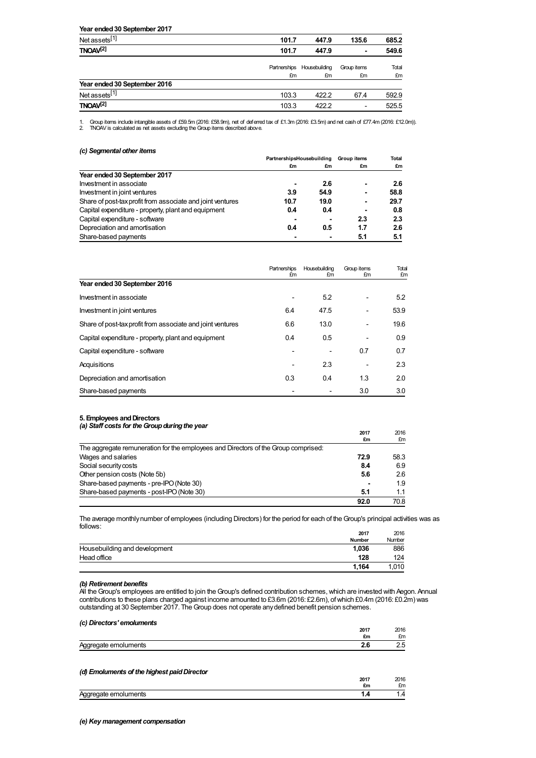**Year ended 30 September 2017**

| | Partnerships £m | Housebuilding £m | Group items £m | Total £m |
|---|---|---|---|---|
| Net assets[1] | **101.7** | **447.9** | **135.6** | **685.2** |
| **TNOAV[2]** | **101.7** | **447.9** | **-** | **549.6** |

| | Partnerships £m | Housebuilding £m | Group items £m | Total £m |
|---|---|---|---|---|
| **Year ended 30 September 2016** | | | | |
| Net assets[1] | 103.3 | 422.2 | 67.4 | 592.9 |
| **TNOAV[2]** | 103.3 | 422.2 | - | 525.5 |

1. Group items include intangible assets of £59.5m (2016: £58.9m), net of deferred tax of £1.3m (2016: £3.5m) and net cash of £77.4m (2016: £12.0m)).
2. TNOAV is calculated as net assets excluding the Group items described above.

### *(c) Segmental other items*

| | Partnerships £m | Housebuilding £m | Group items £m | Total £m |
|---|---|---|---|---|
| **Year ended 30 September 2017** | | | | |
| Investment in associate | **-** | **2.6** | **-** | **2.6** |
| Investment in joint ventures | **3.9** | **54.9** | **-** | **58.8** |
| Share of post-tax profit from associate and joint ventures | **10.7** | **19.0** | **-** | **29.7** |
| Capital expenditure - property, plant and equipment | **0.4** | **0.4** | **-** | **0.8** |
| Capital expenditure - software | **-** | **-** | **2.3** | **2.3** |
| Depreciation and amortisation | **0.4** | **0.5** | **1.7** | **2.6** |
| Share-based payments | **-** | **-** | **5.1** | **5.1** |

| | Partnerships £m | Housebuilding £m | Group items £m | Total £m |
|---|---|---|---|---|
| **Year ended 30 September 2016** | | | | |
| Investment in associate | - | 5.2 | - | 5.2 |
| Investment in joint ventures | 6.4 | 47.5 | - | 53.9 |
| Share of post-tax profit from associate and joint ventures | 6.6 | 13.0 | - | 19.6 |
| Capital expenditure - property, plant and equipment | 0.4 | 0.5 | - | 0.9 |
| Capital expenditure - software | - | - | 0.7 | 0.7 |
| Acquisitions | - | 2.3 | - | 2.3 |
| Depreciation and amortisation | 0.3 | 0.4 | 1.3 | 2.0 |
| Share-based payments | - | - | 3.0 | 3.0 |

## 5. Employees and Directors

### *(a) Staff costs for the Group during the year*

| | 2017 £m | 2016 £m |
|---|---|---|
| The aggregate remuneration for the employees and Directors of the Group comprised: | | |
| Wages and salaries | **72.9** | 58.3 |
| Social security costs | **8.4** | 6.9 |
| Other pension costs (Note 5b) | **5.6** | 2.6 |
| Share-based payments - pre-IPO (Note 30) | **-** | 1.9 |
| Share-based payments - post-IPO (Note 30) | **5.1** | 1.1 |
| | **92.0** | 70.8 |

The average monthly number of employees (including Directors) for the period for each of the Group's principal activities was as follows:

| | 2017 Number | 2016 Number |
|---|---|---|
| Housebuilding and development | **1,036** | 886 |
| Head office | **128** | 124 |
| | **1,164** | 1,010 |

### *(b) Retirement benefits*

All the Group's employees are entitled to join the Group's defined contribution schemes, which are invested with Aegon. Annual contributions to these plans charged against income amounted to £3.6m (2016: £2.6m), of which £0.4m (2016: £0.2m) was outstanding at 30 September 2017. The Group does not operate any defined benefit pension schemes.

### *(c) Directors' emoluments*

| | 2017 £m | 2016 £m |
|---|---|---|
| Aggregate emoluments | **2.6** | 2.5 |

### *(d) Emoluments of the highest paid Director*

| | 2017 £m | 2016 £m |
|---|---|---|
| Aggregate emoluments | **1.4** | 1.4 |

### *(e) Key management compensation*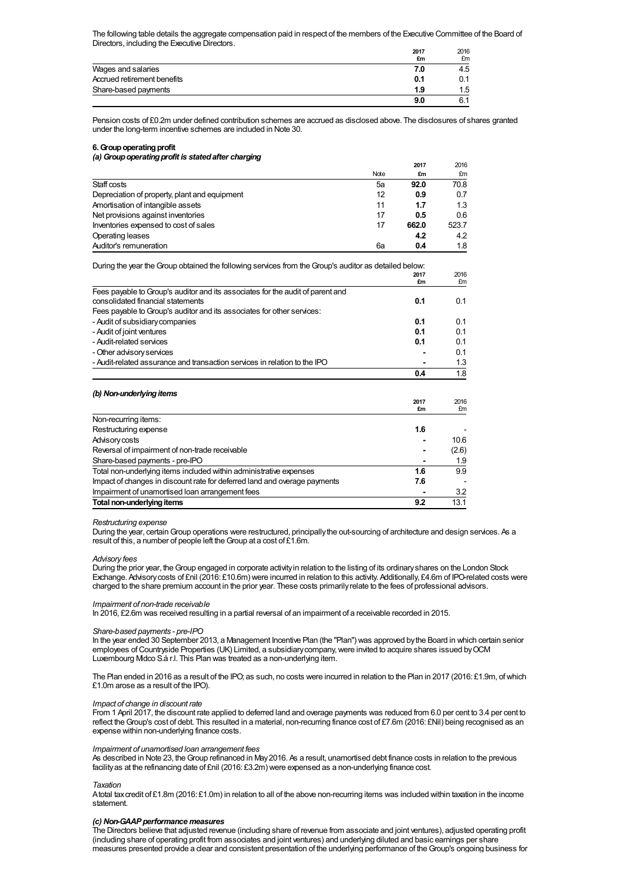The following table details the aggregate compensation paid in respect of the members of the Executive Committee of the Board of Directors, including the Executive Directors.

| | 2017 £m | 2016 £m |
|---|---|---|
| Wages and salaries | **7.0** | 4.5 |
| Accrued retirement benefits | **0.1** | 0.1 |
| Share-based payments | **1.9** | 1.5 |
| | **9.0** | 6.1 |

Pension costs of £0.2m under defined contribution schemes are accrued as disclosed above. The disclosures of shares granted under the long-term incentive schemes are included in Note 30.

### 6. Group operating profit

#### *(a) Group operating profit is stated after charging*

| | Note | 2017 £m | 2016 £m |
|---|---|---|---|
| Staff costs | 5a | **92.0** | 70.8 |
| Depreciation of property, plant and equipment | 12 | **0.9** | 0.7 |
| Amortisation of intangible assets | 11 | **1.7** | 1.3 |
| Net provisions against inventories | 17 | **0.5** | 0.6 |
| Inventories expensed to cost of sales | 17 | **662.0** | 523.7 |
| Operating leases | | **4.2** | 4.2 |
| Auditor's remuneration | 6a | **0.4** | 1.8 |

During the year the Group obtained the following services from the Group's auditor as detailed below:

| | 2017 £m | 2016 £m |
|---|---|---|
| Fees payable to Group's auditor and its associates for the audit of parent and consolidated financial statements | **0.1** | 0.1 |
| Fees payable to Group's auditor and its associates for other services: | | |
| - Audit of subsidiary companies | **0.1** | 0.1 |
| - Audit of joint ventures | **0.1** | 0.1 |
| - Audit-related services | **0.1** | 0.1 |
| - Other advisory services | **-** | 0.1 |
| - Audit-related assurance and transaction services in relation to the IPO | **-** | 1.3 |
| | **0.4** | 1.8 |

#### *(b) Non-underlying items*

| | 2017 £m | 2016 £m |
|---|---|---|
| Non-recurring items: | | |
| Restructuring expense | **1.6** | - |
| Advisory costs | **-** | 10.6 |
| Reversal of impairment of non-trade receivable | **-** | (2.6) |
| Share-based payments - pre-IPO | **-** | 1.9 |
| Total non-underlying items included within administrative expenses | **1.6** | 9.9 |
| Impact of changes in discount rate for deferred land and overage payments | **7.6** | - |
| Impairment of unamortised loan arrangement fees | **-** | 3.2 |
| **Total non-underlying items** | **9.2** | 13.1 |

*Restructuring expense*

During the year, certain Group operations were restructured, principally the out-sourcing of architecture and design services. As a result of this, a number of people left the Group at a cost of £1.6m.

*Advisory fees*

During the prior year, the Group engaged in corporate activity in relation to the listing of its ordinary shares on the London Stock Exchange. Advisory costs of £nil (2016: £10.6m) were incurred in relation to this activity. Additionally, £4.6m of IPO-related costs were charged to the share premium account in the prior year. These costs primarily relate to the fees of professional advisors.

*Impairment of non-trade receivable*

In 2016, £2.6m was received resulting in a partial reversal of an impairment of a receivable recorded in 2015.

*Share-based payments - pre-IPO*

In the year ended 30 September 2013, a Management Incentive Plan (the "Plan") was approved by the Board in which certain senior employees of Countryside Properties (UK) Limited, a subsidiary company, were invited to acquire shares issued by OCM Luxembourg Midco S.à r.l. This Plan was treated as a non-underlying item.

The Plan ended in 2016 as a result of the IPO; as such, no costs were incurred in relation to the Plan in 2017 (2016: £1.9m, of which £1.0m arose as a result of the IPO).

*Impact of change in discount rate*

From 1 April 2017, the discount rate applied to deferred land and overage payments was reduced from 6.0 per cent to 3.4 per cent to reflect the Group's cost of debt. This resulted in a material, non-recurring finance cost of £7.6m (2016: £Nil) being recognised as an expense within non-underlying finance costs.

*Impairment of unamortised loan arrangement fees*

As described in Note 23, the Group refinanced in May 2016. As a result, unamortised debt finance costs in relation to the previous facility as at the refinancing date of £nil (2016: £3.2m) were expensed as a non-underlying finance cost.

*Taxation*

A total tax credit of £1.8m (2016: £1.0m) in relation to all of the above non-recurring items was included within taxation in the income statement.

#### *(c) Non-GAAP performance measures*

The Directors believe that adjusted revenue (including share of revenue from associate and joint ventures), adjusted operating profit (including share of operating profit from associates and joint ventures) and underlying diluted and basic earnings per share measures presented provide a clear and consistent presentation of the underlying performance of the Group's ongoing business for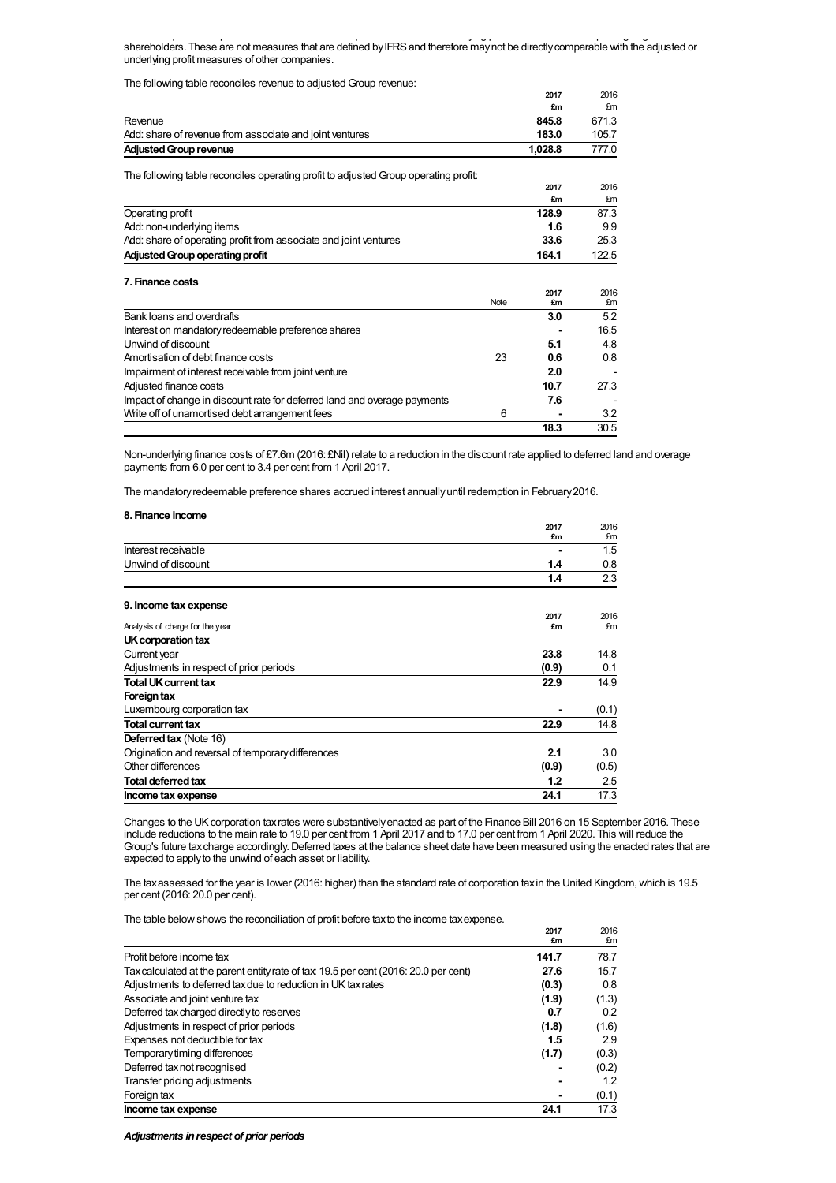shareholders. These are not measures that are defined by IFRS and therefore may not be directly comparable with the adjusted or underlying profit measures of other companies.

The following table reconciles revenue to adjusted Group revenue:

| | 2017 £m | 2016 £m |
|---|---|---|
| Revenue | **845.8** | 671.3 |
| Add: share of revenue from associate and joint ventures | **183.0** | 105.7 |
| **Adjusted Group revenue** | **1,028.8** | 777.0 |

The following table reconciles operating profit to adjusted Group operating profit:

| | 2017 £m | 2016 £m |
|---|---|---|
| Operating profit | **128.9** | 87.3 |
| Add: non-underlying items | **1.6** | 9.9 |
| Add: share of operating profit from associate and joint ventures | **33.6** | 25.3 |
| **Adjusted Group operating profit** | **164.1** | 122.5 |

**7. Finance costs**

| | Note | 2017 £m | 2016 £m |
|---|---|---|---|
| Bank loans and overdrafts | | **3.0** | 5.2 |
| Interest on mandatory redeemable preference shares | | **-** | 16.5 |
| Unwind of discount | | **5.1** | 4.8 |
| Amortisation of debt finance costs | 23 | **0.6** | 0.8 |
| Impairment of interest receivable from joint venture | | **2.0** | - |
| Adjusted finance costs | | **10.7** | 27.3 |
| Impact of change in discount rate for deferred land and overage payments | | **7.6** | - |
| Write off of unamortised debt arrangement fees | 6 | **-** | 3.2 |
| | | **18.3** | 30.5 |

Non-underlying finance costs of £7.6m (2016: £Nil) relate to a reduction in the discount rate applied to deferred land and overage payments from 6.0 per cent to 3.4 per cent from 1 April 2017.

The mandatory redeemable preference shares accrued interest annually until redemption in February 2016.

**8. Finance income**

| | 2017 £m | 2016 £m |
|---|---|---|
| Interest receivable | **-** | 1.5 |
| Unwind of discount | **1.4** | 0.8 |
| | **1.4** | 2.3 |

**9. Income tax expense**

| Analysis of charge for the year | 2017 £m | 2016 £m |
|---|---|---|
| **UK corporation tax** | | |
| Current year | **23.8** | 14.8 |
| Adjustments in respect of prior periods | **(0.9)** | 0.1 |
| **Total UK current tax** | **22.9** | 14.9 |
| **Foreign tax** | | |
| Luxembourg corporation tax | **-** | (0.1) |
| **Total current tax** | **22.9** | 14.8 |
| **Deferred tax** (Note 16) | | |
| Origination and reversal of temporary differences | **2.1** | 3.0 |
| Other differences | **(0.9)** | (0.5) |
| **Total deferred tax** | **1.2** | 2.5 |
| **Income tax expense** | **24.1** | 17.3 |

Changes to the UK corporation tax rates were substantively enacted as part of the Finance Bill 2016 on 15 September 2016. These include reductions to the main rate to 19.0 per cent from 1 April 2017 and to 17.0 per cent from 1 April 2020. This will reduce the Group's future tax charge accordingly. Deferred taxes at the balance sheet date have been measured using the enacted rates that are expected to apply to the unwind of each asset or liability.

The tax assessed for the year is lower (2016: higher) than the standard rate of corporation tax in the United Kingdom, which is 19.5 per cent (2016: 20.0 per cent).

The table below shows the reconciliation of profit before tax to the income tax expense.

| | 2017 £m | 2016 £m |
|---|---|---|
| Profit before income tax | **141.7** | 78.7 |
| Tax calculated at the parent entity rate of tax: 19.5 per cent (2016: 20.0 per cent) | **27.6** | 15.7 |
| Adjustments to deferred tax due to reduction in UK tax rates | **(0.3)** | 0.8 |
| Associate and joint venture tax | **(1.9)** | (1.3) |
| Deferred tax charged directly to reserves | **0.7** | 0.2 |
| Adjustments in respect of prior periods | **(1.8)** | (1.6) |
| Expenses not deductible for tax | **1.5** | 2.9 |
| Temporary timing differences | **(1.7)** | (0.3) |
| Deferred tax not recognised | **-** | (0.2) |
| Transfer pricing adjustments | **-** | 1.2 |
| Foreign tax | **-** | (0.1) |
| **Income tax expense** | **24.1** | 17.3 |

***Adjustments in respect of prior periods***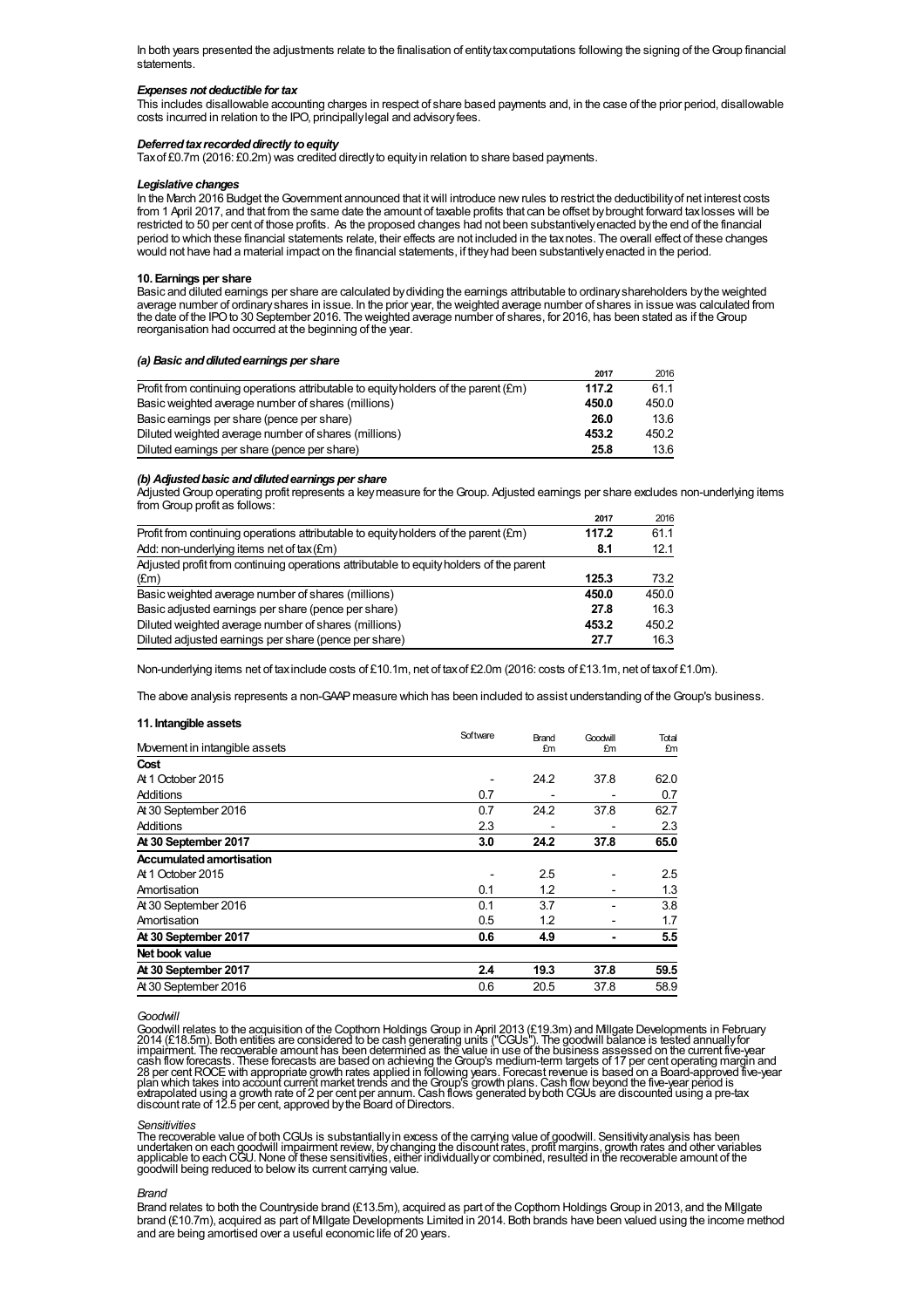In both years presented the adjustments relate to the finalisation of entity tax computations following the signing of the Group financial statements.

***Expenses not deductible for tax***

This includes disallowable accounting charges in respect of share based payments and, in the case of the prior period, disallowable costs incurred in relation to the IPO, principally legal and advisory fees.

***Deferred tax recorded directly to equity***

Tax of £0.7m (2016: £0.2m) was credited directly to equity in relation to share based payments.

***Legislative changes***

In the March 2016 Budget the Government announced that it will introduce new rules to restrict the deductibility of net interest costs from 1 April 2017, and that from the same date the amount of taxable profits that can be offset by brought forward tax losses will be restricted to 50 per cent of those profits. As the proposed changes had not been substantively enacted by the end of the financial period to which these financial statements relate, their effects are not included in the tax notes. The overall effect of these changes would not have had a material impact on the financial statements, if they had been substantively enacted in the period.

**10. Earnings per share**

Basic and diluted earnings per share are calculated by dividing the earnings attributable to ordinary shareholders by the weighted average number of ordinary shares in issue. In the prior year, the weighted average number of shares in issue was calculated from the date of the IPO to 30 September 2016. The weighted average number of shares, for 2016, has been stated as if the Group reorganisation had occurred at the beginning of the year.

***(a) Basic and diluted earnings per share***

| | **2017** | 2016 |
|---|---|---|
| Profit from continuing operations attributable to equity holders of the parent (£m) | **117.2** | 61.1 |
| Basic weighted average number of shares (millions) | **450.0** | 450.0 |
| Basic earnings per share (pence per share) | **26.0** | 13.6 |
| Diluted weighted average number of shares (millions) | **453.2** | 450.2 |
| Diluted earnings per share (pence per share) | **25.8** | 13.6 |

***(b) Adjusted basic and diluted earnings per share***

Adjusted Group operating profit represents a key measure for the Group. Adjusted earnings per share excludes non-underlying items from Group profit as follows:

| | **2017** | 2016 |
|---|---|---|
| Profit from continuing operations attributable to equity holders of the parent (£m) | **117.2** | 61.1 |
| Add: non-underlying items net of tax (£m) | **8.1** | 12.1 |
| Adjusted profit from continuing operations attributable to equity holders of the parent (£m) | **125.3** | 73.2 |
| Basic weighted average number of shares (millions) | **450.0** | 450.0 |
| Basic adjusted earnings per share (pence per share) | **27.8** | 16.3 |
| Diluted weighted average number of shares (millions) | **453.2** | 450.2 |
| Diluted adjusted earnings per share (pence per share) | **27.7** | 16.3 |

Non-underlying items net of tax include costs of £10.1m, net of tax of £2.0m (2016: costs of £13.1m, net of tax of £1.0m).

The above analysis represents a non-GAAP measure which has been included to assist understanding of the Group's business.

**11. Intangible assets**

| Movement in intangible assets | Software | Brand £m | Goodwill £m | Total £m |
|---|---|---|---|---|
| **Cost** | | | | |
| At 1 October 2015 | - | 24.2 | 37.8 | 62.0 |
| Additions | 0.7 | - | - | 0.7 |
| At 30 September 2016 | 0.7 | 24.2 | 37.8 | 62.7 |
| Additions | 2.3 | - | - | 2.3 |
| **At 30 September 2017** | **3.0** | **24.2** | **37.8** | **65.0** |
| **Accumulated amortisation** | | | | |
| At 1 October 2015 | - | 2.5 | - | 2.5 |
| Amortisation | 0.1 | 1.2 | - | 1.3 |
| At 30 September 2016 | 0.1 | 3.7 | - | 3.8 |
| Amortisation | 0.5 | 1.2 | - | 1.7 |
| **At 30 September 2017** | **0.6** | **4.9** | **-** | **5.5** |
| **Net book value** | | | | |
| **At 30 September 2017** | **2.4** | **19.3** | **37.8** | **59.5** |
| At 30 September 2016 | 0.6 | 20.5 | 37.8 | 58.9 |

*Goodwill*

Goodwill relates to the acquisition of the Copthorn Holdings Group in April 2013 (£19.3m) and Millgate Developments in February 2014 (£18.5m). Both entities are considered to be cash generating units ("CGUs"). The goodwill balance is tested annually for impairment. The recoverable amount has been determined as the value in use of the business assessed on the current five-year cash flow forecasts. These forecasts are based on achieving the Group's medium-term targets of 17 per cent operating margin and 28 per cent ROCE with appropriate growth rates applied in following years. Forecast revenue is based on a Board-approved five-year plan which takes into account current market trends and the Group's growth plans. Cash flow beyond the five-year period is extrapolated using a growth rate of 2 per cent per annum. Cash flows generated by both CGUs are discounted using a pre-tax discount rate of 12.5 per cent, approved by the Board of Directors.

*Sensitivities*

The recoverable value of both CGUs is substantially in excess of the carrying value of goodwill. Sensitivity analysis has been undertaken on each goodwill impairment review, by changing the discount rates, profit margins, growth rates and other variables applicable to each CGU. None of these sensitivities, either individually or combined, resulted in the recoverable amount of the goodwill being reduced to below its current carrying value.

*Brand*

Brand relates to both the Countryside brand (£13.5m), acquired as part of the Copthorn Holdings Group in 2013, and the Millgate brand (£10.7m), acquired as part of Millgate Developments Limited in 2014. Both brands have been valued using the income method and are being amortised over a useful economic life of 20 years.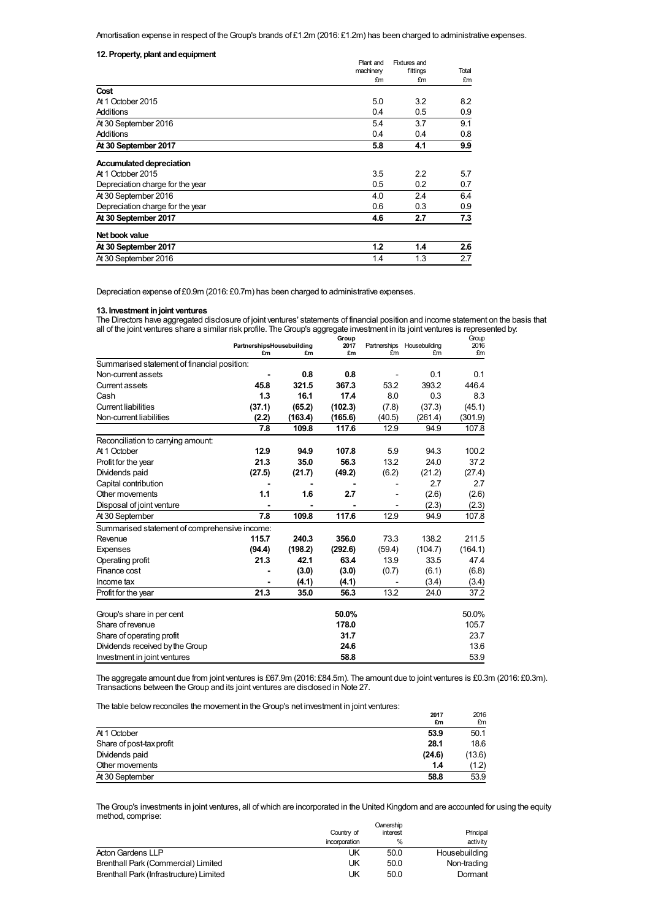Amortisation expense in respect of the Group's brands of £1.2m (2016: £1.2m) has been charged to administrative expenses.

### 12. Property, plant and equipment

| | Plant and machinery £m | Fixtures and fittings £m | Total £m |
|---|---|---|---|
| **Cost** | | | |
| At 1 October 2015 | 5.0 | 3.2 | 8.2 |
| Additions | 0.4 | 0.5 | 0.9 |
| At 30 September 2016 | 5.4 | 3.7 | 9.1 |
| Additions | 0.4 | 0.4 | 0.8 |
| **At 30 September 2017** | **5.8** | **4.1** | **9.9** |
| **Accumulated depreciation** | | | |
| At 1 October 2015 | 3.5 | 2.2 | 5.7 |
| Depreciation charge for the year | 0.5 | 0.2 | 0.7 |
| At 30 September 2016 | 4.0 | 2.4 | 6.4 |
| Depreciation charge for the year | 0.6 | 0.3 | 0.9 |
| **At 30 September 2017** | **4.6** | **2.7** | **7.3** |
| **Net book value** | | | |
| **At 30 September 2017** | **1.2** | **1.4** | **2.6** |
| At 30 September 2016 | 1.4 | 1.3 | 2.7 |

Depreciation expense of £0.9m (2016: £0.7m) has been charged to administrative expenses.

### 13. Investment in joint ventures

The Directors have aggregated disclosure of joint ventures' statements of financial position and income statement on the basis that all of the joint ventures share a similar risk profile. The Group's aggregate investment in its joint ventures is represented by:

| | Partnerships £m | Housebuilding £m | Group 2017 £m | Partnerships £m | Housebuilding £m | Group 2016 £m |
|---|---|---|---|---|---|---|
| Summarised statement of financial position: | | | | | | |
| Non-current assets | **-** | **0.8** | **0.8** | - | 0.1 | 0.1 |
| Current assets | **45.8** | **321.5** | **367.3** | 53.2 | 393.2 | 446.4 |
| Cash | **1.3** | **16.1** | **17.4** | 8.0 | 0.3 | 8.3 |
| Current liabilities | **(37.1)** | **(65.2)** | **(102.3)** | (7.8) | (37.3) | (45.1) |
| Non-current liabilities | **(2.2)** | **(163.4)** | **(165.6)** | (40.5) | (261.4) | (301.9) |
| | **7.8** | **109.8** | **117.6** | 12.9 | 94.9 | 107.8 |
| Reconciliation to carrying amount: | | | | | | |
| At 1 October | **12.9** | **94.9** | **107.8** | 5.9 | 94.3 | 100.2 |
| Profit for the year | **21.3** | **35.0** | **56.3** | 13.2 | 24.0 | 37.2 |
| Dividends paid | **(27.5)** | **(21.7)** | **(49.2)** | (6.2) | (21.2) | (27.4) |
| Capital contribution | **-** | **-** | **-** | - | 2.7 | 2.7 |
| Other movements | **1.1** | **1.6** | **2.7** | - | (2.6) | (2.6) |
| Disposal of joint venture | **-** | **-** | **-** | - | (2.3) | (2.3) |
| At 30 September | **7.8** | **109.8** | **117.6** | 12.9 | 94.9 | 107.8 |
| Summarised statement of comprehensive income: | | | | | | |
| Revenue | **115.7** | **240.3** | **356.0** | 73.3 | 138.2 | 211.5 |
| Expenses | **(94.4)** | **(198.2)** | **(292.6)** | (59.4) | (104.7) | (164.1) |
| Operating profit | **21.3** | **42.1** | **63.4** | 13.9 | 33.5 | 47.4 |
| Finance cost | **-** | **(3.0)** | **(3.0)** | (0.7) | (6.1) | (6.8) |
| Income tax | **-** | **(4.1)** | **(4.1)** | - | (3.4) | (3.4) |
| Profit for the year | **21.3** | **35.0** | **56.3** | 13.2 | 24.0 | 37.2 |
| | | | | | | |
| Group's share in per cent | | | **50.0%** | | | 50.0% |
| Share of revenue | | | **178.0** | | | 105.7 |
| Share of operating profit | | | **31.7** | | | 23.7 |
| Dividends received by the Group | | | **24.6** | | | 13.6 |
| Investment in joint ventures | | | **58.8** | | | 53.9 |

The aggregate amount due from joint ventures is £67.9m (2016: £84.5m). The amount due to joint ventures is £0.3m (2016: £0.3m). Transactions between the Group and its joint ventures are disclosed in Note 27.

The table below reconciles the movement in the Group's net investment in joint ventures:

| | 2017 £m | 2016 £m |
|---|---|---|
| At 1 October | **53.9** | 50.1 |
| Share of post-tax profit | **28.1** | 18.6 |
| Dividends paid | **(24.6)** | (13.6) |
| Other movements | **1.4** | (1.2) |
| At 30 September | **58.8** | 53.9 |

The Group's investments in joint ventures, all of which are incorporated in the United Kingdom and are accounted for using the equity method, comprise:

| | Country of incorporation | Ownership interest % | Principal activity |
|---|---|---|---|
| Acton Gardens LLP | UK | 50.0 | Housebuilding |
| Brenthall Park (Commercial) Limited | UK | 50.0 | Non-trading |
| Brenthall Park (Infrastructure) Limited | UK | 50.0 | Dormant |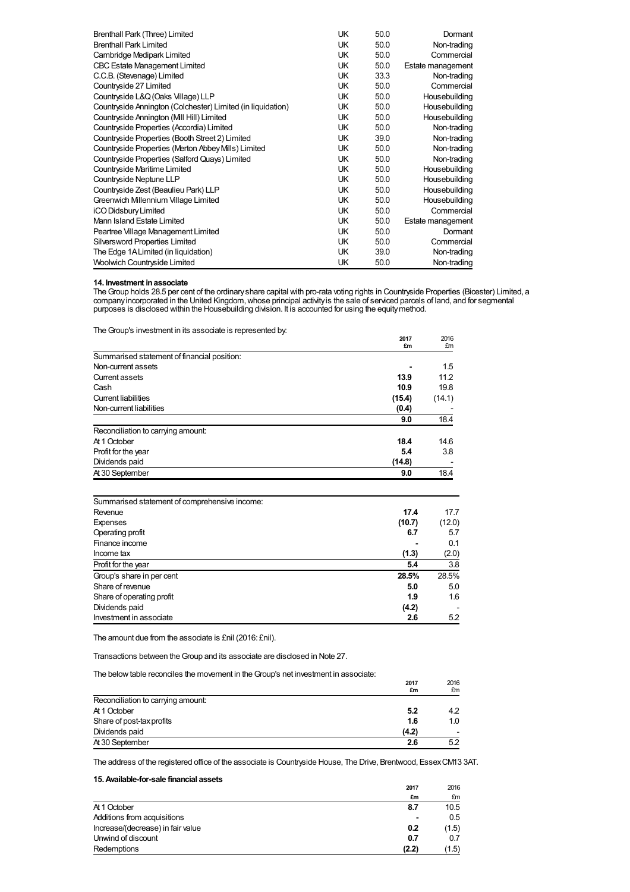| | | | |
|---|---|---|---|
| Brenthall Park (Three) Limited | UK | 50.0 | Dormant |
| Brenthall Park Limited | UK | 50.0 | Non-trading |
| Cambridge Medipark Limited | UK | 50.0 | Commercial |
| CBC Estate Management Limited | UK | 50.0 | Estate management |
| C.C.B. (Stevenage) Limited | UK | 33.3 | Non-trading |
| Countryside 27 Limited | UK | 50.0 | Commercial |
| Countryside L&Q (Oaks Village) LLP | UK | 50.0 | Housebuilding |
| Countryside Annington (Colchester) Limited (in liquidation) | UK | 50.0 | Housebuilding |
| Countryside Annington (Mill Hill) Limited | UK | 50.0 | Housebuilding |
| Countryside Properties (Accordia) Limited | UK | 50.0 | Non-trading |
| Countryside Properties (Booth Street 2) Limited | UK | 39.0 | Non-trading |
| Countryside Properties (Merton Abbey Mills) Limited | UK | 50.0 | Non-trading |
| Countryside Properties (Salford Quays) Limited | UK | 50.0 | Non-trading |
| Countryside Maritime Limited | UK | 50.0 | Housebuilding |
| Countryside Neptune LLP | UK | 50.0 | Housebuilding |
| Countryside Zest (Beaulieu Park) LLP | UK | 50.0 | Housebuilding |
| Greenwich Millennium Village Limited | UK | 50.0 | Housebuilding |
| iCO Didsbury Limited | UK | 50.0 | Commercial |
| Mann Island Estate Limited | UK | 50.0 | Estate management |
| Peartree Village Management Limited | UK | 50.0 | Dormant |
| Silversword Properties Limited | UK | 50.0 | Commercial |
| The Edge 1A Limited (in liquidation) | UK | 39.0 | Non-trading |
| Woolwich Countryside Limited | UK | 50.0 | Non-trading |

**14. Investment in associate**

The Group holds 28.5 per cent of the ordinary share capital with pro-rata voting rights in Countryside Properties (Bicester) Limited, a company incorporated in the United Kingdom, whose principal activity is the sale of serviced parcels of land, and for segmental purposes is disclosed within the Housebuilding division. It is accounted for using the equity method.

The Group's investment in its associate is represented by:

| | 2017 £m | 2016 £m |
|---|---|---|
| Summarised statement of financial position: | | |
| Non-current assets | - | 1.5 |
| Current assets | **13.9** | 11.2 |
| Cash | **10.9** | 19.8 |
| Current liabilities | **(15.4)** | (14.1) |
| Non-current liabilities | **(0.4)** | - |
| | **9.0** | 18.4 |
| Reconciliation to carrying amount: | | |
| At 1 October | **18.4** | 14.6 |
| Profit for the year | **5.4** | 3.8 |
| Dividends paid | **(14.8)** | - |
| At 30 September | **9.0** | 18.4 |

| | | |
|---|---|---|
| Summarised statement of comprehensive income: | | |
| Revenue | **17.4** | 17.7 |
| Expenses | **(10.7)** | (12.0) |
| Operating profit | **6.7** | 5.7 |
| Finance income | - | 0.1 |
| Income tax | **(1.3)** | (2.0) |
| Profit for the year | **5.4** | 3.8 |
| Group's share in per cent | **28.5%** | 28.5% |
| Share of revenue | **5.0** | 5.0 |
| Share of operating profit | **1.9** | 1.6 |
| Dividends paid | **(4.2)** | - |
| Investment in associate | **2.6** | 5.2 |

The amount due from the associate is £nil (2016: £nil).

Transactions between the Group and its associate are disclosed in Note 27.

The below table reconciles the movement in the Group's net investment in associate:

| | 2017 £m | 2016 £m |
|---|---|---|
| Reconciliation to carrying amount: | | |
| At 1 October | **5.2** | 4.2 |
| Share of post-tax profits | **1.6** | 1.0 |
| Dividends paid | **(4.2)** | - |
| At 30 September | **2.6** | 5.2 |

The address of the registered office of the associate is Countryside House, The Drive, Brentwood, Essex CM13 3AT.

**15. Available-for-sale financial assets**

| | 2017 £m | 2016 £m |
|---|---|---|
| At 1 October | **8.7** | 10.5 |
| Additions from acquisitions | - | 0.5 |
| Increase/(decrease) in fair value | **0.2** | (1.5) |
| Unwind of discount | **0.7** | 0.7 |
| Redemptions | **(2.2)** | (1.5) |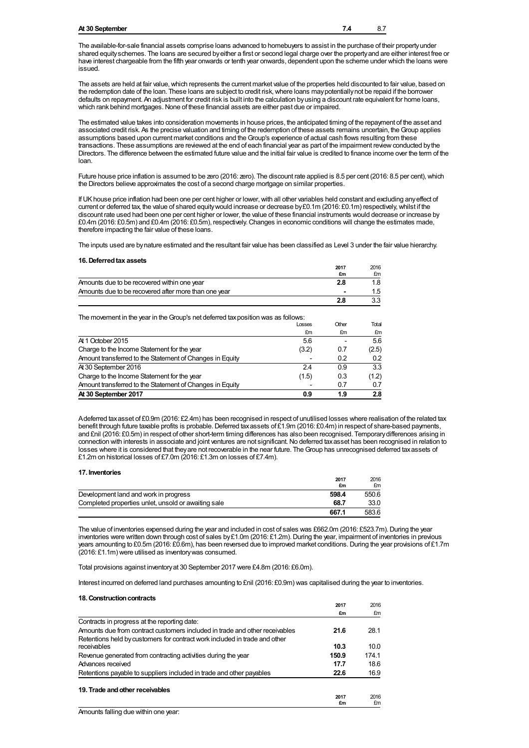| At 30 September | 7.4 | 8.7 |
|---|---|---|

The available-for-sale financial assets comprise loans advanced to homebuyers to assist in the purchase of their property under shared equity schemes. The loans are secured by either a first or second legal charge over the property and are either interest free or have interest chargeable from the fifth year onwards or tenth year onwards, dependent upon the scheme under which the loans were issued.

The assets are held at fair value, which represents the current market value of the properties held discounted to fair value, based on the redemption date of the loan. These loans are subject to credit risk, where loans may potentially not be repaid if the borrower defaults on repayment. An adjustment for credit risk is built into the calculation by using a discount rate equivalent for home loans, which rank behind mortgages. None of these financial assets are either past due or impaired.

The estimated value takes into consideration movements in house prices, the anticipated timing of the repayment of the asset and associated credit risk. As the precise valuation and timing of the redemption of these assets remains uncertain, the Group applies assumptions based upon current market conditions and the Group's experience of actual cash flows resulting from these transactions. These assumptions are reviewed at the end of each financial year as part of the impairment review conducted by the Directors. The difference between the estimated future value and the initial fair value is credited to finance income over the term of the loan.

Future house price inflation is assumed to be zero (2016: zero). The discount rate applied is 8.5 per cent (2016: 8.5 per cent), which the Directors believe approximates the cost of a second charge mortgage on similar properties.

If UK house price inflation had been one per cent higher or lower, with all other variables held constant and excluding any effect of current or deferred tax, the value of shared equity would increase or decrease by £0.1m (2016: £0.1m) respectively, whilst if the discount rate used had been one per cent higher or lower, the value of these financial instruments would decrease or increase by £0.4m (2016: £0.5m) and £0.4m (2016: £0.5m), respectively. Changes in economic conditions will change the estimates made, therefore impacting the fair value of these loans.

The inputs used are by nature estimated and the resultant fair value has been classified as Level 3 under the fair value hierarchy.

### 16. Deferred tax assets

| | **2017 £m** | 2016 £m |
|---|---|---|
| Amounts due to be recovered within one year | **2.8** | 1.8 |
| Amounts due to be recovered after more than one year | **-** | 1.5 |
| | **2.8** | 3.3 |

The movement in the year in the Group's net deferred tax position was as follows:

| | Losses £m | Other £m | Total £m |
|---|---|---|---|
| At 1 October 2015 | 5.6 | - | 5.6 |
| Charge to the Income Statement for the year | (3.2) | 0.7 | (2.5) |
| Amount transferred to the Statement of Changes in Equity | - | 0.2 | 0.2 |
| At 30 September 2016 | 2.4 | 0.9 | 3.3 |
| Charge to the Income Statement for the year | (1.5) | 0.3 | (1.2) |
| Amount transferred to the Statement of Changes in Equity | - | 0.7 | 0.7 |
| **At 30 September 2017** | **0.9** | **1.9** | **2.8** |

A deferred tax asset of £0.9m (2016: £2.4m) has been recognised in respect of unutilised losses where realisation of the related tax benefit through future taxable profits is probable. Deferred tax assets of £1.9m (2016: £0.4m) in respect of share-based payments, and £nil (2016: £0.5m) in respect of other short-term timing differences has also been recognised. Temporary differences arising in connection with interests in associate and joint ventures are not significant. No deferred tax asset has been recognised in relation to losses where it is considered that they are not recoverable in the near future. The Group has unrecognised deferred tax assets of £1.2m on historical losses of £7.0m (2016: £1.3m on losses of £7.4m).

### 17. Inventories

| | **2017 £m** | 2016 £m |
|---|---|---|
| Development land and work in progress | **598.4** | 550.6 |
| Completed properties unlet, unsold or awaiting sale | **68.7** | 33.0 |
| | **667.1** | 583.6 |

The value of inventories expensed during the year and included in cost of sales was £662.0m (2016: £523.7m). During the year inventories were written down through cost of sales by £1.0m (2016: £1.2m). During the year, impairment of inventories in previous years amounting to £0.5m (2016: £0.6m), has been reversed due to improved market conditions. During the year provisions of £1.7m (2016: £1.1m) were utilised as inventory was consumed.

Total provisions against inventory at 30 September 2017 were £4.8m (2016: £6.0m).

Interest incurred on deferred land purchases amounting to £nil (2016: £0.9m) was capitalised during the year to inventories.

### 18. Construction contracts

| | **2017 £m** | 2016 £m |
|---|---|---|
| Contracts in progress at the reporting date: | | |
| Amounts due from contract customers included in trade and other receivables | **21.6** | 28.1 |
| Retentions held by customers for contract work included in trade and other receivables | **10.3** | 10.0 |
| Revenue generated from contracting activities during the year | **150.9** | 174.1 |
| Advances received | **17.7** | 18.6 |
| Retentions payable to suppliers included in trade and other payables | **22.6** | 16.9 |

### 19. Trade and other receivables

| | **2017 £m** | 2016 £m |
|---|---|---|
| Amounts falling due within one year: | | |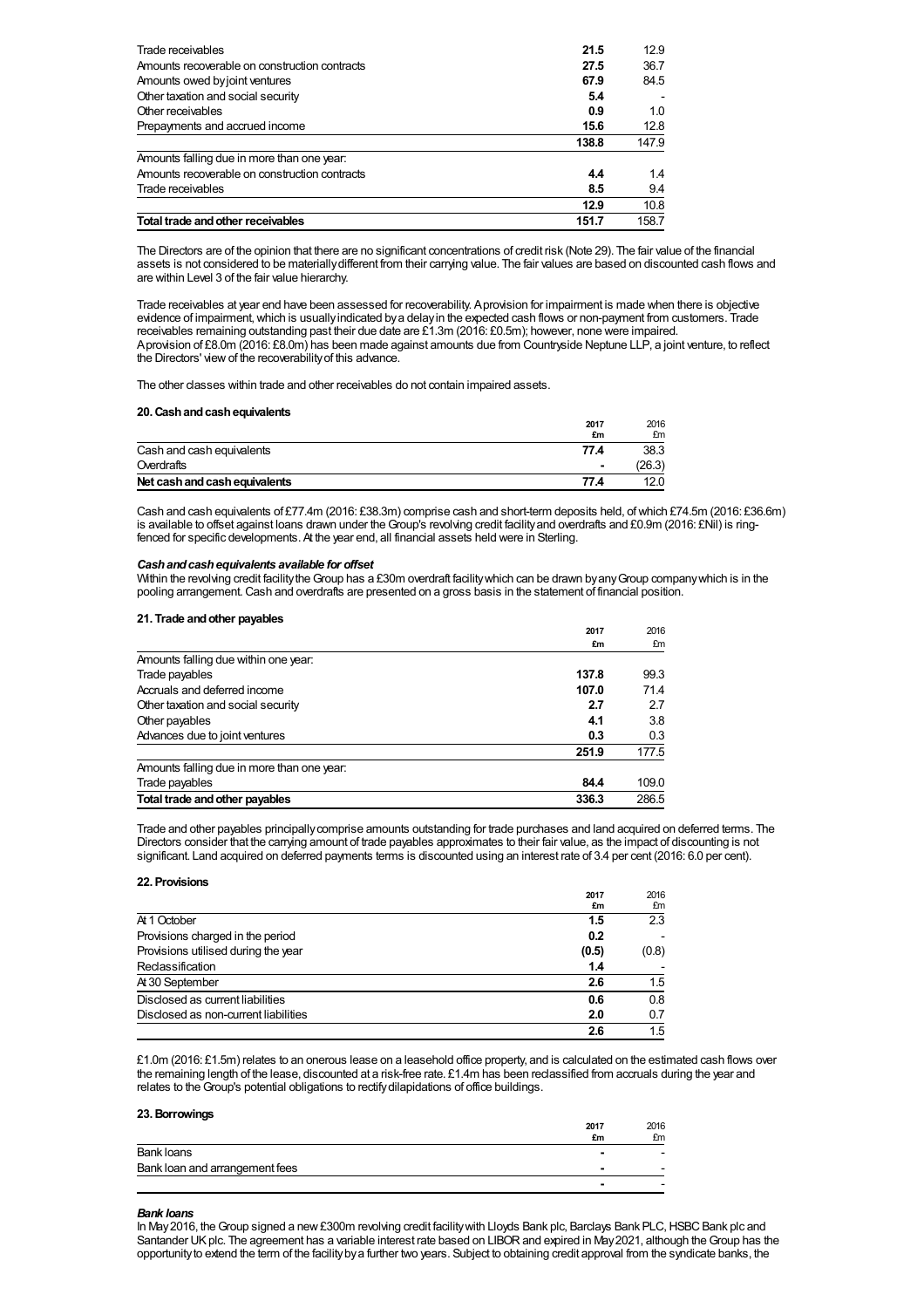| | | |
|---|---|---|
| Trade receivables | **21.5** | 12.9 |
| Amounts recoverable on construction contracts | **27.5** | 36.7 |
| Amounts owed by joint ventures | **67.9** | 84.5 |
| Other taxation and social security | **5.4** | - |
| Other receivables | **0.9** | 1.0 |
| Prepayments and accrued income | **15.6** | 12.8 |
| | **138.8** | 147.9 |
| Amounts falling due in more than one year: | | |
| Amounts recoverable on construction contracts | **4.4** | 1.4 |
| Trade receivables | **8.5** | 9.4 |
| | **12.9** | 10.8 |
| **Total trade and other receivables** | **151.7** | 158.7 |

The Directors are of the opinion that there are no significant concentrations of credit risk (Note 29). The fair value of the financial assets is not considered to be materially different from their carrying value. The fair values are based on discounted cash flows and are within Level 3 of the fair value hierarchy.

Trade receivables at year end have been assessed for recoverability. A provision for impairment is made when there is objective evidence of impairment, which is usually indicated by a delay in the expected cash flows or non-payment from customers. Trade receivables remaining outstanding past their due date are £1.3m (2016: £0.5m); however, none were impaired.
A provision of £8.0m (2016: £8.0m) has been made against amounts due from Countryside Neptune LLP, a joint venture, to reflect the Directors' view of the recoverability of this advance.

The other classes within trade and other receivables do not contain impaired assets.

### 20. Cash and cash equivalents

| | 2017 £m | 2016 £m |
|---|---|---|
| Cash and cash equivalents | **77.4** | 38.3 |
| Overdrafts | **-** | (26.3) |
| **Net cash and cash equivalents** | **77.4** | 12.0 |

Cash and cash equivalents of £77.4m (2016: £38.3m) comprise cash and short-term deposits held, of which £74.5m (2016: £36.6m) is available to offset against loans drawn under the Group's revolving credit facility and overdrafts and £0.9m (2016: £Nil) is ring-fenced for specific developments. At the year end, all financial assets held were in Sterling.

***Cash and cash equivalents available for offset***
Within the revolving credit facility the Group has a £30m overdraft facility which can be drawn by any Group company which is in the pooling arrangement. Cash and overdrafts are presented on a gross basis in the statement of financial position.

### 21. Trade and other payables

| | 2017 £m | 2016 £m |
|---|---|---|
| Amounts falling due within one year: | | |
| Trade payables | **137.8** | 99.3 |
| Accruals and deferred income | **107.0** | 71.4 |
| Other taxation and social security | **2.7** | 2.7 |
| Other payables | **4.1** | 3.8 |
| Advances due to joint ventures | **0.3** | 0.3 |
| | **251.9** | 177.5 |
| Amounts falling due in more than one year: | | |
| Trade payables | **84.4** | 109.0 |
| **Total trade and other payables** | **336.3** | 286.5 |

Trade and other payables principally comprise amounts outstanding for trade purchases and land acquired on deferred terms. The Directors consider that the carrying amount of trade payables approximates to their fair value, as the impact of discounting is not significant. Land acquired on deferred payments terms is discounted using an interest rate of 3.4 per cent (2016: 6.0 per cent).

### 22. Provisions

| | 2017 £m | 2016 £m |
|---|---|---|
| At 1 October | **1.5** | 2.3 |
| Provisions charged in the period | **0.2** | - |
| Provisions utilised during the year | **(0.5)** | (0.8) |
| Reclassification | **1.4** | - |
| At 30 September | **2.6** | 1.5 |
| Disclosed as current liabilities | **0.6** | 0.8 |
| Disclosed as non-current liabilities | **2.0** | 0.7 |
| | **2.6** | 1.5 |

£1.0m (2016: £1.5m) relates to an onerous lease on a leasehold office property, and is calculated on the estimated cash flows over the remaining length of the lease, discounted at a risk-free rate. £1.4m has been reclassified from accruals during the year and relates to the Group's potential obligations to rectify dilapidations of office buildings.

### 23. Borrowings

| | 2017 £m | 2016 £m |
|---|---|---|
| Bank loans | **-** | - |
| Bank loan and arrangement fees | **-** | - |
| | **-** | - |

***Bank loans***
In May 2016, the Group signed a new £300m revolving credit facility with Lloyds Bank plc, Barclays Bank PLC, HSBC Bank plc and Santander UK plc. The agreement has a variable interest rate based on LIBOR and expired in May 2021, although the Group has the opportunity to extend the term of the facility by a further two years. Subject to obtaining credit approval from the syndicate banks, the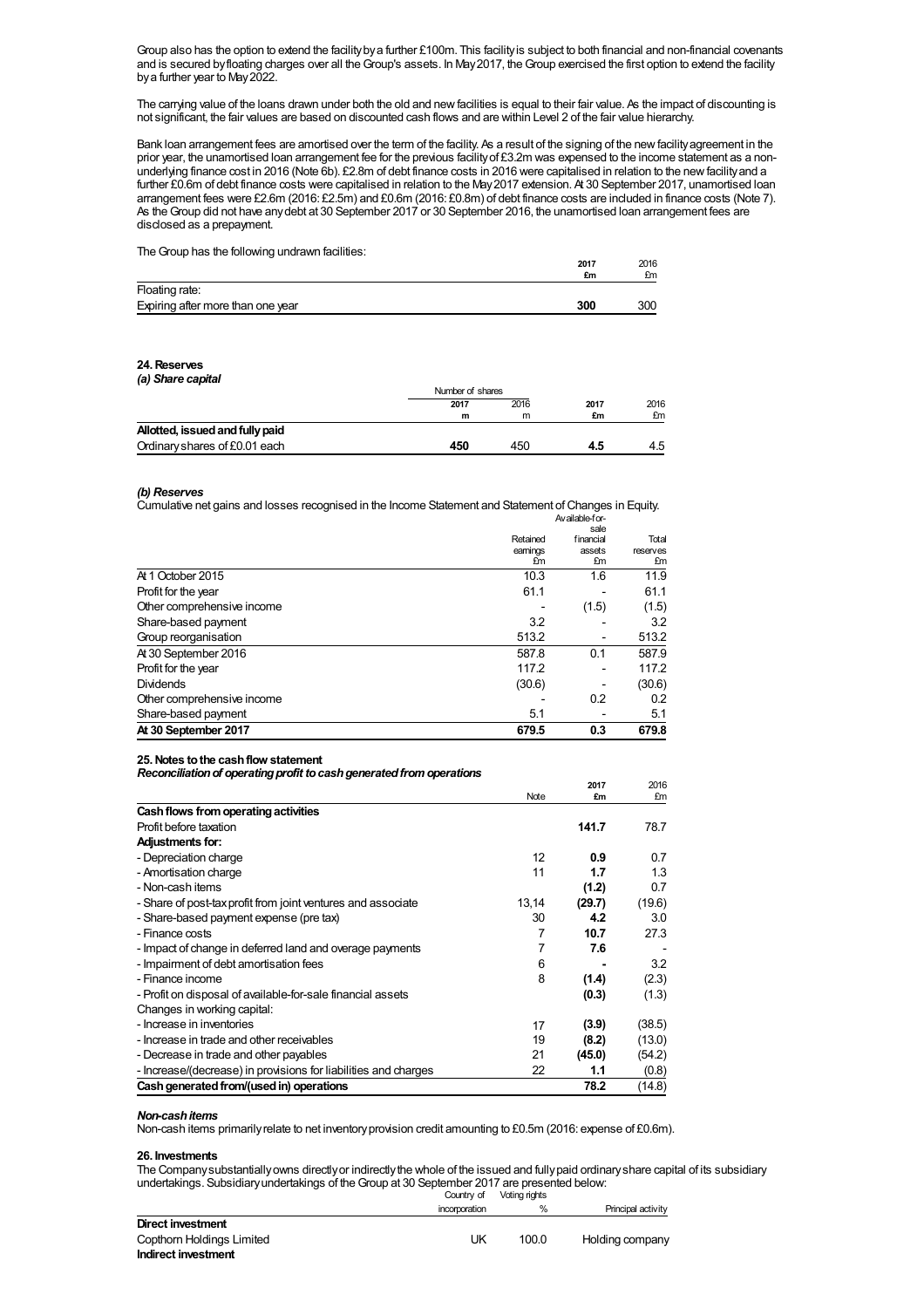Group also has the option to extend the facility by a further £100m. This facility is subject to both financial and non-financial covenants and is secured by floating charges over all the Group's assets. In May 2017, the Group exercised the first option to extend the facility by a further year to May 2022.

The carrying value of the loans drawn under both the old and new facilities is equal to their fair value. As the impact of discounting is not significant, the fair values are based on discounted cash flows and are within Level 2 of the fair value hierarchy.

Bank loan arrangement fees are amortised over the term of the facility. As a result of the signing of the new facility agreement in the prior year, the unamortised loan arrangement fee for the previous facility of £3.2m was expensed to the income statement as a non-underlying finance cost in 2016 (Note 6b). £2.8m of debt finance costs in 2016 were capitalised in relation to the new facility and a further £0.6m of debt finance costs were capitalised in relation to the May 2017 extension. At 30 September 2017, unamortised loan arrangement fees were £2.6m (2016: £2.5m) and £0.6m (2016: £0.8m) of debt finance costs are included in finance costs (Note 7). As the Group did not have any debt at 30 September 2017 or 30 September 2016, the unamortised loan arrangement fees are disclosed as a prepayment.

The Group has the following undrawn facilities:

| | 2017 £m | 2016 £m |
|---|---|---|
| Floating rate: | | |
| Expiring after more than one year | **300** | 300 |

## 24. Reserves

### *(a) Share capital*

| | Number of shares | | | |
|---|---|---|---|---|
| | 2017 m | 2016 m | 2017 £m | 2016 £m |
| **Allotted, issued and fully paid** | | | | |
| Ordinary shares of £0.01 each | **450** | 450 | **4.5** | 4.5 |

### *(b) Reserves*

Cumulative net gains and losses recognised in the Income Statement and Statement of Changes in Equity.

| | Retained earnings £m | Available-for-sale financial assets £m | Total reserves £m |
|---|---|---|---|
| At 1 October 2015 | 10.3 | 1.6 | 11.9 |
| Profit for the year | 61.1 | - | 61.1 |
| Other comprehensive income | - | (1.5) | (1.5) |
| Share-based payment | 3.2 | - | 3.2 |
| Group reorganisation | 513.2 | - | 513.2 |
| At 30 September 2016 | 587.8 | 0.1 | 587.9 |
| Profit for the year | 117.2 | - | 117.2 |
| Dividends | (30.6) | - | (30.6) |
| Other comprehensive income | - | 0.2 | 0.2 |
| Share-based payment | 5.1 | - | 5.1 |
| **At 30 September 2017** | **679.5** | **0.3** | **679.8** |

## 25. Notes to the cash flow statement

***Reconciliation of operating profit to cash generated from operations***

| | Note | 2017 £m | 2016 £m |
|---|---|---|---|
| **Cash flows from operating activities** | | | |
| Profit before taxation | | **141.7** | 78.7 |
| **Adjustments for:** | | | |
| - Depreciation charge | 12 | **0.9** | 0.7 |
| - Amortisation charge | 11 | **1.7** | 1.3 |
| - Non-cash items | | **(1.2)** | 0.7 |
| - Share of post-tax profit from joint ventures and associate | 13,14 | **(29.7)** | (19.6) |
| - Share-based payment expense (pre tax) | 30 | **4.2** | 3.0 |
| - Finance costs | 7 | **10.7** | 27.3 |
| - Impact of change in deferred land and overage payments | 7 | **7.6** | - |
| - Impairment of debt amortisation fees | 6 | **-** | 3.2 |
| - Finance income | 8 | **(1.4)** | (2.3) |
| - Profit on disposal of available-for-sale financial assets | | **(0.3)** | (1.3) |
| Changes in working capital: | | | |
| - Increase in inventories | 17 | **(3.9)** | (38.5) |
| - Increase in trade and other receivables | 19 | **(8.2)** | (13.0) |
| - Decrease in trade and other payables | 21 | **(45.0)** | (54.2) |
| - Increase/(decrease) in provisions for liabilities and charges | 22 | **1.1** | (0.8) |
| **Cash generated from/(used in) operations** | | **78.2** | (14.8) |

***Non-cash items***

Non-cash items primarily relate to net inventory provision credit amounting to £0.5m (2016: expense of £0.6m).

## 26. Investments

The Company substantially owns directly or indirectly the whole of the issued and fully paid ordinary share capital of its subsidiary undertakings. Subsidiary undertakings of the Group at 30 September 2017 are presented below:

| | Country of incorporation | Voting rights % | Principal activity |
|---|---|---|---|
| **Direct investment** | | | |
| Copthorn Holdings Limited | UK | 100.0 | Holding company |
| **Indirect investment** | | | |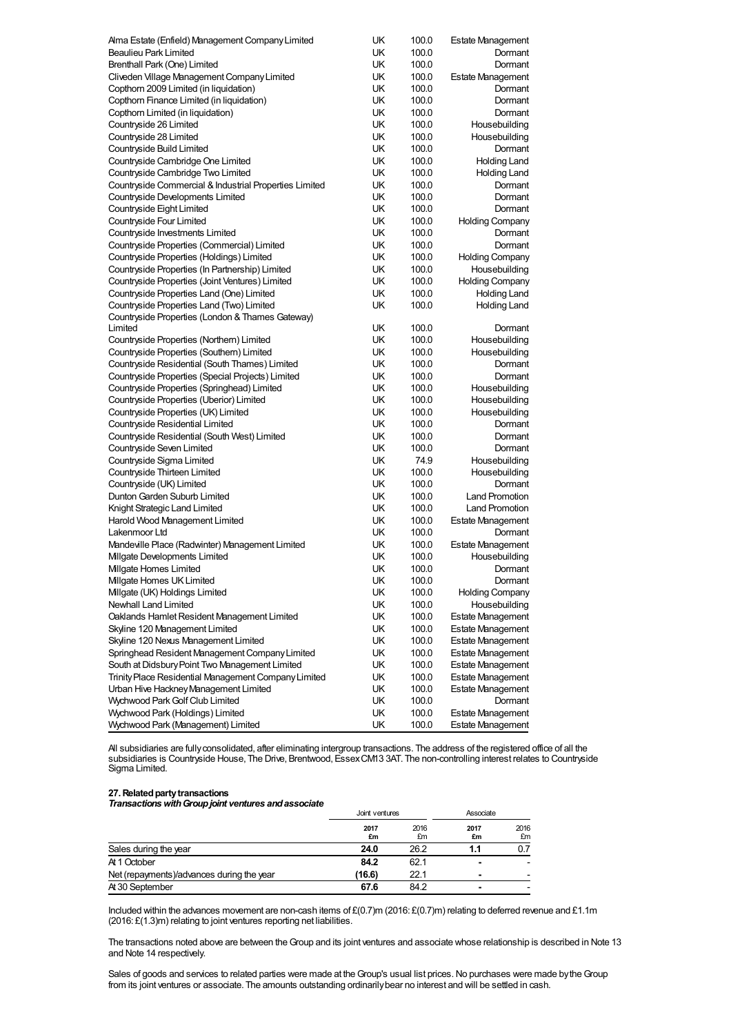| | | | |
|---|---|---|---|
| Alma Estate (Enfield) Management Company Limited | UK | 100.0 | Estate Management |
| Beaulieu Park Limited | UK | 100.0 | Dormant |
| Brenthall Park (One) Limited | UK | 100.0 | Dormant |
| Cliveden Village Management Company Limited | UK | 100.0 | Estate Management |
| Copthorn 2009 Limited (in liquidation) | UK | 100.0 | Dormant |
| Copthorn Finance Limited (in liquidation) | UK | 100.0 | Dormant |
| Copthorn Limited (in liquidation) | UK | 100.0 | Dormant |
| Countryside 26 Limited | UK | 100.0 | Housebuilding |
| Countryside 28 Limited | UK | 100.0 | Housebuilding |
| Countryside Build Limited | UK | 100.0 | Dormant |
| Countryside Cambridge One Limited | UK | 100.0 | Holding Land |
| Countryside Cambridge Two Limited | UK | 100.0 | Holding Land |
| Countryside Commercial & Industrial Properties Limited | UK | 100.0 | Dormant |
| Countryside Developments Limited | UK | 100.0 | Dormant |
| Countryside Eight Limited | UK | 100.0 | Dormant |
| Countryside Four Limited | UK | 100.0 | Holding Company |
| Countryside Investments Limited | UK | 100.0 | Dormant |
| Countryside Properties (Commercial) Limited | UK | 100.0 | Dormant |
| Countryside Properties (Holdings) Limited | UK | 100.0 | Holding Company |
| Countryside Properties (In Partnership) Limited | UK | 100.0 | Housebuilding |
| Countryside Properties (Joint Ventures) Limited | UK | 100.0 | Holding Company |
| Countryside Properties Land (One) Limited | UK | 100.0 | Holding Land |
| Countryside Properties Land (Two) Limited | UK | 100.0 | Holding Land |
| Countryside Properties (London & Thames Gateway) Limited | UK | 100.0 | Dormant |
| Countryside Properties (Northern) Limited | UK | 100.0 | Housebuilding |
| Countryside Properties (Southern) Limited | UK | 100.0 | Housebuilding |
| Countryside Residential (South Thames) Limited | UK | 100.0 | Dormant |
| Countryside Properties (Special Projects) Limited | UK | 100.0 | Dormant |
| Countryside Properties (Springhead) Limited | UK | 100.0 | Housebuilding |
| Countryside Properties (Uberior) Limited | UK | 100.0 | Housebuilding |
| Countryside Properties (UK) Limited | UK | 100.0 | Housebuilding |
| Countryside Residential Limited | UK | 100.0 | Dormant |
| Countryside Residential (South West) Limited | UK | 100.0 | Dormant |
| Countryside Seven Limited | UK | 100.0 | Dormant |
| Countryside Sigma Limited | UK | 74.9 | Housebuilding |
| Countryside Thirteen Limited | UK | 100.0 | Housebuilding |
| Countryside (UK) Limited | UK | 100.0 | Dormant |
| Dunton Garden Suburb Limited | UK | 100.0 | Land Promotion |
| Knight Strategic Land Limited | UK | 100.0 | Land Promotion |
| Harold Wood Management Limited | UK | 100.0 | Estate Management |
| Lakenmoor Ltd | UK | 100.0 | Dormant |
| Mandeville Place (Radwinter) Management Limited | UK | 100.0 | Estate Management |
| Millgate Developments Limited | UK | 100.0 | Housebuilding |
| Millgate Homes Limited | UK | 100.0 | Dormant |
| Millgate Homes UK Limited | UK | 100.0 | Dormant |
| Millgate (UK) Holdings Limited | UK | 100.0 | Holding Company |
| Newhall Land Limited | UK | 100.0 | Housebuilding |
| Oaklands Hamlet Resident Management Limited | UK | 100.0 | Estate Management |
| Skyline 120 Management Limited | UK | 100.0 | Estate Management |
| Skyline 120 Nexus Management Limited | UK | 100.0 | Estate Management |
| Springhead Resident Management Company Limited | UK | 100.0 | Estate Management |
| South at Didsbury Point Two Management Limited | UK | 100.0 | Estate Management |
| Trinity Place Residential Management Company Limited | UK | 100.0 | Estate Management |
| Urban Hive Hackney Management Limited | UK | 100.0 | Estate Management |
| Wychwood Park Golf Club Limited | UK | 100.0 | Dormant |
| Wychwood Park (Holdings) Limited | UK | 100.0 | Estate Management |
| Wychwood Park (Management) Limited | UK | 100.0 | Estate Management |

All subsidiaries are fully consolidated, after eliminating intergroup transactions. The address of the registered office of all the subsidiaries is Countryside House, The Drive, Brentwood, Essex CM13 3AT. The non-controlling interest relates to Countryside Sigma Limited.

### 27. Related party transactions

***Transactions with Group joint ventures and associate***

| | Joint ventures | | Associate | |
|---|---|---|---|---|
| | **2017 £m** | 2016 £m | **2017 £m** | 2016 £m |
| Sales during the year | **24.0** | 26.2 | **1.1** | 0.7 |
| At 1 October | **84.2** | 62.1 | **-** | - |
| Net (repayments)/advances during the year | **(16.6)** | 22.1 | **-** | - |
| At 30 September | **67.6** | 84.2 | **-** | - |

Included within the advances movement are non-cash items of £(0.7)m (2016: £(0.7)m) relating to deferred revenue and £1.1m (2016: £(1.3)m) relating to joint ventures reporting net liabilities.

The transactions noted above are between the Group and its joint ventures and associate whose relationship is described in Note 13 and Note 14 respectively.

Sales of goods and services to related parties were made at the Group's usual list prices. No purchases were made by the Group from its joint ventures or associate. The amounts outstanding ordinarily bear no interest and will be settled in cash.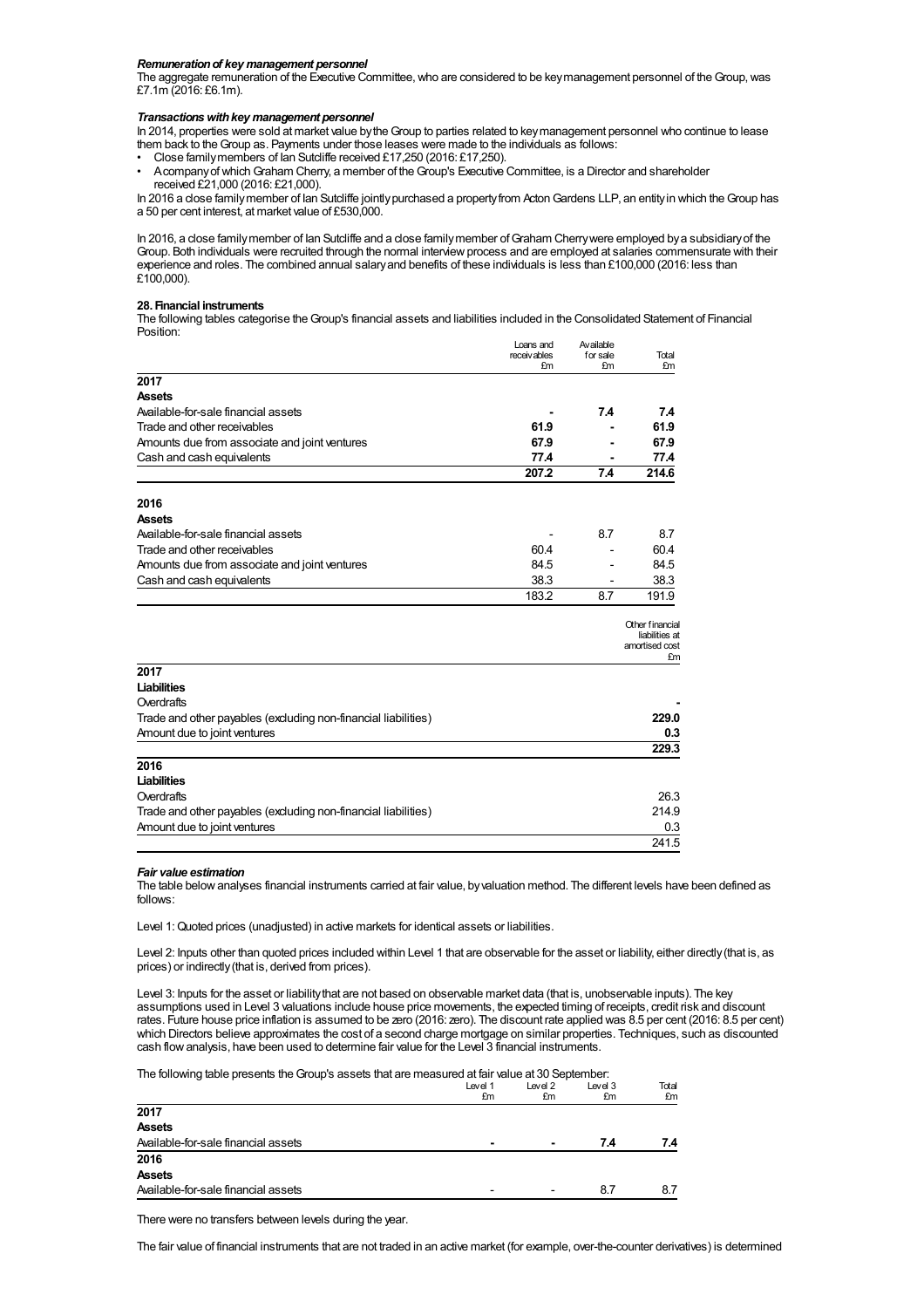***Remuneration of key management personnel***

The aggregate remuneration of the Executive Committee, who are considered to be key management personnel of the Group, was £7.1m (2016: £6.1m).

***Transactions with key management personnel***

In 2014, properties were sold at market value by the Group to parties related to key management personnel who continue to lease them back to the Group as. Payments under those leases were made to the individuals as follows:

- Close family members of Ian Sutcliffe received £17,250 (2016: £17,250).
- A company of which Graham Cherry, a member of the Group's Executive Committee, is a Director and shareholder received £21,000 (2016: £21,000).

In 2016 a close family member of Ian Sutcliffe jointly purchased a property from Acton Gardens LLP, an entity in which the Group has a 50 per cent interest, at market value of £530,000.

In 2016, a close family member of Ian Sutcliffe and a close family member of Graham Cherry were employed by a subsidiary of the Group. Both individuals were recruited through the normal interview process and are employed at salaries commensurate with their experience and roles. The combined annual salary and benefits of these individuals is less than £100,000 (2016: less than £100,000).

**28. Financial instruments**

The following tables categorise the Group's financial assets and liabilities included in the Consolidated Statement of Financial Position:

| | Loans and receivables £m | Available for sale £m | Total £m |
|---|---|---|---|
| **2017** | | | |
| **Assets** | | | |
| Available-for-sale financial assets | **-** | **7.4** | **7.4** |
| Trade and other receivables | **61.9** | **-** | **61.9** |
| Amounts due from associate and joint ventures | **67.9** | **-** | **67.9** |
| Cash and cash equivalents | **77.4** | **-** | **77.4** |
| | **207.2** | **7.4** | **214.6** |
| **2016** | | | |
| **Assets** | | | |
| Available-for-sale financial assets | - | 8.7 | 8.7 |
| Trade and other receivables | 60.4 | - | 60.4 |
| Amounts due from associate and joint ventures | 84.5 | - | 84.5 |
| Cash and cash equivalents | 38.3 | - | 38.3 |
| | 183.2 | 8.7 | 191.9 |

| | Other financial liabilities at amortised cost £m |
|---|---|
| **2017** | |
| **Liabilities** | |
| Overdrafts | **-** |
| Trade and other payables (excluding non-financial liabilities) | **229.0** |
| Amount due to joint ventures | **0.3** |
| | **229.3** |
| **2016** | |
| **Liabilities** | |
| Overdrafts | 26.3 |
| Trade and other payables (excluding non-financial liabilities) | 214.9 |
| Amount due to joint ventures | 0.3 |
| | 241.5 |

***Fair value estimation***

The table below analyses financial instruments carried at fair value, by valuation method. The different levels have been defined as follows:

Level 1: Quoted prices (unadjusted) in active markets for identical assets or liabilities.

Level 2: Inputs other than quoted prices included within Level 1 that are observable for the asset or liability, either directly (that is, as prices) or indirectly (that is, derived from prices).

Level 3: Inputs for the asset or liability that are not based on observable market data (that is, unobservable inputs). The key assumptions used in Level 3 valuations include house price movements, the expected timing of receipts, credit risk and discount rates. Future house price inflation is assumed to be zero (2016: zero). The discount rate applied was 8.5 per cent (2016: 8.5 per cent) which Directors believe approximates the cost of a second charge mortgage on similar properties. Techniques, such as discounted cash flow analysis, have been used to determine fair value for the Level 3 financial instruments.

The following table presents the Group's assets that are measured at fair value at 30 September:

| | Level 1 £m | Level 2 £m | Level 3 £m | Total £m |
|---|---|---|---|---|
| **2017** | | | | |
| **Assets** | | | | |
| Available-for-sale financial assets | **-** | **-** | **7.4** | **7.4** |
| **2016** | | | | |
| **Assets** | | | | |
| Available-for-sale financial assets | - | - | 8.7 | 8.7 |

There were no transfers between levels during the year.

The fair value of financial instruments that are not traded in an active market (for example, over-the-counter derivatives) is determined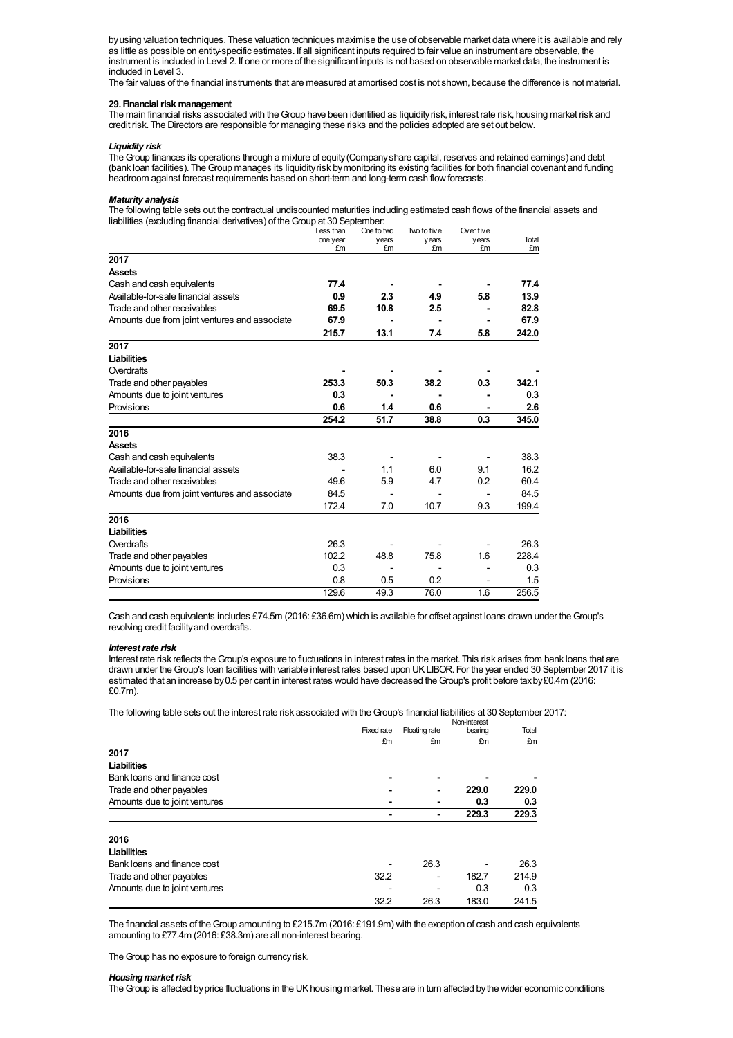by using valuation techniques. These valuation techniques maximise the use of observable market data where it is available and rely as little as possible on entity-specific estimates. If all significant inputs required to fair value an instrument are observable, the instrument is included in Level 2. If one or more of the significant inputs is not based on observable market data, the instrument is included in Level 3.

The fair values of the financial instruments that are measured at amortised cost is not shown, because the difference is not material.

**29. Financial risk management**

The main financial risks associated with the Group have been identified as liquidity risk, interest rate risk, housing market risk and credit risk. The Directors are responsible for managing these risks and the policies adopted are set out below.

***Liquidity risk***

The Group finances its operations through a mixture of equity (Company share capital, reserves and retained earnings) and debt (bank loan facilities). The Group manages its liquidity risk by monitoring its existing facilities for both financial covenant and funding headroom against forecast requirements based on short-term and long-term cash flow forecasts.

***Maturity analysis***

The following table sets out the contractual undiscounted maturities including estimated cash flows of the financial assets and liabilities (excluding financial derivatives) of the Group at 30 September:

| | Less than one year £m | One to two years £m | Two to five years £m | Over five years £m | Total £m |
|---|---|---|---|---|---|
| **2017** | | | | | |
| **Assets** | | | | | |
| Cash and cash equivalents | **77.4** | **-** | **-** | **-** | **77.4** |
| Available-for-sale financial assets | **0.9** | **2.3** | **4.9** | **5.8** | **13.9** |
| Trade and other receivables | **69.5** | **10.8** | **2.5** | **-** | **82.8** |
| Amounts due from joint ventures and associate | **67.9** | **-** | **-** | **-** | **67.9** |
| | **215.7** | **13.1** | **7.4** | **5.8** | **242.0** |
| **2017** | | | | | |
| **Liabilities** | | | | | |
| Overdrafts | **-** | **-** | **-** | **-** | **-** |
| Trade and other payables | **253.3** | **50.3** | **38.2** | **0.3** | **342.1** |
| Amounts due to joint ventures | **0.3** | **-** | **-** | **-** | **0.3** |
| Provisions | **0.6** | **1.4** | **0.6** | **-** | **2.6** |
| | **254.2** | **51.7** | **38.8** | **0.3** | **345.0** |
| **2016** | | | | | |
| **Assets** | | | | | |
| Cash and cash equivalents | 38.3 | - | - | - | 38.3 |
| Available-for-sale financial assets | - | 1.1 | 6.0 | 9.1 | 16.2 |
| Trade and other receivables | 49.6 | 5.9 | 4.7 | 0.2 | 60.4 |
| Amounts due from joint ventures and associate | 84.5 | - | - | - | 84.5 |
| | 172.4 | 7.0 | 10.7 | 9.3 | 199.4 |
| **2016** | | | | | |
| **Liabilities** | | | | | |
| Overdrafts | 26.3 | - | - | - | 26.3 |
| Trade and other payables | 102.2 | 48.8 | 75.8 | 1.6 | 228.4 |
| Amounts due to joint ventures | 0.3 | - | - | - | 0.3 |
| Provisions | 0.8 | 0.5 | 0.2 | - | 1.5 |
| | 129.6 | 49.3 | 76.0 | 1.6 | 256.5 |

Cash and cash equivalents includes £74.5m (2016: £36.6m) which is available for offset against loans drawn under the Group's revolving credit facility and overdrafts.

***Interest rate risk***

Interest rate risk reflects the Group's exposure to fluctuations in interest rates in the market. This risk arises from bank loans that are drawn under the Group's loan facilities with variable interest rates based upon UK LIBOR. For the year ended 30 September 2017 it is estimated that an increase by 0.5 per cent in interest rates would have decreased the Group's profit before tax by £0.4m (2016: £0.7m).

The following table sets out the interest rate risk associated with the Group's financial liabilities at 30 September 2017:

| | Fixed rate £m | Floating rate £m | Non-interest bearing £m | Total £m |
|---|---|---|---|---|
| **2017** | | | | |
| **Liabilities** | | | | |
| Bank loans and finance cost | **-** | **-** | **-** | **-** |
| Trade and other payables | **-** | **-** | **229.0** | **229.0** |
| Amounts due to joint ventures | **-** | **-** | **0.3** | **0.3** |
| | **-** | **-** | **229.3** | **229.3** |
| **2016** | | | | |
| **Liabilities** | | | | |
| Bank loans and finance cost | - | 26.3 | - | 26.3 |
| Trade and other payables | 32.2 | - | 182.7 | 214.9 |
| Amounts due to joint ventures | - | - | 0.3 | 0.3 |
| | 32.2 | 26.3 | 183.0 | 241.5 |

The financial assets of the Group amounting to £215.7m (2016: £191.9m) with the exception of cash and cash equivalents amounting to £77.4m (2016: £38.3m) are all non-interest bearing.

The Group has no exposure to foreign currency risk.

***Housing market risk***

The Group is affected by price fluctuations in the UK housing market. These are in turn affected by the wider economic conditions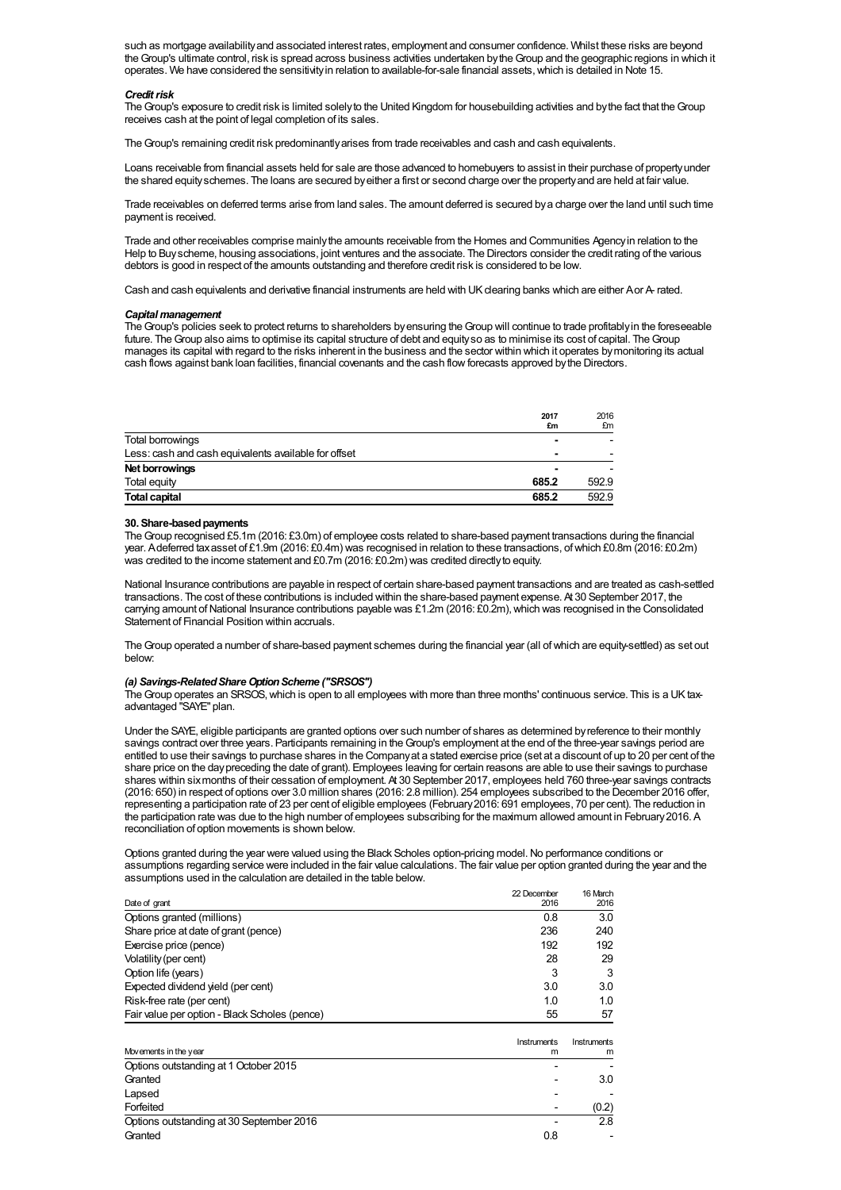such as mortgage availability and associated interest rates, employment and consumer confidence. Whilst these risks are beyond the Group's ultimate control, risk is spread across business activities undertaken by the Group and the geographic regions in which it operates. We have considered the sensitivity in relation to available-for-sale financial assets, which is detailed in Note 15.

***Credit risk***

The Group's exposure to credit risk is limited solely to the United Kingdom for housebuilding activities and by the fact that the Group receives cash at the point of legal completion of its sales.

The Group's remaining credit risk predominantly arises from trade receivables and cash and cash equivalents.

Loans receivable from financial assets held for sale are those advanced to homebuyers to assist in their purchase of property under the shared equity schemes. The loans are secured by either a first or second charge over the property and are held at fair value.

Trade receivables on deferred terms arise from land sales. The amount deferred is secured by a charge over the land until such time payment is received.

Trade and other receivables comprise mainly the amounts receivable from the Homes and Communities Agency in relation to the Help to Buy scheme, housing associations, joint ventures and the associate. The Directors consider the credit rating of the various debtors is good in respect of the amounts outstanding and therefore credit risk is considered to be low.

Cash and cash equivalents and derivative financial instruments are held with UK clearing banks which are either A or A- rated.

***Capital management***

The Group's policies seek to protect returns to shareholders by ensuring the Group will continue to trade profitably in the foreseeable future. The Group also aims to optimise its capital structure of debt and equity so as to minimise its cost of capital. The Group manages its capital with regard to the risks inherent in the business and the sector within which it operates by monitoring its actual cash flows against bank loan facilities, financial covenants and the cash flow forecasts approved by the Directors.

| | **2017 £m** | 2016 £m |
|---|---|---|
| Total borrowings | **-** | - |
| Less: cash and cash equivalents available for offset | **-** | - |
| **Net borrowings** | **-** | - |
| Total equity | **685.2** | 592.9 |
| **Total capital** | **685.2** | 592.9 |

**30. Share-based payments**

The Group recognised £5.1m (2016: £3.0m) of employee costs related to share-based payment transactions during the financial year. A deferred tax asset of £1.9m (2016: £0.4m) was recognised in relation to these transactions, of which £0.8m (2016: £0.2m) was credited to the income statement and £0.7m (2016: £0.2m) was credited directly to equity.

National Insurance contributions are payable in respect of certain share-based payment transactions and are treated as cash-settled transactions. The cost of these contributions is included within the share-based payment expense. At 30 September 2017, the carrying amount of National Insurance contributions payable was £1.2m (2016: £0.2m), which was recognised in the Consolidated Statement of Financial Position within accruals.

The Group operated a number of share-based payment schemes during the financial year (all of which are equity-settled) as set out below:

***(a) Savings-Related Share Option Scheme ("SRSOS")***

The Group operates an SRSOS, which is open to all employees with more than three months' continuous service. This is a UK tax-advantaged "SAYE" plan.

Under the SAYE, eligible participants are granted options over such number of shares as determined by reference to their monthly savings contract over three years. Participants remaining in the Group's employment at the end of the three-year savings period are entitled to use their savings to purchase shares in the Company at a stated exercise price (set at a discount of up to 20 per cent of the share price on the day preceding the date of grant). Employees leaving for certain reasons are able to use their savings to purchase shares within six months of their cessation of employment. At 30 September 2017, employees held 760 three-year savings contracts (2016: 650) in respect of options over 3.0 million shares (2016: 2.8 million). 254 employees subscribed to the December 2016 offer, representing a participation rate of 23 per cent of eligible employees (February 2016: 691 employees, 70 per cent). The reduction in the participation rate was due to the high number of employees subscribing for the maximum allowed amount in February 2016. A reconciliation of option movements is shown below.

Options granted during the year were valued using the Black Scholes option-pricing model. No performance conditions or assumptions regarding service were included in the fair value calculations. The fair value per option granted during the year and the assumptions used in the calculation are detailed in the table below.

| Date of grant | 22 December 2016 | 16 March 2016 |
|---|---|---|
| Options granted (millions) | 0.8 | 3.0 |
| Share price at date of grant (pence) | 236 | 240 |
| Exercise price (pence) | 192 | 192 |
| Volatility (per cent) | 28 | 29 |
| Option life (years) | 3 | 3 |
| Expected dividend yield (per cent) | 3.0 | 3.0 |
| Risk-free rate (per cent) | 1.0 | 1.0 |
| Fair value per option - Black Scholes (pence) | 55 | 57 |

| Movements in the year | Instruments m | Instruments m |
|---|---|---|
| Options outstanding at 1 October 2015 | - | - |
| Granted | - | 3.0 |
| Lapsed | - | - |
| Forfeited | - | (0.2) |
| Options outstanding at 30 September 2016 | - | 2.8 |
| Granted | 0.8 | - |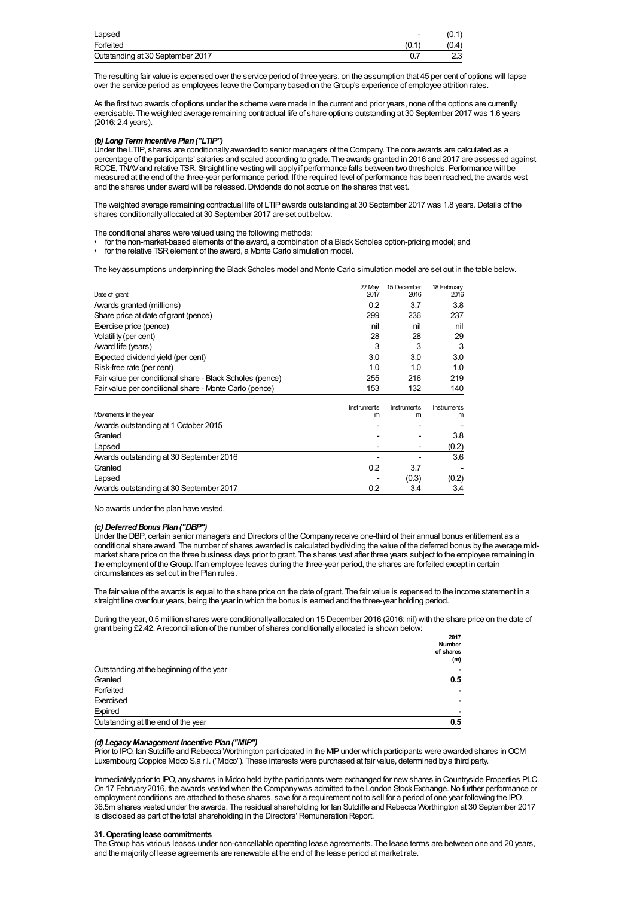| | | |
|---|---|---|
| Lapsed | - | (0.1) |
| Forfeited | (0.1) | (0.4) |
| Outstanding at 30 September 2017 | 0.7 | 2.3 |

The resulting fair value is expensed over the service period of three years, on the assumption that 45 per cent of options will lapse over the service period as employees leave the Company based on the Group's experience of employee attrition rates.

As the first two awards of options under the scheme were made in the current and prior years, none of the options are currently exercisable. The weighted average remaining contractual life of share options outstanding at 30 September 2017 was 1.6 years (2016: 2.4 years).

***(b) Long Term Incentive Plan ("LTIP")***

Under the LTIP, shares are conditionally awarded to senior managers of the Company. The core awards are calculated as a percentage of the participants' salaries and scaled according to grade. The awards granted in 2016 and 2017 are assessed against ROCE, TNAV and relative TSR. Straight line vesting will apply if performance falls between two thresholds. Performance will be measured at the end of the three-year performance period. If the required level of performance has been reached, the awards vest and the shares under award will be released. Dividends do not accrue on the shares that vest.

The weighted average remaining contractual life of LTIP awards outstanding at 30 September 2017 was 1.8 years. Details of the shares conditionally allocated at 30 September 2017 are set out below.

The conditional shares were valued using the following methods:

- for the non-market-based elements of the award, a combination of a Black Scholes option-pricing model; and
- for the relative TSR element of the award, a Monte Carlo simulation model.

The key assumptions underpinning the Black Scholes model and Monte Carlo simulation model are set out in the table below.

| Date of grant | 22 May 2017 | 15 December 2016 | 18 February 2016 |
|---|---|---|---|
| Awards granted (millions) | 0.2 | 3.7 | 3.8 |
| Share price at date of grant (pence) | 299 | 236 | 237 |
| Exercise price (pence) | nil | nil | nil |
| Volatility (per cent) | 28 | 28 | 29 |
| Award life (years) | 3 | 3 | 3 |
| Expected dividend yield (per cent) | 3.0 | 3.0 | 3.0 |
| Risk-free rate (per cent) | 1.0 | 1.0 | 1.0 |
| Fair value per conditional share - Black Scholes (pence) | 255 | 216 | 219 |
| Fair value per conditional share - Monte Carlo (pence) | 153 | 132 | 140 |

| Movements in the year | Instruments m | Instruments m | Instruments m |
|---|---|---|---|
| Awards outstanding at 1 October 2015 | - | - | - |
| Granted | - | - | 3.8 |
| Lapsed | - | - | (0.2) |
| Awards outstanding at 30 September 2016 | - | - | 3.6 |
| Granted | 0.2 | 3.7 | - |
| Lapsed | - | (0.3) | (0.2) |
| Awards outstanding at 30 September 2017 | 0.2 | 3.4 | 3.4 |

No awards under the plan have vested.

***(c) Deferred Bonus Plan ("DBP")***

Under the DBP, certain senior managers and Directors of the Company receive one-third of their annual bonus entitlement as a conditional share award. The number of shares awarded is calculated by dividing the value of the deferred bonus by the average mid-market share price on the three business days prior to grant. The shares vest after three years subject to the employee remaining in the employment of the Group. If an employee leaves during the three-year period, the shares are forfeited except in certain circumstances as set out in the Plan rules.

The fair value of the awards is equal to the share price on the date of grant. The fair value is expensed to the income statement in a straight line over four years, being the year in which the bonus is earned and the three-year holding period.

During the year, 0.5 million shares were conditionally allocated on 15 December 2016 (2016: nil) with the share price on the date of grant being £2.42. A reconciliation of the number of shares conditionally allocated is shown below:

| | 2017 Number of shares (m) |
|---|---|
| Outstanding at the beginning of the year | - |
| Granted | **0.5** |
| Forfeited | - |
| Exercised | - |
| Expired | - |
| Outstanding at the end of the year | **0.5** |

***(d) Legacy Management Incentive Plan ("MIP")***

Prior to IPO, Ian Sutcliffe and Rebecca Worthington participated in the MIP under which participants were awarded shares in OCM Luxembourg Coppice Midco S.à r.l. ("Midco"). These interests were purchased at fair value, determined by a third party.

Immediately prior to IPO, any shares in Midco held by the participants were exchanged for new shares in Countryside Properties PLC. On 17 February 2016, the awards vested when the Company was admitted to the London Stock Exchange. No further performance or employment conditions are attached to these shares, save for a requirement not to sell for a period of one year following the IPO. 36.5m shares vested under the awards. The residual shareholding for Ian Sutcliffe and Rebecca Worthington at 30 September 2017 is disclosed as part of the total shareholding in the Directors' Remuneration Report.

**31. Operating lease commitments**

The Group has various leases under non-cancellable operating lease agreements. The lease terms are between one and 20 years, and the majority of lease agreements are renewable at the end of the lease period at market rate.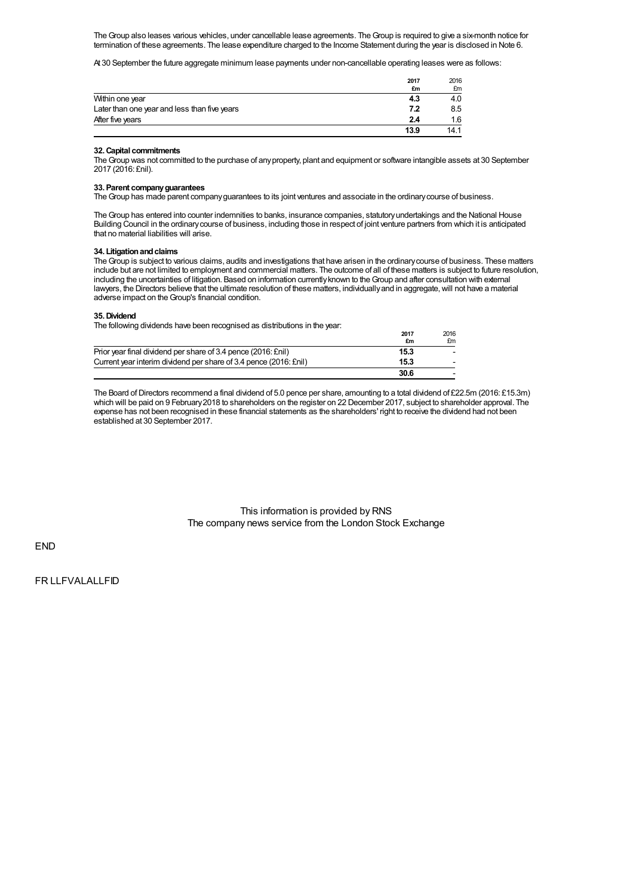The Group also leases various vehicles, under cancellable lease agreements. The Group is required to give a six-month notice for termination of these agreements. The lease expenditure charged to the Income Statement during the year is disclosed in Note 6.

At 30 September the future aggregate minimum lease payments under non-cancellable operating leases were as follows:

| | 2017 £m | 2016 £m |
|---|---|---|
| Within one year | **4.3** | 4.0 |
| Later than one year and less than five years | **7.2** | 8.5 |
| After five years | **2.4** | 1.6 |
| | **13.9** | 14.1 |

**32. Capital commitments**

The Group was not committed to the purchase of any property, plant and equipment or software intangible assets at 30 September 2017 (2016: £nil).

**33. Parent company guarantees**

The Group has made parent company guarantees to its joint ventures and associate in the ordinary course of business.

The Group has entered into counter indemnities to banks, insurance companies, statutory undertakings and the National House Building Council in the ordinary course of business, including those in respect of joint venture partners from which it is anticipated that no material liabilities will arise.

**34. Litigation and claims**

The Group is subject to various claims, audits and investigations that have arisen in the ordinary course of business. These matters include but are not limited to employment and commercial matters. The outcome of all of these matters is subject to future resolution, including the uncertainties of litigation. Based on information currently known to the Group and after consultation with external lawyers, the Directors believe that the ultimate resolution of these matters, individually and in aggregate, will not have a material adverse impact on the Group's financial condition.

**35. Dividend**

The following dividends have been recognised as distributions in the year:

| | 2017 £m | 2016 £m |
|---|---|---|
| Prior year final dividend per share of 3.4 pence (2016: £nil) | **15.3** | - |
| Current year interim dividend per share of 3.4 pence (2016: £nil) | **15.3** | - |
| | **30.6** | - |

The Board of Directors recommend a final dividend of 5.0 pence per share, amounting to a total dividend of £22.5m (2016: £15.3m) which will be paid on 9 February 2018 to shareholders on the register on 22 December 2017, subject to shareholder approval. The expense has not been recognised in these financial statements as the shareholders' right to receive the dividend had not been established at 30 September 2017.

This information is provided by RNS
The company news service from the London Stock Exchange

END

FR LLFVALALLFID